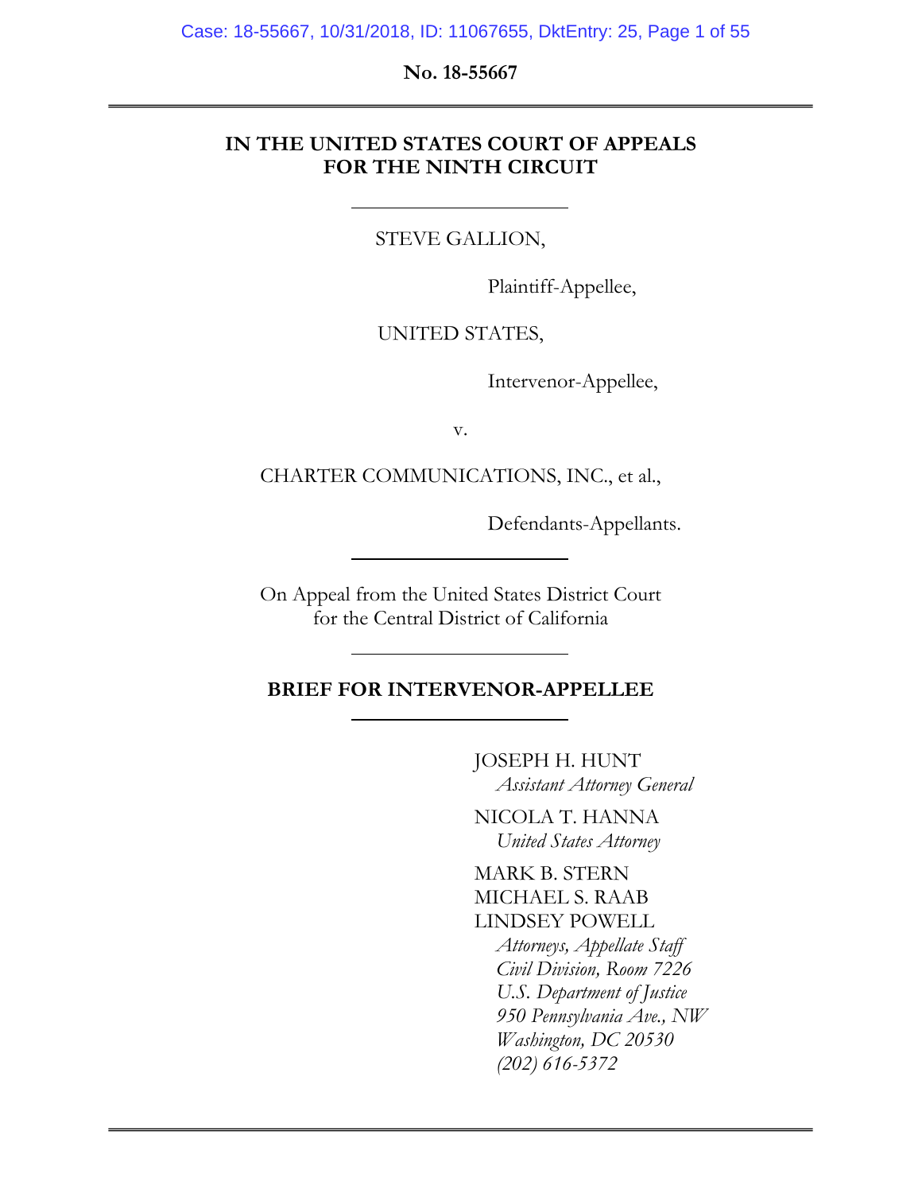No. 18-55667

**IN THE UNITED STATES COURT OF APPEALS FOR THE NINTH CIRCUIT**

STEVE GALLION,

Plaintiff-Appellee,

UNITED STATES,

Intervenor-Appellee,

v.

CHARTER COMMUNICATIONS, INC., et al.,

Defendants-Appellants.

On Appeal from the United States District Court for the Central District of California

**BRIEF FOR INTERVENOR-APPELLEE**

JOSEPH H. HUNT
*Assistant Attorney General*

NICOLA T. HANNA
*United States Attorney*

MARK B. STERN
MICHAEL S. RAAB
LINDSEY POWELL
*Attorneys, Appellate Staff*
*Civil Division, Room 7226*
*U.S. Department of Justice*
*950 Pennsylvania Ave., NW*
*Washington, DC 20530*
*(202) 616-5372*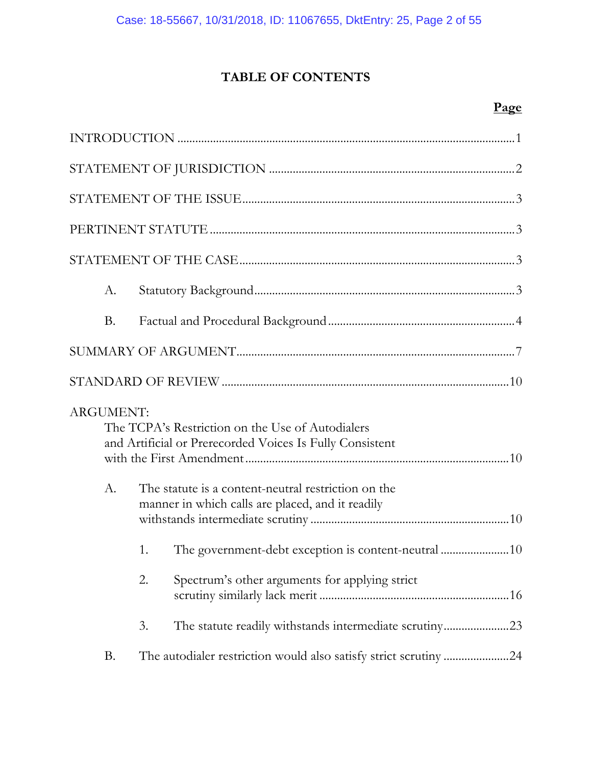# TABLE OF CONTENTS

| | Page |
|---|---|
| INTRODUCTION | 1 |
| STATEMENT OF JURISDICTION | 2 |
| STATEMENT OF THE ISSUE | 3 |
| PERTINENT STATUTE | 3 |
| STATEMENT OF THE CASE | 3 |
| A. Statutory Background | 3 |
| B. Factual and Procedural Background | 4 |
| SUMMARY OF ARGUMENT | 7 |
| STANDARD OF REVIEW | 10 |
| ARGUMENT: The TCPA's Restriction on the Use of Autodialers and Artificial or Prerecorded Voices Is Fully Consistent with the First Amendment | 10 |
| A. The statute is a content-neutral restriction on the manner in which calls are placed, and it readily withstands intermediate scrutiny | 10 |
| 1. The government-debt exception is content-neutral | 10 |
| 2. Spectrum's other arguments for applying strict scrutiny similarly lack merit | 16 |
| 3. The statute readily withstands intermediate scrutiny | 23 |
| B. The autodialer restriction would also satisfy strict scrutiny | 24 |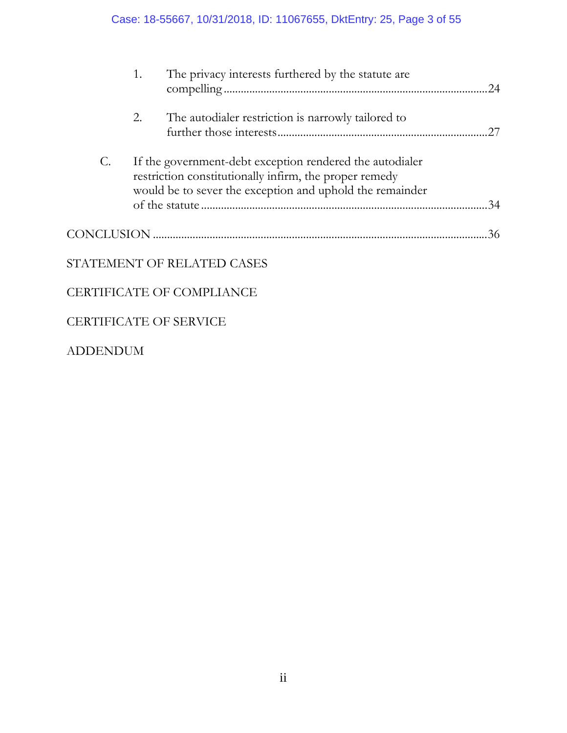1. The privacy interests furthered by the statute are compelling ........................................................................................ 24

2. The autodialer restriction is narrowly tailored to further those interests ........................................................................ 27

C. If the government-debt exception rendered the autodialer restriction constitutionally infirm, the proper remedy would be to sever the exception and uphold the remainder of the statute ............................................................................................ 34

CONCLUSION ........................................................................................................... 36

STATEMENT OF RELATED CASES

CERTIFICATE OF COMPLIANCE

CERTIFICATE OF SERVICE

ADDENDUM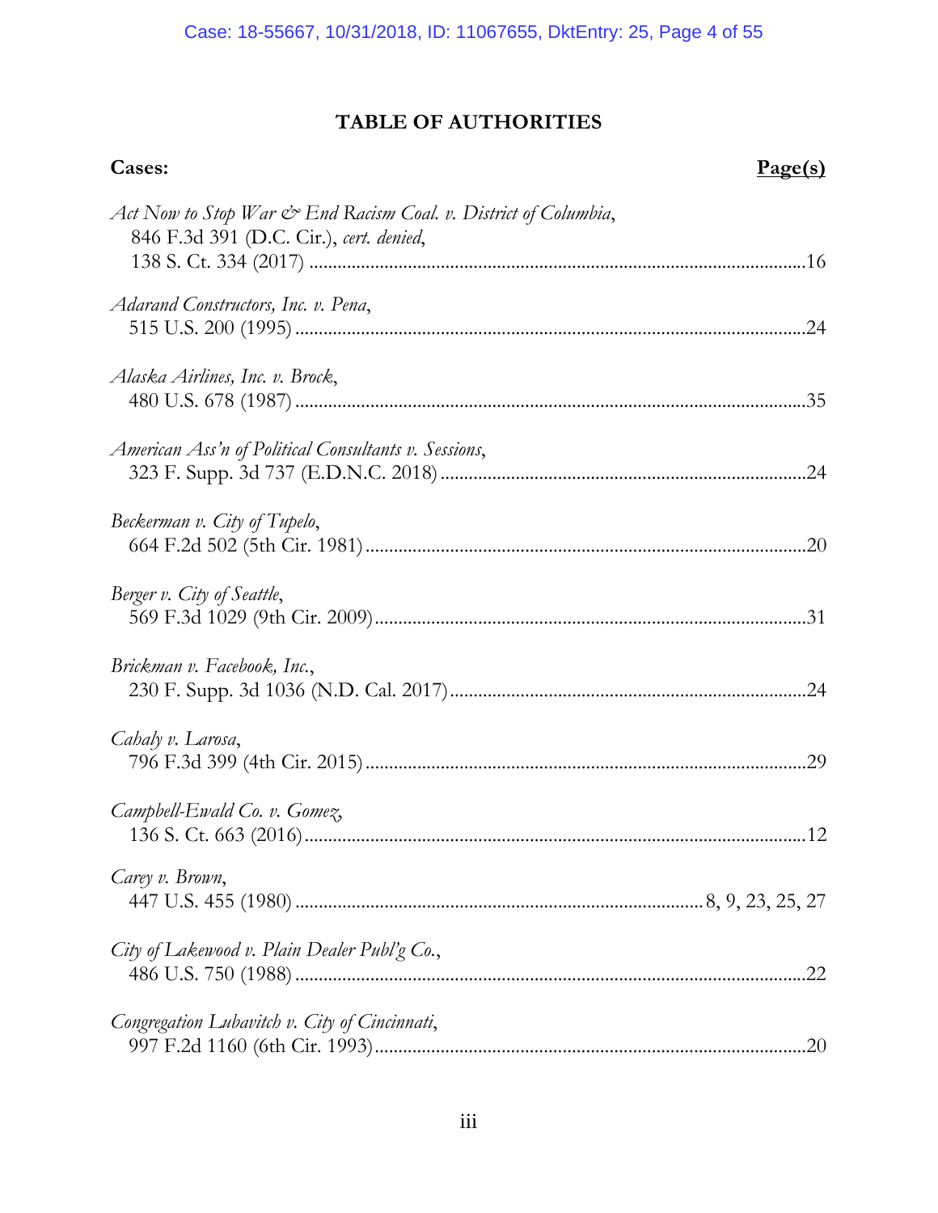# TABLE OF AUTHORITIES

**Cases:** **Page(s)**

*Act Now to Stop War & End Racism Coal. v. District of Columbia*, 846 F.3d 391 (D.C. Cir.), *cert. denied*, 138 S. Ct. 334 (2017) ....................16

*Adarand Constructors, Inc. v. Pena*, 515 U.S. 200 (1995) ....................24

*Alaska Airlines, Inc. v. Brock*, 480 U.S. 678 (1987) ....................35

*American Ass'n of Political Consultants v. Sessions*, 323 F. Supp. 3d 737 (E.D.N.C. 2018) ....................24

*Beckerman v. City of Tupelo*, 664 F.2d 502 (5th Cir. 1981) ....................20

*Berger v. City of Seattle*, 569 F.3d 1029 (9th Cir. 2009) ....................31

*Brickman v. Facebook, Inc.*, 230 F. Supp. 3d 1036 (N.D. Cal. 2017) ....................24

*Cahaly v. Larosa*, 796 F.3d 399 (4th Cir. 2015) ....................29

*Campbell-Ewald Co. v. Gomez*, 136 S. Ct. 663 (2016) ....................12

*Carey v. Brown*, 447 U.S. 455 (1980) ....................8, 9, 23, 25, 27

*City of Lakewood v. Plain Dealer Publ'g Co.*, 486 U.S. 750 (1988) ....................22

*Congregation Lubavitch v. City of Cincinnati*, 997 F.2d 1160 (6th Cir. 1993) ....................20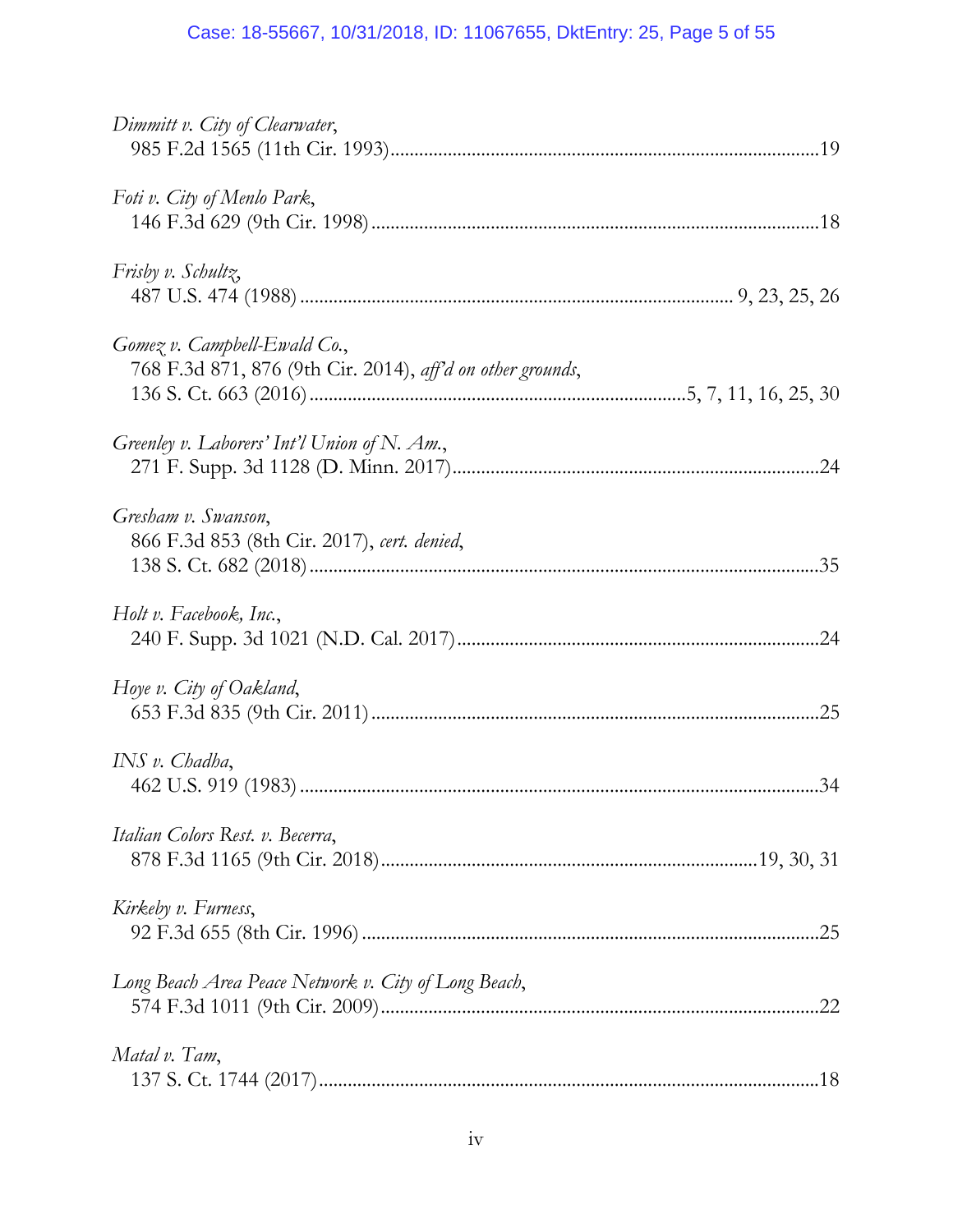*Dimmitt v. City of Clearwater*,
985 F.2d 1565 (11th Cir. 1993)..........19

*Foti v. City of Menlo Park*,
146 F.3d 629 (9th Cir. 1998)..........18

*Frisby v. Schultz*,
487 U.S. 474 (1988).......... 9, 23, 25, 26

*Gomez v. Campbell-Ewald Co.*,
768 F.3d 871, 876 (9th Cir. 2014), *aff'd on other grounds*,
136 S. Ct. 663 (2016)..........5, 7, 11, 16, 25, 30

*Greenley v. Laborers' Int'l Union of N. Am.*,
271 F. Supp. 3d 1128 (D. Minn. 2017)..........24

*Gresham v. Swanson*,
866 F.3d 853 (8th Cir. 2017), *cert. denied*,
138 S. Ct. 682 (2018)..........35

*Holt v. Facebook, Inc.*,
240 F. Supp. 3d 1021 (N.D. Cal. 2017)..........24

*Hoye v. City of Oakland*,
653 F.3d 835 (9th Cir. 2011)..........25

*INS v. Chadha*,
462 U.S. 919 (1983)..........34

*Italian Colors Rest. v. Becerra*,
878 F.3d 1165 (9th Cir. 2018)..........19, 30, 31

*Kirkeby v. Furness*,
92 F.3d 655 (8th Cir. 1996)..........25

*Long Beach Area Peace Network v. City of Long Beach*,
574 F.3d 1011 (9th Cir. 2009)..........22

*Matal v. Tam*,
137 S. Ct. 1744 (2017)..........18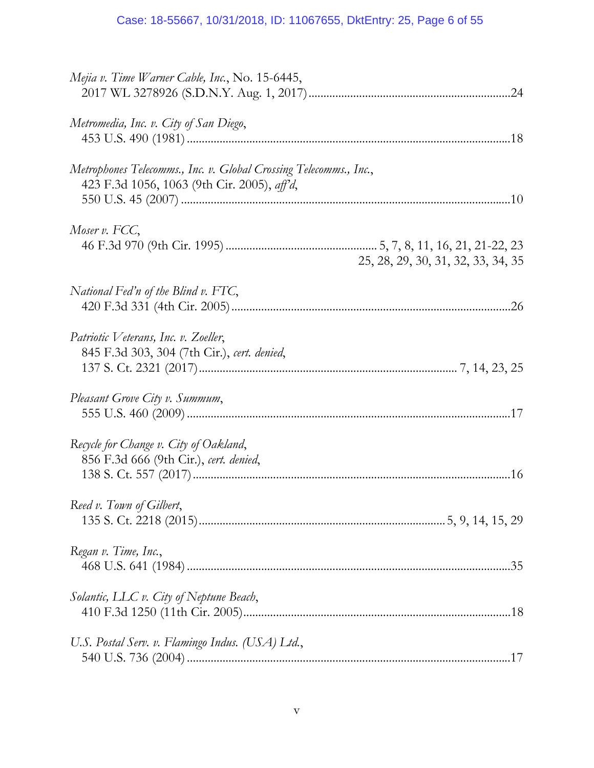*Mejia v. Time Warner Cable, Inc.*, No. 15-6445,
2017 WL 3278926 (S.D.N.Y. Aug. 1, 2017) .................................................................24

*Metromedia, Inc. v. City of San Diego*,
453 U.S. 490 (1981) ..........................................................................................18

*Metrophones Telecomms., Inc. v. Global Crossing Telecomms., Inc.*,
423 F.3d 1056, 1063 (9th Cir. 2005), *aff'd*,
550 U.S. 45 (2007) ............................................................................................10

*Moser v. FCC*,
46 F.3d 970 (9th Cir. 1995) ................................................ 5, 7, 8, 11, 16, 21, 21-22, 23
25, 28, 29, 30, 31, 32, 33, 34, 35

*National Fed'n of the Blind v. FTC*,
420 F.3d 331 (4th Cir. 2005) ...............................................................................26

*Patriotic Veterans, Inc. v. Zoeller*,
845 F.3d 303, 304 (7th Cir.), *cert. denied*,
137 S. Ct. 2321 (2017) ..................................................................... 7, 14, 23, 25

*Pleasant Grove City v. Summum*,
555 U.S. 460 (2009) ..........................................................................................17

*Recycle for Change v. City of Oakland*,
856 F.3d 666 (9th Cir.), *cert. denied*,
138 S. Ct. 557 (2017) ........................................................................................16

*Reed v. Town of Gilbert*,
135 S. Ct. 2218 (2015) .................................................................. 5, 9, 14, 15, 29

*Regan v. Time, Inc.*,
468 U.S. 641 (1984) ..........................................................................................35

*Solantic, LLC v. City of Neptune Beach*,
410 F.3d 1250 (11th Cir. 2005) ...........................................................................18

*U.S. Postal Serv. v. Flamingo Indus. (USA) Ltd.*,
540 U.S. 736 (2004) ..........................................................................................17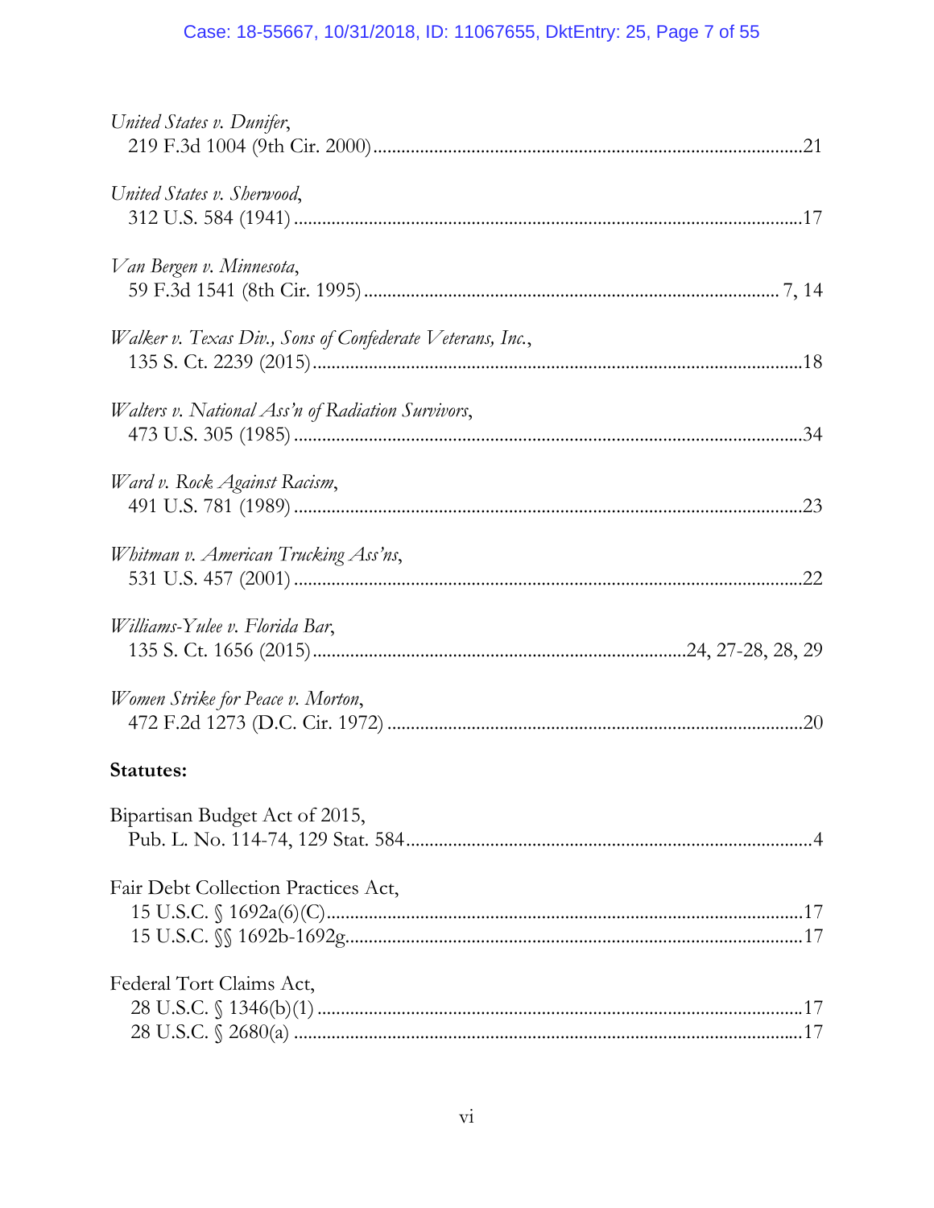*United States v. Dunifer*,
219 F.3d 1004 (9th Cir. 2000) .......................................................................................21

*United States v. Sherwood*,
312 U.S. 584 (1941) .......................................................................................................17

*Van Bergen v. Minnesota*,
59 F.3d 1541 (8th Cir. 1995) ..................................................................................... 7, 14

*Walker v. Texas Div., Sons of Confederate Veterans, Inc.*,
135 S. Ct. 2239 (2015) ....................................................................................................18

*Walters v. National Ass'n of Radiation Survivors*,
473 U.S. 305 (1985) .......................................................................................................34

*Ward v. Rock Against Racism*,
491 U.S. 781 (1989) .......................................................................................................23

*Whitman v. American Trucking Ass'ns*,
531 U.S. 457 (2001) .......................................................................................................22

*Williams-Yulee v. Florida Bar*,
135 S. Ct. 1656 (2015) ...........................................................................24, 27-28, 28, 29

*Women Strike for Peace v. Morton*,
472 F.2d 1273 (D.C. Cir. 1972) .....................................................................................20

**Statutes:**

Bipartisan Budget Act of 2015,
Pub. L. No. 114-74, 129 Stat. 584 ...................................................................................4

Fair Debt Collection Practices Act,
15 U.S.C. § 1692a(6)(C) .................................................................................................17
15 U.S.C. §§ 1692b-1692g ..............................................................................................17

Federal Tort Claims Act,
28 U.S.C. § 1346(b)(1) ...................................................................................................17
28 U.S.C. § 2680(a) ........................................................................................................17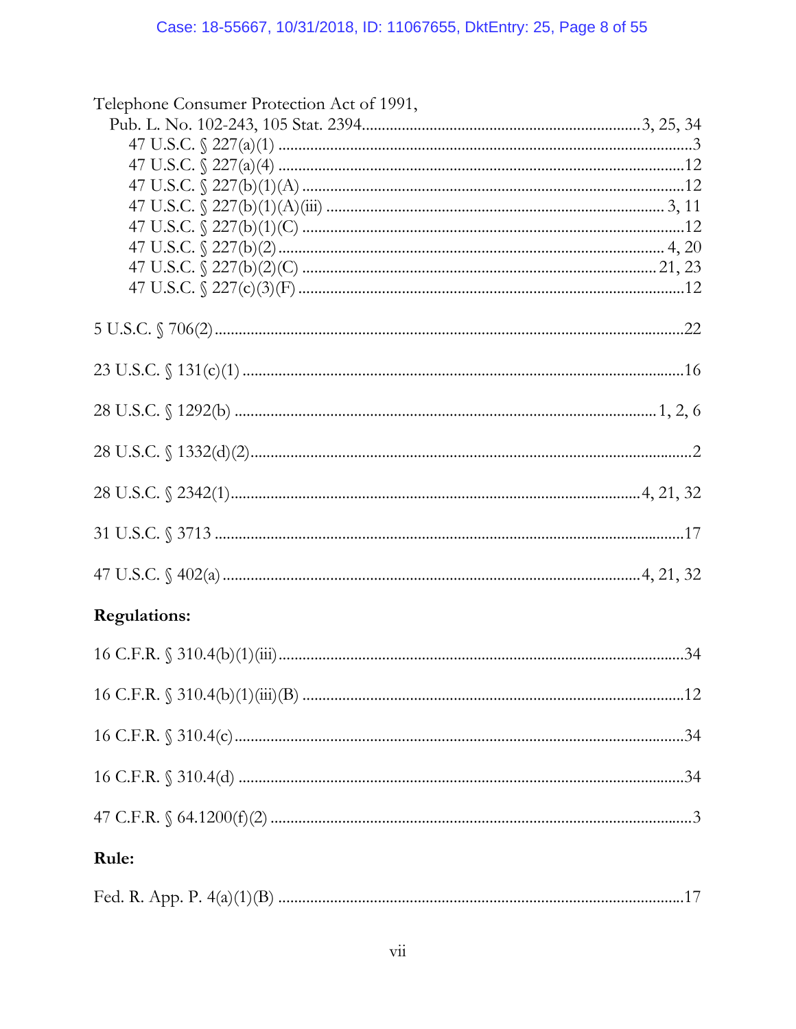Telephone Consumer Protection Act of 1991,
  Pub. L. No. 102-243, 105 Stat. 2394 .......................................................................3, 25, 34
    47 U.S.C. § 227(a)(1) ...............................................................................................3
    47 U.S.C. § 227(a)(4) .............................................................................................12
    47 U.S.C. § 227(b)(1)(A) .........................................................................................12
    47 U.S.C. § 227(b)(1)(A)(iii) ................................................................................ 3, 11
    47 U.S.C. § 227(b)(1)(C) .........................................................................................12
    47 U.S.C. § 227(b)(2) ........................................................................................ 4, 20
    47 U.S.C. § 227(b)(2)(C) ..................................................................................21, 23
    47 U.S.C. § 227(c)(3)(F) ..........................................................................................12

5 U.S.C. § 706(2) ..........................................................................................................22

23 U.S.C. § 131(c)(1) ....................................................................................................16

28 U.S.C. § 1292(b) ................................................................................................ 1, 2, 6

28 U.S.C. § 1332(d)(2) ....................................................................................................2

28 U.S.C. § 2342(1) ....................................................................................... 4, 21, 32

31 U.S.C. § 3713 ..........................................................................................................17

47 U.S.C. § 402(a) ........................................................................................... 4, 21, 32

**Regulations:**

16 C.F.R. § 310.4(b)(1)(iii) ..........................................................................................34

16 C.F.R. § 310.4(b)(1)(iii)(B) ......................................................................................12

16 C.F.R. § 310.4(c) ......................................................................................................34

16 C.F.R. § 310.4(d) ......................................................................................................34

47 C.F.R. § 64.1200(f)(2) ...............................................................................................3

**Rule:**

Fed. R. App. P. 4(a)(1)(B) .............................................................................................17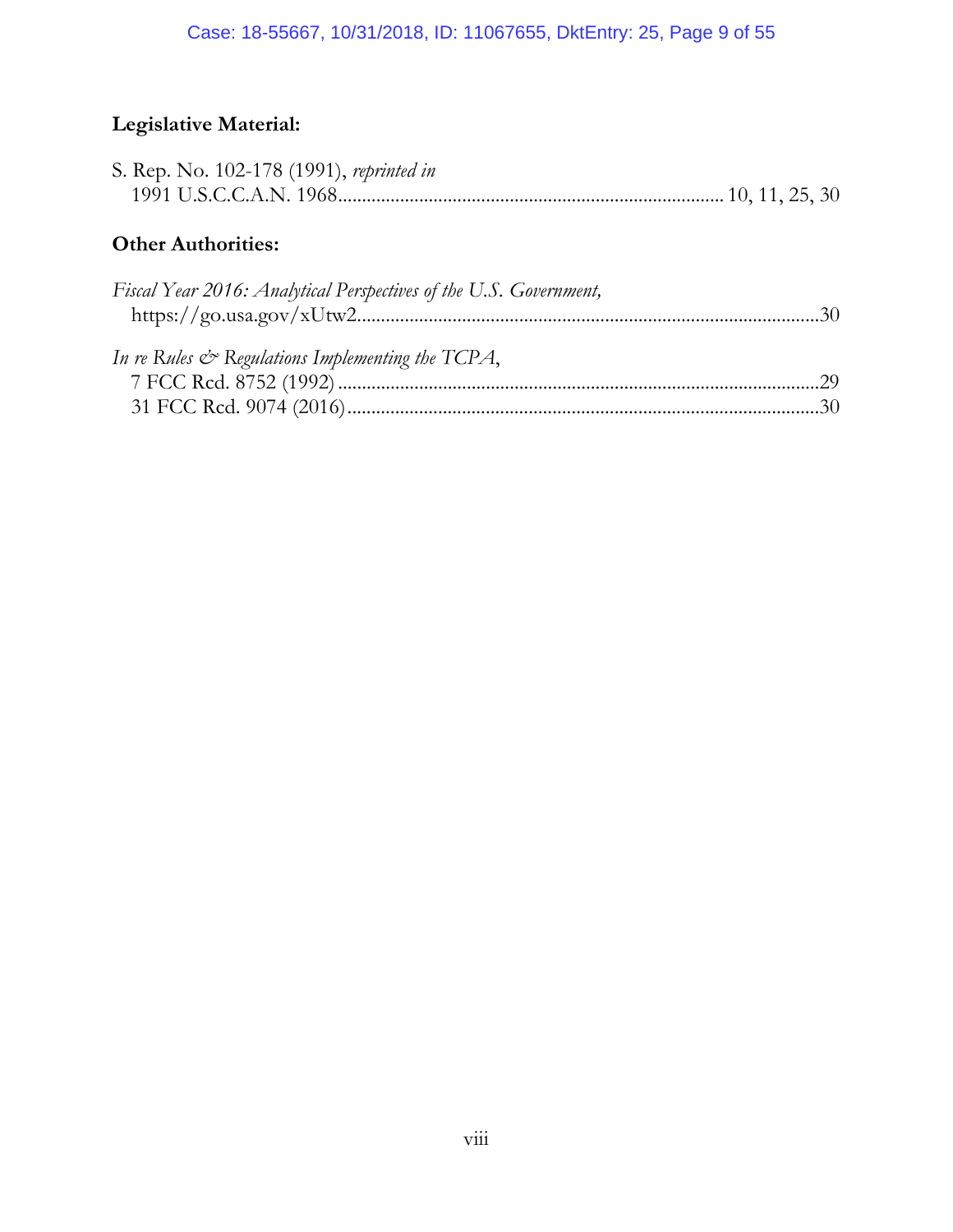**Legislative Material:**

S. Rep. No. 102-178 (1991), *reprinted in*
1991 U.S.C.C.A.N. 1968 ................................................................................ 10, 11, 25, 30

**Other Authorities:**

*Fiscal Year 2016: Analytical Perspectives of the U.S. Government,*
https://go.usa.gov/xUtw2 .................................................................................................30

*In re Rules & Regulations Implementing the TCPA*,
7 FCC Rcd. 8752 (1992) ....................................................................................................29
31 FCC Rcd. 9074 (2016) ..................................................................................................30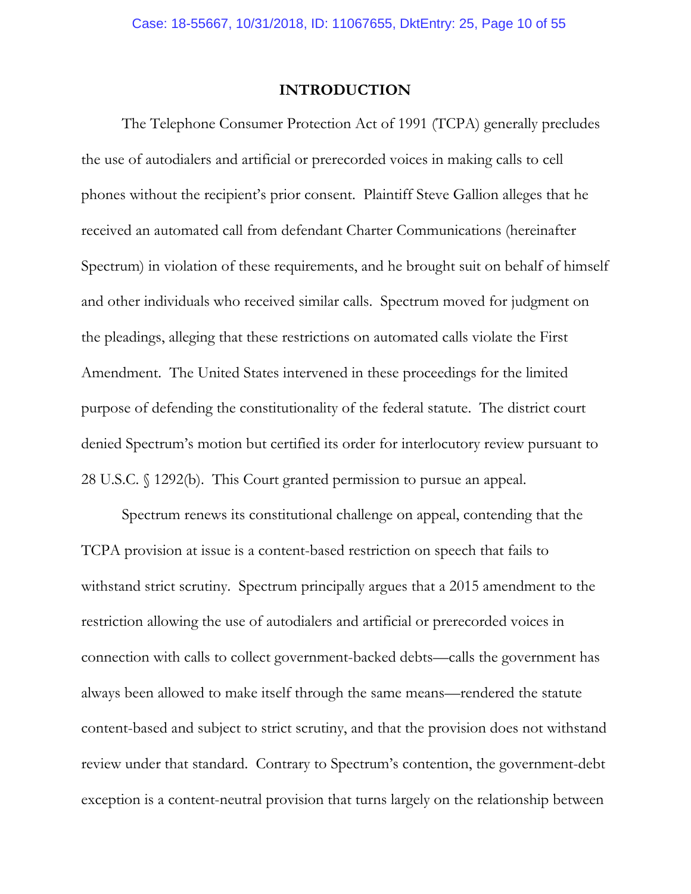## INTRODUCTION

The Telephone Consumer Protection Act of 1991 (TCPA) generally precludes the use of autodialers and artificial or prerecorded voices in making calls to cell phones without the recipient's prior consent. Plaintiff Steve Gallion alleges that he received an automated call from defendant Charter Communications (hereinafter Spectrum) in violation of these requirements, and he brought suit on behalf of himself and other individuals who received similar calls. Spectrum moved for judgment on the pleadings, alleging that these restrictions on automated calls violate the First Amendment. The United States intervened in these proceedings for the limited purpose of defending the constitutionality of the federal statute. The district court denied Spectrum's motion but certified its order for interlocutory review pursuant to 28 U.S.C. § 1292(b). This Court granted permission to pursue an appeal.

Spectrum renews its constitutional challenge on appeal, contending that the TCPA provision at issue is a content-based restriction on speech that fails to withstand strict scrutiny. Spectrum principally argues that a 2015 amendment to the restriction allowing the use of autodialers and artificial or prerecorded voices in connection with calls to collect government-backed debts—calls the government has always been allowed to make itself through the same means—rendered the statute content-based and subject to strict scrutiny, and that the provision does not withstand review under that standard. Contrary to Spectrum's contention, the government-debt exception is a content-neutral provision that turns largely on the relationship between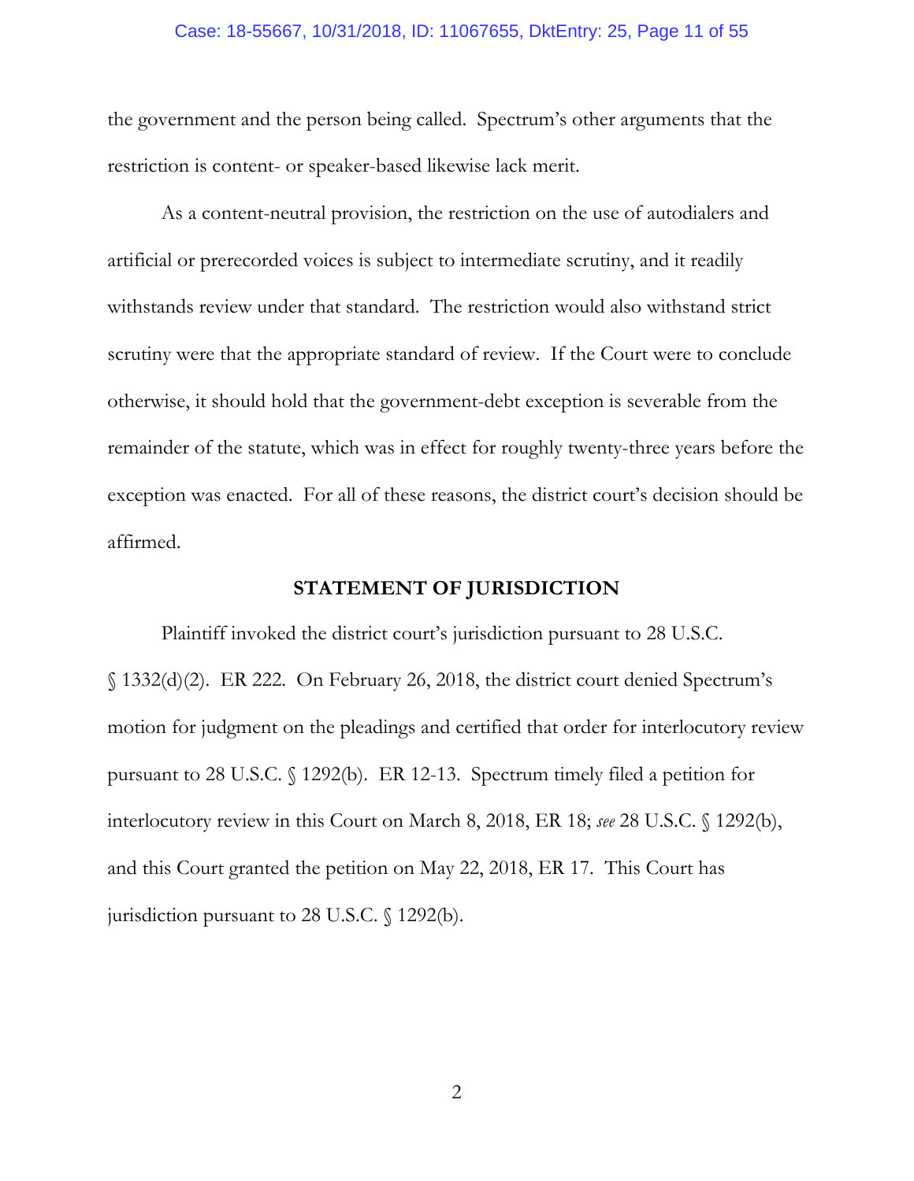the government and the person being called. Spectrum's other arguments that the restriction is content- or speaker-based likewise lack merit.

As a content-neutral provision, the restriction on the use of autodialers and artificial or prerecorded voices is subject to intermediate scrutiny, and it readily withstands review under that standard. The restriction would also withstand strict scrutiny were that the appropriate standard of review. If the Court were to conclude otherwise, it should hold that the government-debt exception is severable from the remainder of the statute, which was in effect for roughly twenty-three years before the exception was enacted. For all of these reasons, the district court's decision should be affirmed.

## STATEMENT OF JURISDICTION

Plaintiff invoked the district court's jurisdiction pursuant to 28 U.S.C. § 1332(d)(2). ER 222. On February 26, 2018, the district court denied Spectrum's motion for judgment on the pleadings and certified that order for interlocutory review pursuant to 28 U.S.C. § 1292(b). ER 12-13. Spectrum timely filed a petition for interlocutory review in this Court on March 8, 2018, ER 18; *see* 28 U.S.C. § 1292(b), and this Court granted the petition on May 22, 2018, ER 17. This Court has jurisdiction pursuant to 28 U.S.C. § 1292(b).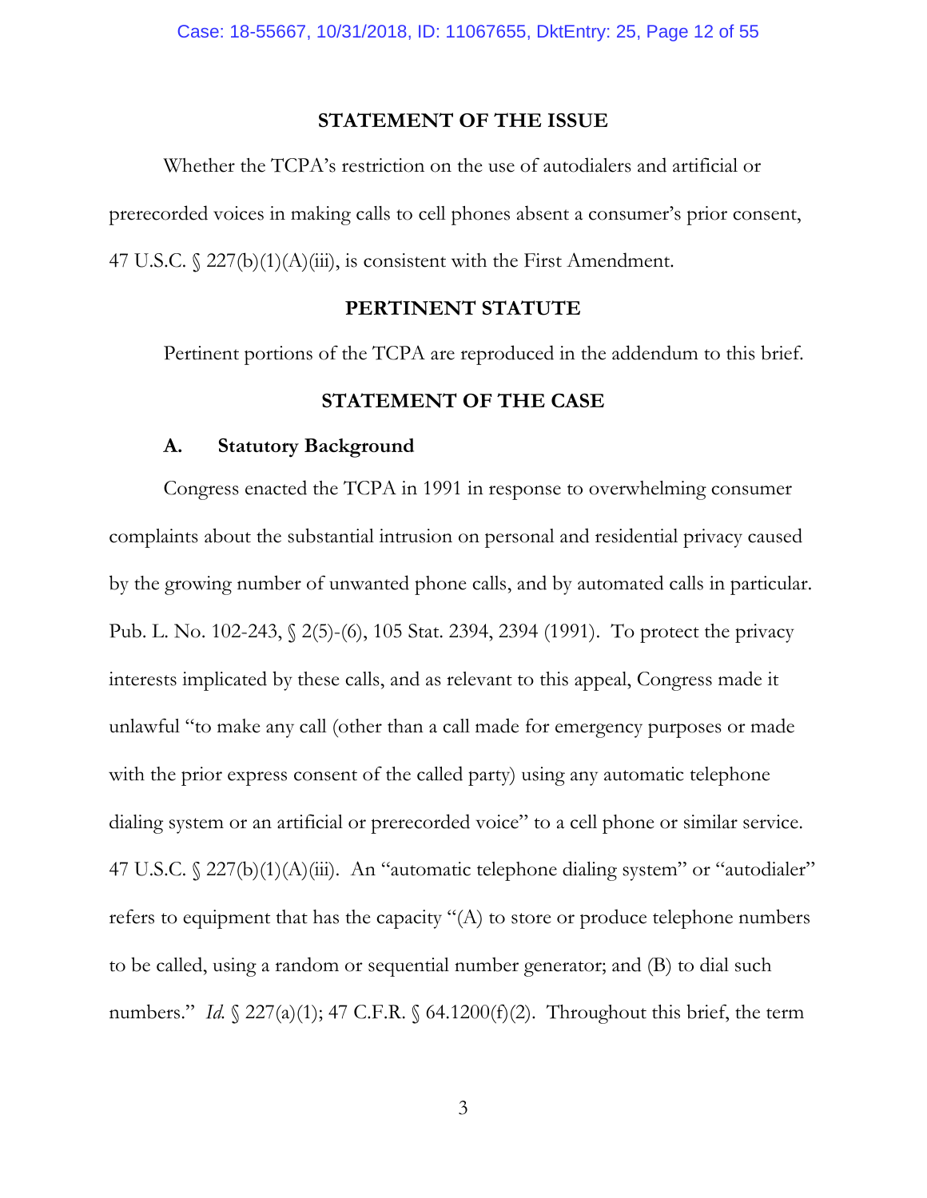## STATEMENT OF THE ISSUE

Whether the TCPA's restriction on the use of autodialers and artificial or prerecorded voices in making calls to cell phones absent a consumer's prior consent, 47 U.S.C. § 227(b)(1)(A)(iii), is consistent with the First Amendment.

## PERTINENT STATUTE

Pertinent portions of the TCPA are reproduced in the addendum to this brief.

## STATEMENT OF THE CASE

### A. Statutory Background

Congress enacted the TCPA in 1991 in response to overwhelming consumer complaints about the substantial intrusion on personal and residential privacy caused by the growing number of unwanted phone calls, and by automated calls in particular. Pub. L. No. 102-243, § 2(5)-(6), 105 Stat. 2394, 2394 (1991). To protect the privacy interests implicated by these calls, and as relevant to this appeal, Congress made it unlawful "to make any call (other than a call made for emergency purposes or made with the prior express consent of the called party) using any automatic telephone dialing system or an artificial or prerecorded voice" to a cell phone or similar service. 47 U.S.C. § 227(b)(1)(A)(iii). An "automatic telephone dialing system" or "autodialer" refers to equipment that has the capacity "(A) to store or produce telephone numbers to be called, using a random or sequential number generator; and (B) to dial such numbers." *Id.* § 227(a)(1); 47 C.F.R. § 64.1200(f)(2). Throughout this brief, the term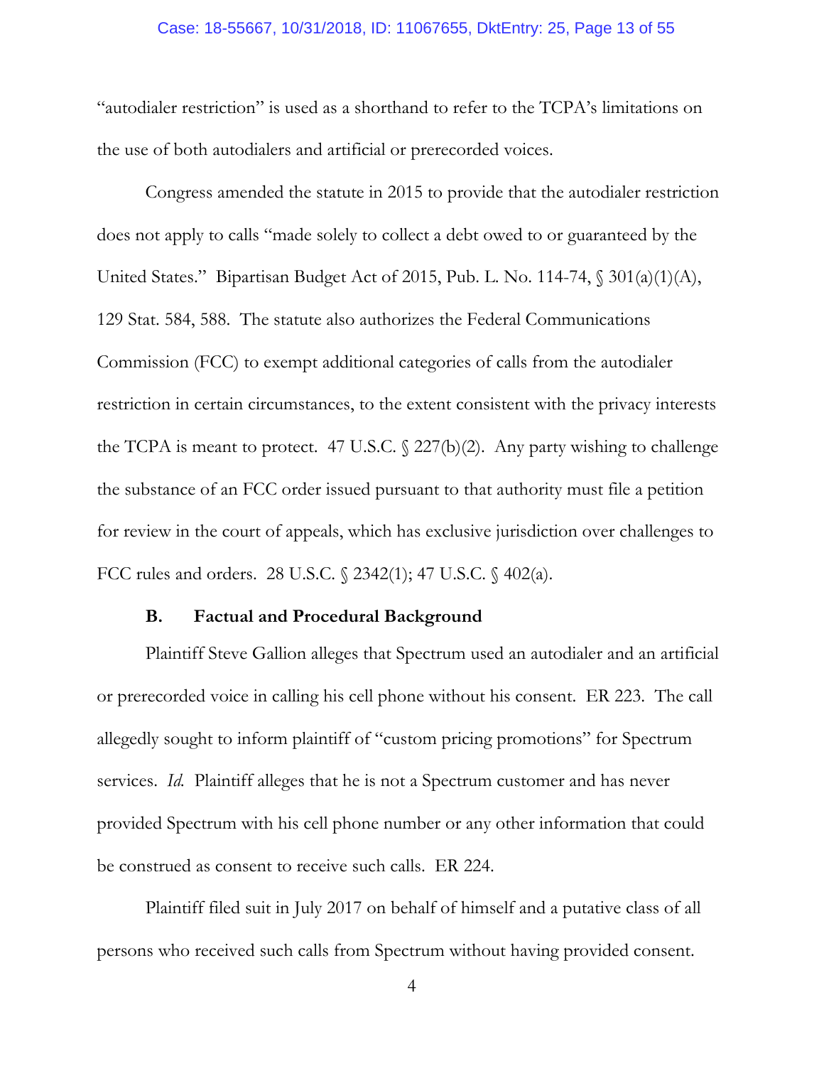"autodialer restriction" is used as a shorthand to refer to the TCPA's limitations on the use of both autodialers and artificial or prerecorded voices.

Congress amended the statute in 2015 to provide that the autodialer restriction does not apply to calls "made solely to collect a debt owed to or guaranteed by the United States." Bipartisan Budget Act of 2015, Pub. L. No. 114-74, § 301(a)(1)(A), 129 Stat. 584, 588. The statute also authorizes the Federal Communications Commission (FCC) to exempt additional categories of calls from the autodialer restriction in certain circumstances, to the extent consistent with the privacy interests the TCPA is meant to protect. 47 U.S.C. § 227(b)(2). Any party wishing to challenge the substance of an FCC order issued pursuant to that authority must file a petition for review in the court of appeals, which has exclusive jurisdiction over challenges to FCC rules and orders. 28 U.S.C. § 2342(1); 47 U.S.C. § 402(a).

### B. Factual and Procedural Background

Plaintiff Steve Gallion alleges that Spectrum used an autodialer and an artificial or prerecorded voice in calling his cell phone without his consent. ER 223. The call allegedly sought to inform plaintiff of "custom pricing promotions" for Spectrum services. *Id.* Plaintiff alleges that he is not a Spectrum customer and has never provided Spectrum with his cell phone number or any other information that could be construed as consent to receive such calls. ER 224.

Plaintiff filed suit in July 2017 on behalf of himself and a putative class of all persons who received such calls from Spectrum without having provided consent.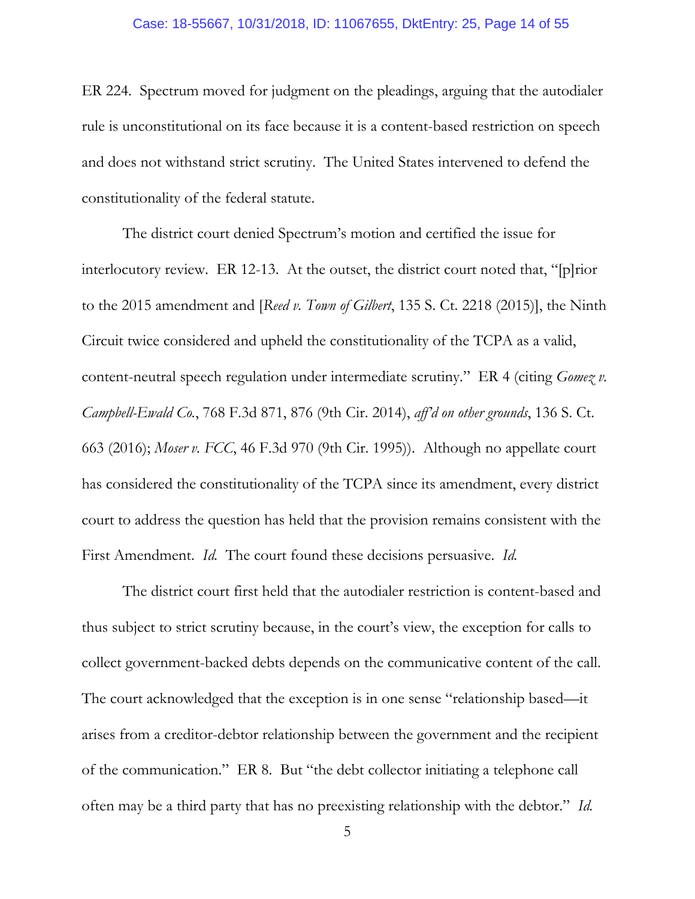ER 224. Spectrum moved for judgment on the pleadings, arguing that the autodialer rule is unconstitutional on its face because it is a content-based restriction on speech and does not withstand strict scrutiny. The United States intervened to defend the constitutionality of the federal statute.

The district court denied Spectrum's motion and certified the issue for interlocutory review. ER 12-13. At the outset, the district court noted that, "[p]rior to the 2015 amendment and [*Reed v. Town of Gilbert*, 135 S. Ct. 2218 (2015)], the Ninth Circuit twice considered and upheld the constitutionality of the TCPA as a valid, content-neutral speech regulation under intermediate scrutiny." ER 4 (citing *Gomez v. Campbell-Ewald Co.*, 768 F.3d 871, 876 (9th Cir. 2014), *aff'd on other grounds*, 136 S. Ct. 663 (2016); *Moser v. FCC*, 46 F.3d 970 (9th Cir. 1995)). Although no appellate court has considered the constitutionality of the TCPA since its amendment, every district court to address the question has held that the provision remains consistent with the First Amendment. *Id.* The court found these decisions persuasive. *Id.*

The district court first held that the autodialer restriction is content-based and thus subject to strict scrutiny because, in the court's view, the exception for calls to collect government-backed debts depends on the communicative content of the call. The court acknowledged that the exception is in one sense "relationship based—it arises from a creditor-debtor relationship between the government and the recipient of the communication." ER 8. But "the debt collector initiating a telephone call often may be a third party that has no preexisting relationship with the debtor." *Id.*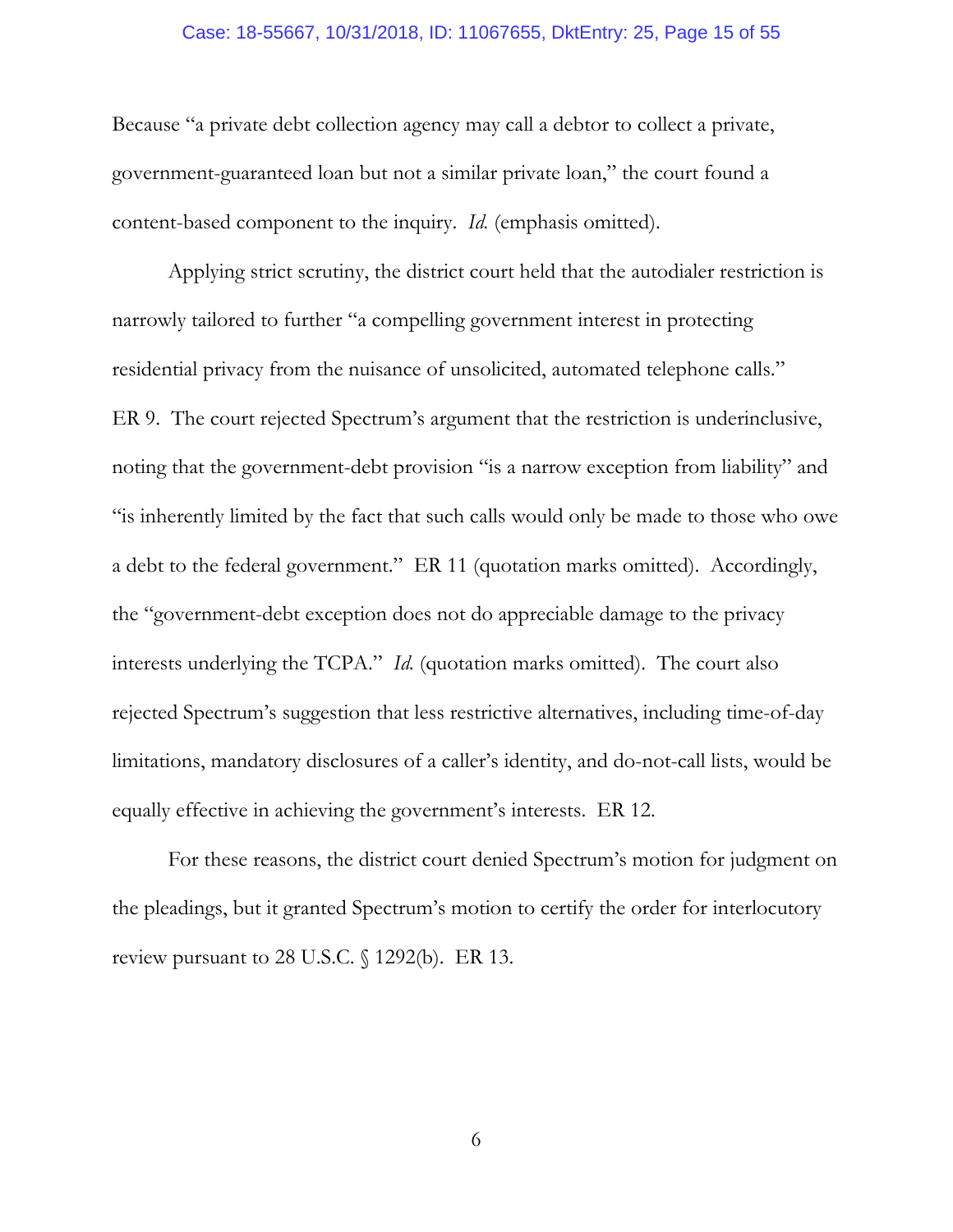Because "a private debt collection agency may call a debtor to collect a private, government-guaranteed loan but not a similar private loan," the court found a content-based component to the inquiry. *Id.* (emphasis omitted).

Applying strict scrutiny, the district court held that the autodialer restriction is narrowly tailored to further "a compelling government interest in protecting residential privacy from the nuisance of unsolicited, automated telephone calls." ER 9. The court rejected Spectrum's argument that the restriction is underinclusive, noting that the government-debt provision "is a narrow exception from liability" and "is inherently limited by the fact that such calls would only be made to those who owe a debt to the federal government." ER 11 (quotation marks omitted). Accordingly, the "government-debt exception does not do appreciable damage to the privacy interests underlying the TCPA." *Id.* (quotation marks omitted). The court also rejected Spectrum's suggestion that less restrictive alternatives, including time-of-day limitations, mandatory disclosures of a caller's identity, and do-not-call lists, would be equally effective in achieving the government's interests. ER 12.

For these reasons, the district court denied Spectrum's motion for judgment on the pleadings, but it granted Spectrum's motion to certify the order for interlocutory review pursuant to 28 U.S.C. § 1292(b). ER 13.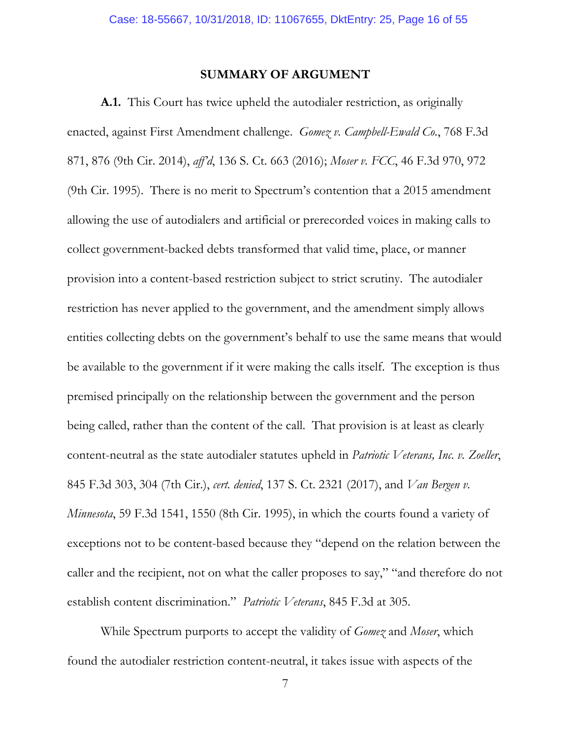## SUMMARY OF ARGUMENT

**A.1.** This Court has twice upheld the autodialer restriction, as originally enacted, against First Amendment challenge. *Gomez v. Campbell-Ewald Co.*, 768 F.3d 871, 876 (9th Cir. 2014), *aff'd*, 136 S. Ct. 663 (2016); *Moser v. FCC*, 46 F.3d 970, 972 (9th Cir. 1995). There is no merit to Spectrum's contention that a 2015 amendment allowing the use of autodialers and artificial or prerecorded voices in making calls to collect government-backed debts transformed that valid time, place, or manner provision into a content-based restriction subject to strict scrutiny. The autodialer restriction has never applied to the government, and the amendment simply allows entities collecting debts on the government's behalf to use the same means that would be available to the government if it were making the calls itself. The exception is thus premised principally on the relationship between the government and the person being called, rather than the content of the call. That provision is at least as clearly content-neutral as the state autodialer statutes upheld in *Patriotic Veterans, Inc. v. Zoeller*, 845 F.3d 303, 304 (7th Cir.), *cert. denied*, 137 S. Ct. 2321 (2017), and *Van Bergen v. Minnesota*, 59 F.3d 1541, 1550 (8th Cir. 1995), in which the courts found a variety of exceptions not to be content-based because they "depend on the relation between the caller and the recipient, not on what the caller proposes to say," "and therefore do not establish content discrimination." *Patriotic Veterans*, 845 F.3d at 305.

While Spectrum purports to accept the validity of *Gomez* and *Moser*, which found the autodialer restriction content-neutral, it takes issue with aspects of the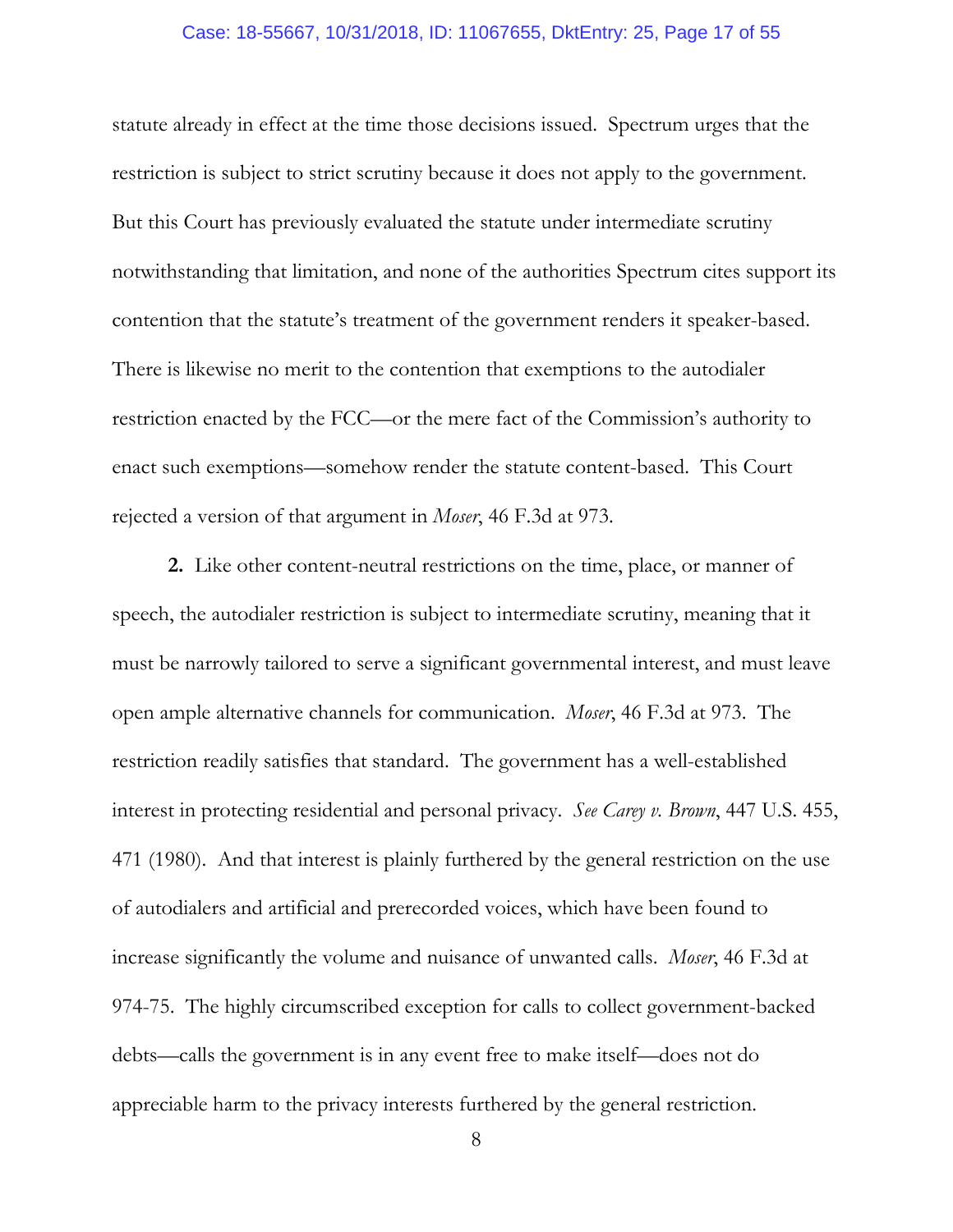statute already in effect at the time those decisions issued. Spectrum urges that the restriction is subject to strict scrutiny because it does not apply to the government. But this Court has previously evaluated the statute under intermediate scrutiny notwithstanding that limitation, and none of the authorities Spectrum cites support its contention that the statute's treatment of the government renders it speaker-based. There is likewise no merit to the contention that exemptions to the autodialer restriction enacted by the FCC—or the mere fact of the Commission's authority to enact such exemptions—somehow render the statute content-based. This Court rejected a version of that argument in *Moser*, 46 F.3d at 973.

**2.** Like other content-neutral restrictions on the time, place, or manner of speech, the autodialer restriction is subject to intermediate scrutiny, meaning that it must be narrowly tailored to serve a significant governmental interest, and must leave open ample alternative channels for communication. *Moser*, 46 F.3d at 973. The restriction readily satisfies that standard. The government has a well-established interest in protecting residential and personal privacy. *See Carey v. Brown*, 447 U.S. 455, 471 (1980). And that interest is plainly furthered by the general restriction on the use of autodialers and artificial and prerecorded voices, which have been found to increase significantly the volume and nuisance of unwanted calls. *Moser*, 46 F.3d at 974-75. The highly circumscribed exception for calls to collect government-backed debts—calls the government is in any event free to make itself—does not do appreciable harm to the privacy interests furthered by the general restriction.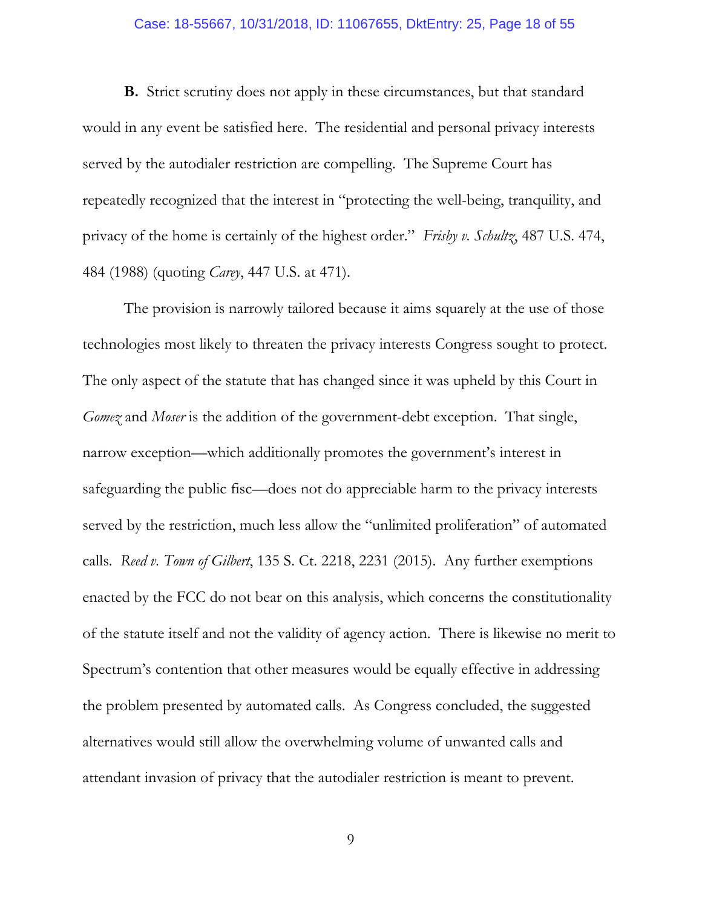**B.** Strict scrutiny does not apply in these circumstances, but that standard would in any event be satisfied here. The residential and personal privacy interests served by the autodialer restriction are compelling. The Supreme Court has repeatedly recognized that the interest in "protecting the well-being, tranquility, and privacy of the home is certainly of the highest order." *Frisby v. Schultz*, 487 U.S. 474, 484 (1988) (quoting *Carey*, 447 U.S. at 471).

The provision is narrowly tailored because it aims squarely at the use of those technologies most likely to threaten the privacy interests Congress sought to protect. The only aspect of the statute that has changed since it was upheld by this Court in *Gomez* and *Moser* is the addition of the government-debt exception. That single, narrow exception—which additionally promotes the government's interest in safeguarding the public fisc—does not do appreciable harm to the privacy interests served by the restriction, much less allow the "unlimited proliferation" of automated calls. *Reed v. Town of Gilbert*, 135 S. Ct. 2218, 2231 (2015). Any further exemptions enacted by the FCC do not bear on this analysis, which concerns the constitutionality of the statute itself and not the validity of agency action. There is likewise no merit to Spectrum's contention that other measures would be equally effective in addressing the problem presented by automated calls. As Congress concluded, the suggested alternatives would still allow the overwhelming volume of unwanted calls and attendant invasion of privacy that the autodialer restriction is meant to prevent.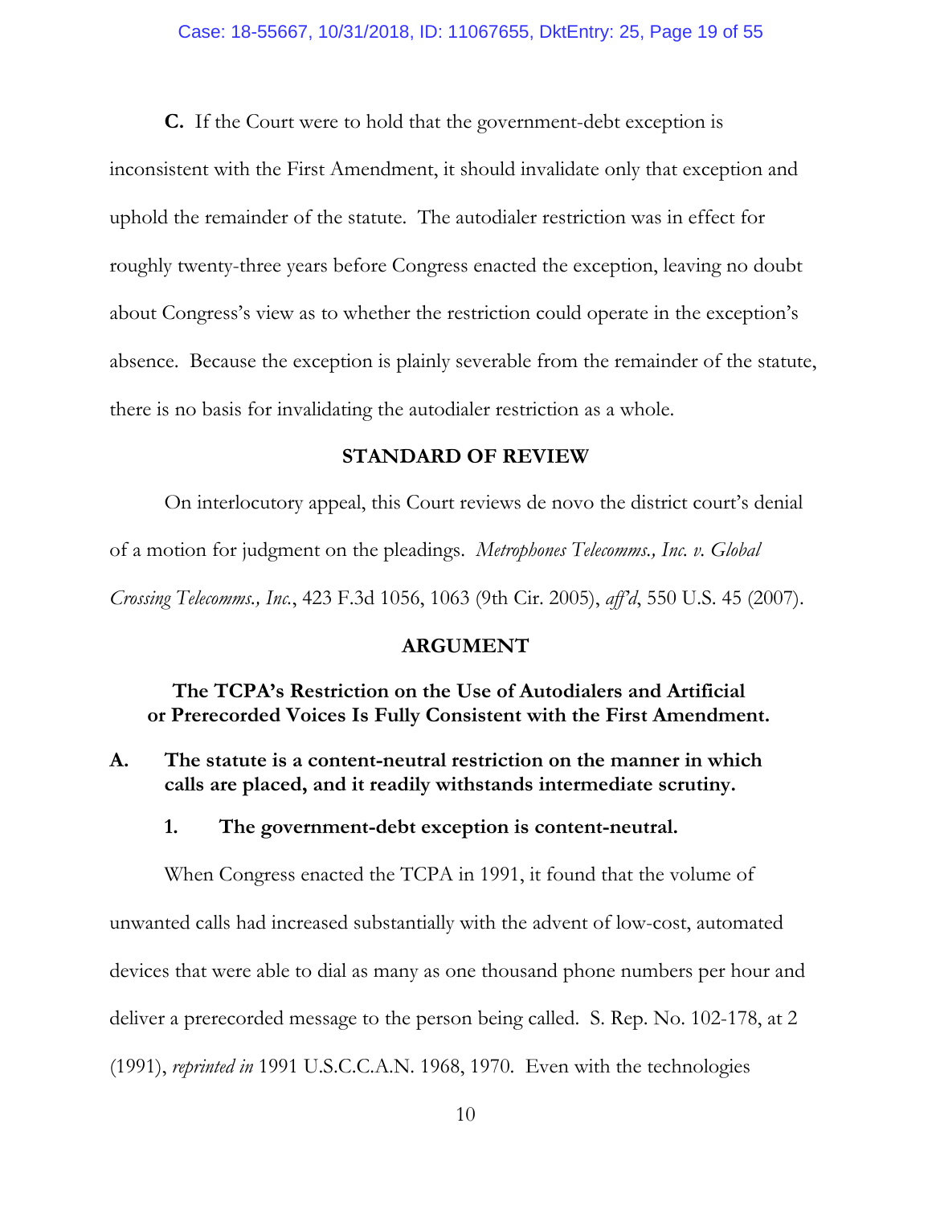**C.** If the Court were to hold that the government-debt exception is inconsistent with the First Amendment, it should invalidate only that exception and uphold the remainder of the statute. The autodialer restriction was in effect for roughly twenty-three years before Congress enacted the exception, leaving no doubt about Congress's view as to whether the restriction could operate in the exception's absence. Because the exception is plainly severable from the remainder of the statute, there is no basis for invalidating the autodialer restriction as a whole.

## STANDARD OF REVIEW

On interlocutory appeal, this Court reviews de novo the district court's denial of a motion for judgment on the pleadings. *Metrophones Telecomms., Inc. v. Global Crossing Telecomms., Inc.*, 423 F.3d 1056, 1063 (9th Cir. 2005), *aff'd*, 550 U.S. 45 (2007).

## ARGUMENT

### The TCPA's Restriction on the Use of Autodialers and Artificial or Prerecorded Voices Is Fully Consistent with the First Amendment.

### A. The statute is a content-neutral restriction on the manner in which calls are placed, and it readily withstands intermediate scrutiny.

#### 1. The government-debt exception is content-neutral.

When Congress enacted the TCPA in 1991, it found that the volume of unwanted calls had increased substantially with the advent of low-cost, automated devices that were able to dial as many as one thousand phone numbers per hour and deliver a prerecorded message to the person being called. S. Rep. No. 102-178, at 2 (1991), *reprinted in* 1991 U.S.C.C.A.N. 1968, 1970. Even with the technologies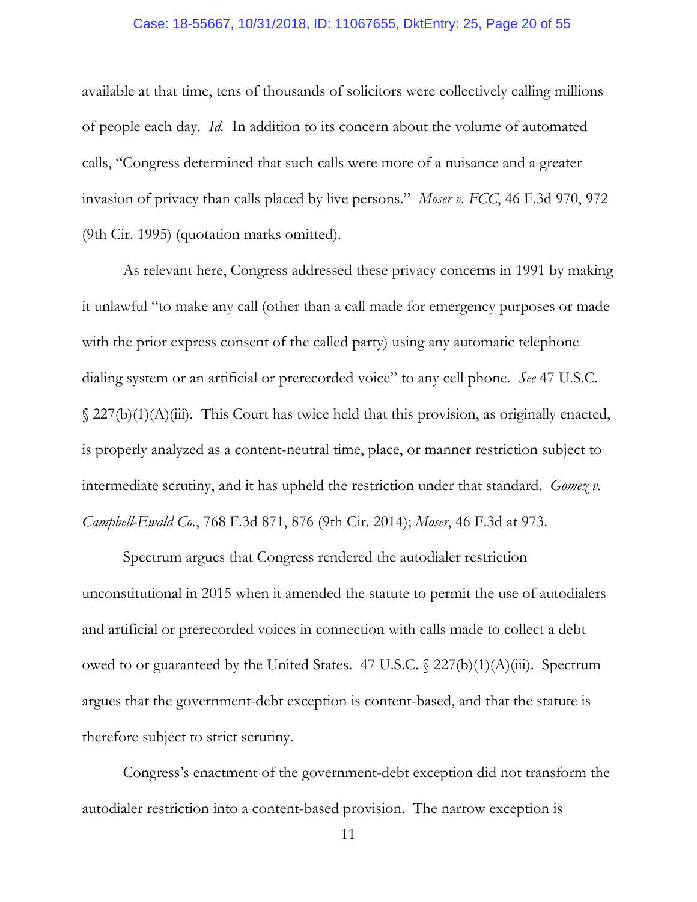available at that time, tens of thousands of solicitors were collectively calling millions of people each day. *Id.* In addition to its concern about the volume of automated calls, "Congress determined that such calls were more of a nuisance and a greater invasion of privacy than calls placed by live persons." *Moser v. FCC*, 46 F.3d 970, 972 (9th Cir. 1995) (quotation marks omitted).

As relevant here, Congress addressed these privacy concerns in 1991 by making it unlawful "to make any call (other than a call made for emergency purposes or made with the prior express consent of the called party) using any automatic telephone dialing system or an artificial or prerecorded voice" to any cell phone. *See* 47 U.S.C. § 227(b)(1)(A)(iii). This Court has twice held that this provision, as originally enacted, is properly analyzed as a content-neutral time, place, or manner restriction subject to intermediate scrutiny, and it has upheld the restriction under that standard. *Gomez v. Campbell-Ewald Co.*, 768 F.3d 871, 876 (9th Cir. 2014); *Moser*, 46 F.3d at 973.

Spectrum argues that Congress rendered the autodialer restriction unconstitutional in 2015 when it amended the statute to permit the use of autodialers and artificial or prerecorded voices in connection with calls made to collect a debt owed to or guaranteed by the United States. 47 U.S.C. § 227(b)(1)(A)(iii). Spectrum argues that the government-debt exception is content-based, and that the statute is therefore subject to strict scrutiny.

Congress's enactment of the government-debt exception did not transform the autodialer restriction into a content-based provision. The narrow exception is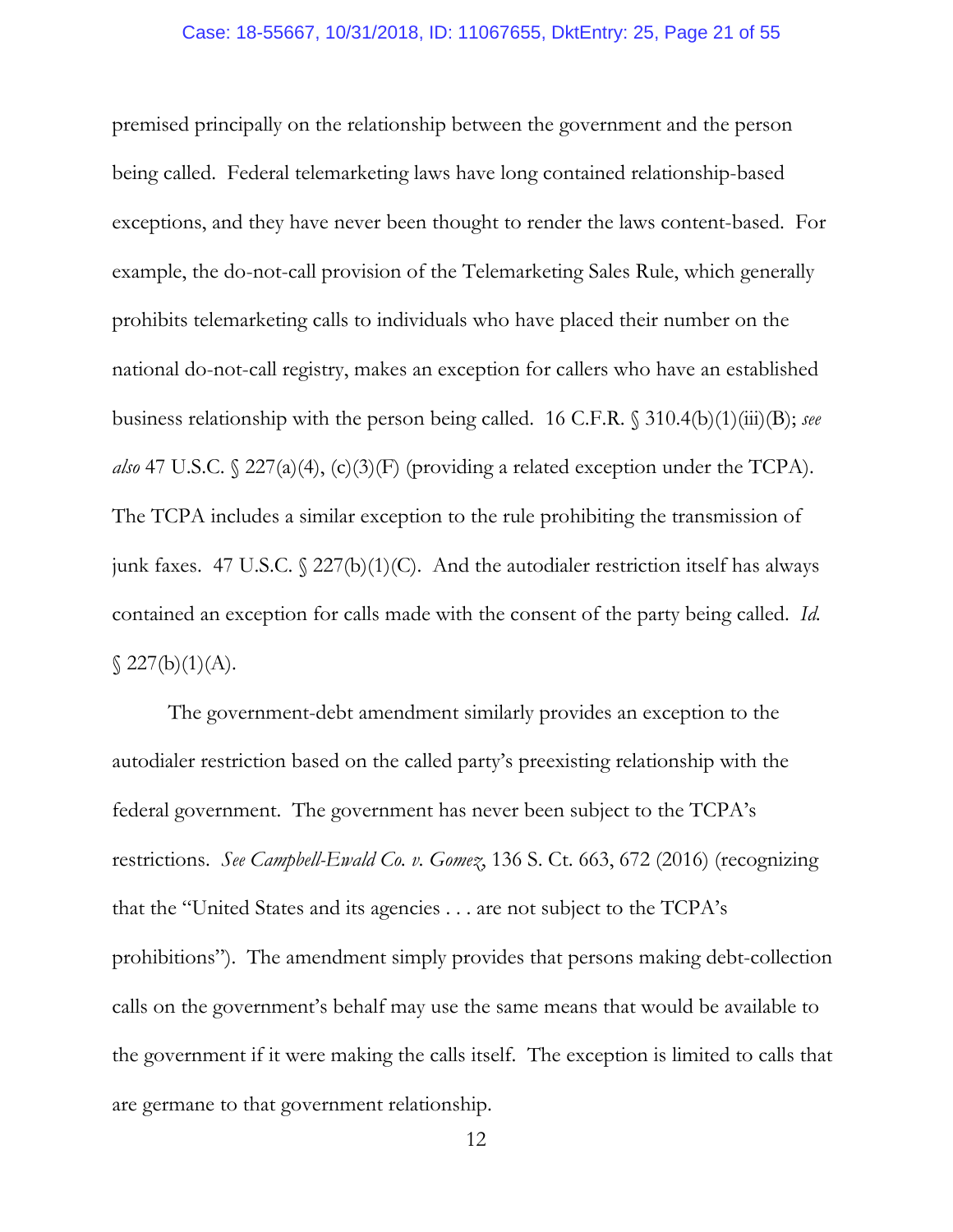premised principally on the relationship between the government and the person being called. Federal telemarketing laws have long contained relationship-based exceptions, and they have never been thought to render the laws content-based. For example, the do-not-call provision of the Telemarketing Sales Rule, which generally prohibits telemarketing calls to individuals who have placed their number on the national do-not-call registry, makes an exception for callers who have an established business relationship with the person being called. 16 C.F.R. § 310.4(b)(1)(iii)(B); *see also* 47 U.S.C. § 227(a)(4), (c)(3)(F) (providing a related exception under the TCPA). The TCPA includes a similar exception to the rule prohibiting the transmission of junk faxes. 47 U.S.C. § 227(b)(1)(C). And the autodialer restriction itself has always contained an exception for calls made with the consent of the party being called. *Id.* § 227(b)(1)(A).

The government-debt amendment similarly provides an exception to the autodialer restriction based on the called party's preexisting relationship with the federal government. The government has never been subject to the TCPA's restrictions. *See Campbell-Ewald Co. v. Gomez*, 136 S. Ct. 663, 672 (2016) (recognizing that the "United States and its agencies . . . are not subject to the TCPA's prohibitions"). The amendment simply provides that persons making debt-collection calls on the government's behalf may use the same means that would be available to the government if it were making the calls itself. The exception is limited to calls that are germane to that government relationship.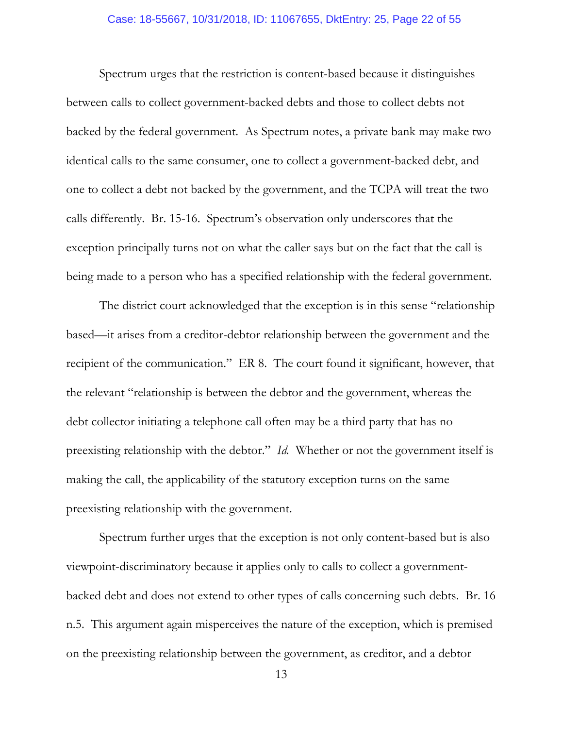Spectrum urges that the restriction is content-based because it distinguishes between calls to collect government-backed debts and those to collect debts not backed by the federal government. As Spectrum notes, a private bank may make two identical calls to the same consumer, one to collect a government-backed debt, and one to collect a debt not backed by the government, and the TCPA will treat the two calls differently. Br. 15-16. Spectrum's observation only underscores that the exception principally turns not on what the caller says but on the fact that the call is being made to a person who has a specified relationship with the federal government.

The district court acknowledged that the exception is in this sense "relationship based—it arises from a creditor-debtor relationship between the government and the recipient of the communication." ER 8. The court found it significant, however, that the relevant "relationship is between the debtor and the government, whereas the debt collector initiating a telephone call often may be a third party that has no preexisting relationship with the debtor." *Id.* Whether or not the government itself is making the call, the applicability of the statutory exception turns on the same preexisting relationship with the government.

Spectrum further urges that the exception is not only content-based but is also viewpoint-discriminatory because it applies only to calls to collect a government-backed debt and does not extend to other types of calls concerning such debts. Br. 16 n.5. This argument again misperceives the nature of the exception, which is premised on the preexisting relationship between the government, as creditor, and a debtor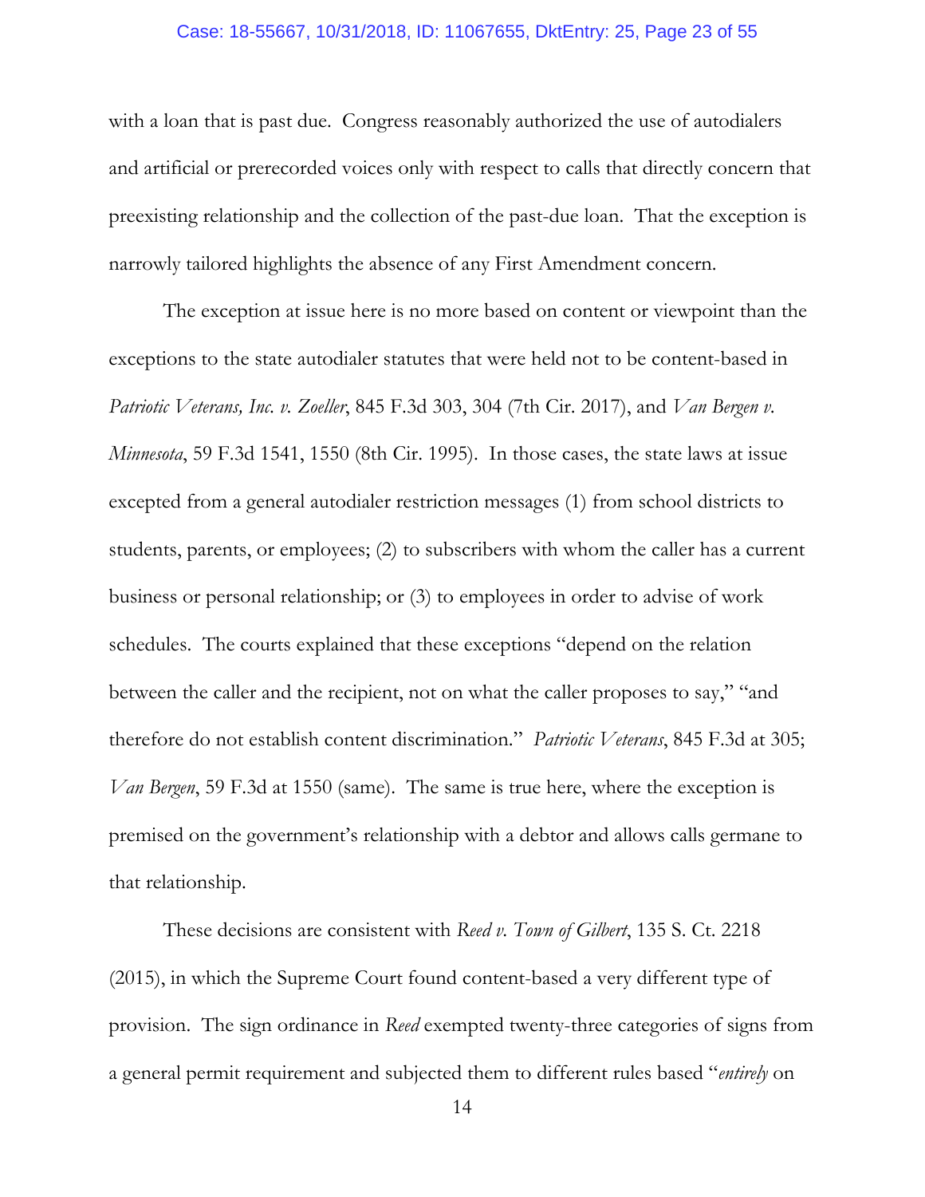with a loan that is past due. Congress reasonably authorized the use of autodialers and artificial or prerecorded voices only with respect to calls that directly concern that preexisting relationship and the collection of the past-due loan. That the exception is narrowly tailored highlights the absence of any First Amendment concern.

The exception at issue here is no more based on content or viewpoint than the exceptions to the state autodialer statutes that were held not to be content-based in *Patriotic Veterans, Inc. v. Zoeller*, 845 F.3d 303, 304 (7th Cir. 2017), and *Van Bergen v. Minnesota*, 59 F.3d 1541, 1550 (8th Cir. 1995). In those cases, the state laws at issue excepted from a general autodialer restriction messages (1) from school districts to students, parents, or employees; (2) to subscribers with whom the caller has a current business or personal relationship; or (3) to employees in order to advise of work schedules. The courts explained that these exceptions "depend on the relation between the caller and the recipient, not on what the caller proposes to say," "and therefore do not establish content discrimination." *Patriotic Veterans*, 845 F.3d at 305; *Van Bergen*, 59 F.3d at 1550 (same). The same is true here, where the exception is premised on the government's relationship with a debtor and allows calls germane to that relationship.

These decisions are consistent with *Reed v. Town of Gilbert*, 135 S. Ct. 2218 (2015), in which the Supreme Court found content-based a very different type of provision. The sign ordinance in *Reed* exempted twenty-three categories of signs from a general permit requirement and subjected them to different rules based "*entirely* on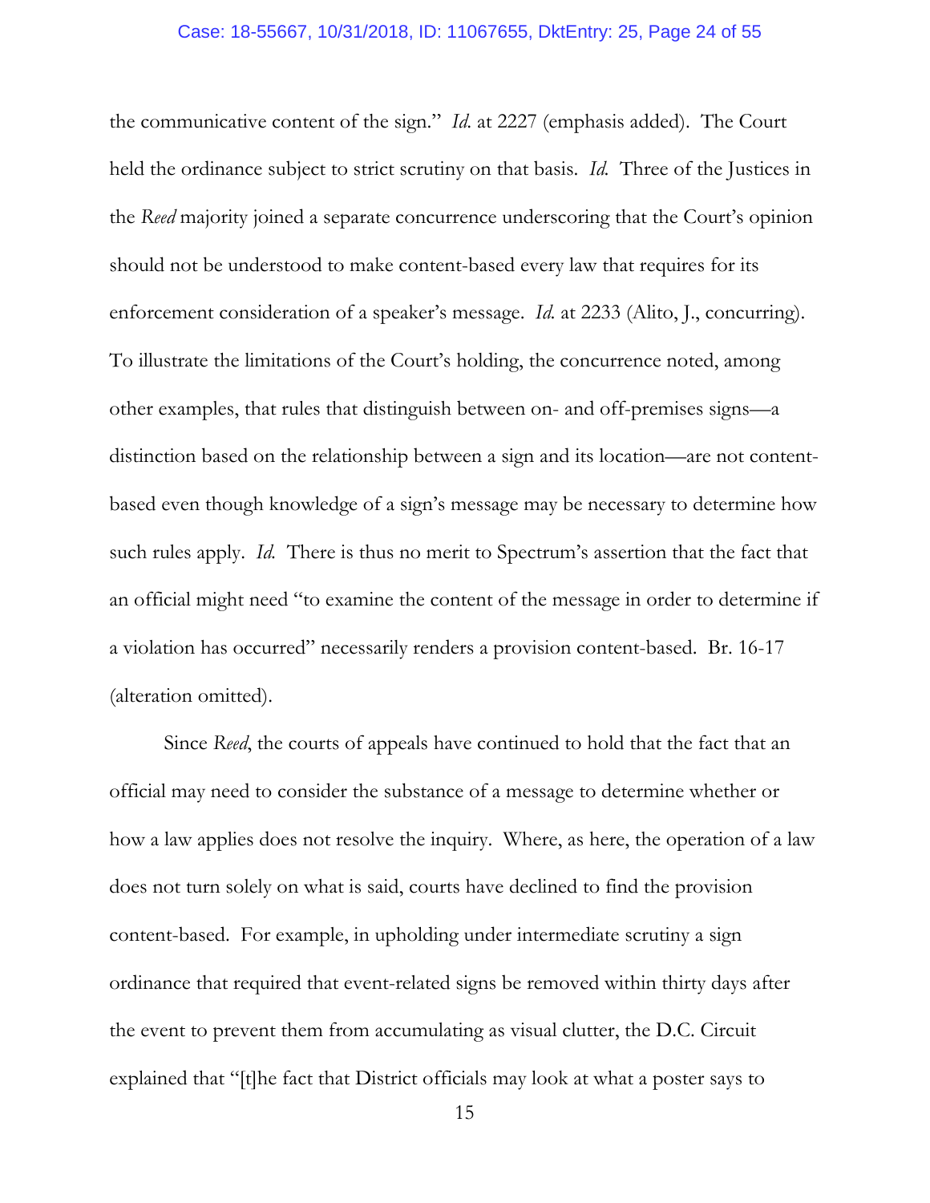the communicative content of the sign." *Id.* at 2227 (emphasis added). The Court held the ordinance subject to strict scrutiny on that basis. *Id.* Three of the Justices in the *Reed* majority joined a separate concurrence underscoring that the Court's opinion should not be understood to make content-based every law that requires for its enforcement consideration of a speaker's message. *Id.* at 2233 (Alito, J., concurring). To illustrate the limitations of the Court's holding, the concurrence noted, among other examples, that rules that distinguish between on- and off-premises signs—a distinction based on the relationship between a sign and its location—are not content-based even though knowledge of a sign's message may be necessary to determine how such rules apply. *Id.* There is thus no merit to Spectrum's assertion that the fact that an official might need "to examine the content of the message in order to determine if a violation has occurred" necessarily renders a provision content-based. Br. 16-17 (alteration omitted).

Since *Reed*, the courts of appeals have continued to hold that the fact that an official may need to consider the substance of a message to determine whether or how a law applies does not resolve the inquiry. Where, as here, the operation of a law does not turn solely on what is said, courts have declined to find the provision content-based. For example, in upholding under intermediate scrutiny a sign ordinance that required that event-related signs be removed within thirty days after the event to prevent them from accumulating as visual clutter, the D.C. Circuit explained that "[t]he fact that District officials may look at what a poster says to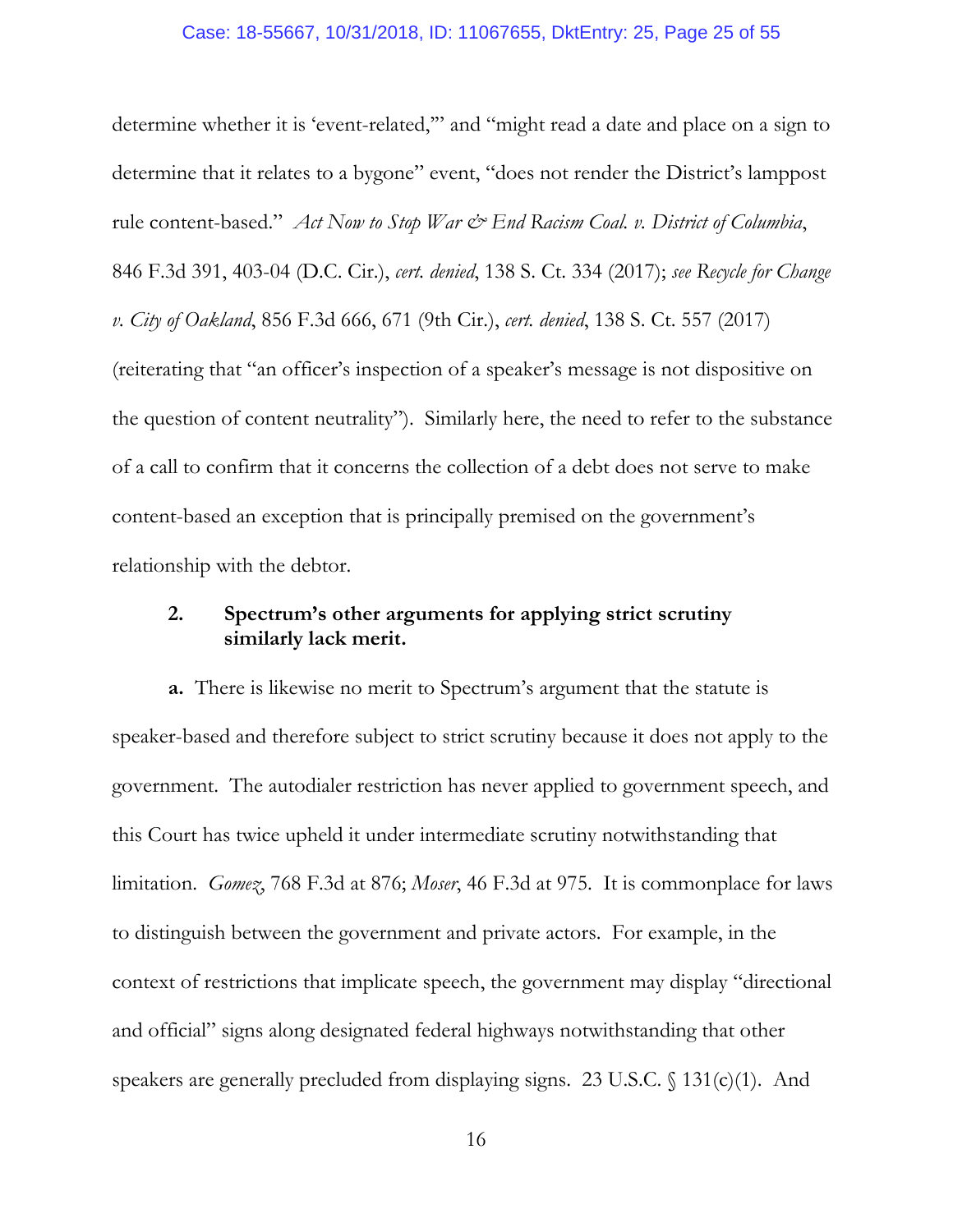determine whether it is 'event-related,'" and "might read a date and place on a sign to determine that it relates to a bygone" event, "does not render the District's lamppost rule content-based." *Act Now to Stop War & End Racism Coal. v. District of Columbia*, 846 F.3d 391, 403-04 (D.C. Cir.), *cert. denied*, 138 S. Ct. 334 (2017); *see Recycle for Change v. City of Oakland*, 856 F.3d 666, 671 (9th Cir.), *cert. denied*, 138 S. Ct. 557 (2017) (reiterating that "an officer's inspection of a speaker's message is not dispositive on the question of content neutrality"). Similarly here, the need to refer to the substance of a call to confirm that it concerns the collection of a debt does not serve to make content-based an exception that is principally premised on the government's relationship with the debtor.

### 2. Spectrum's other arguments for applying strict scrutiny similarly lack merit.

**a.** There is likewise no merit to Spectrum's argument that the statute is speaker-based and therefore subject to strict scrutiny because it does not apply to the government. The autodialer restriction has never applied to government speech, and this Court has twice upheld it under intermediate scrutiny notwithstanding that limitation. *Gomez*, 768 F.3d at 876; *Moser*, 46 F.3d at 975. It is commonplace for laws to distinguish between the government and private actors. For example, in the context of restrictions that implicate speech, the government may display "directional and official" signs along designated federal highways notwithstanding that other speakers are generally precluded from displaying signs. 23 U.S.C. § 131(c)(1). And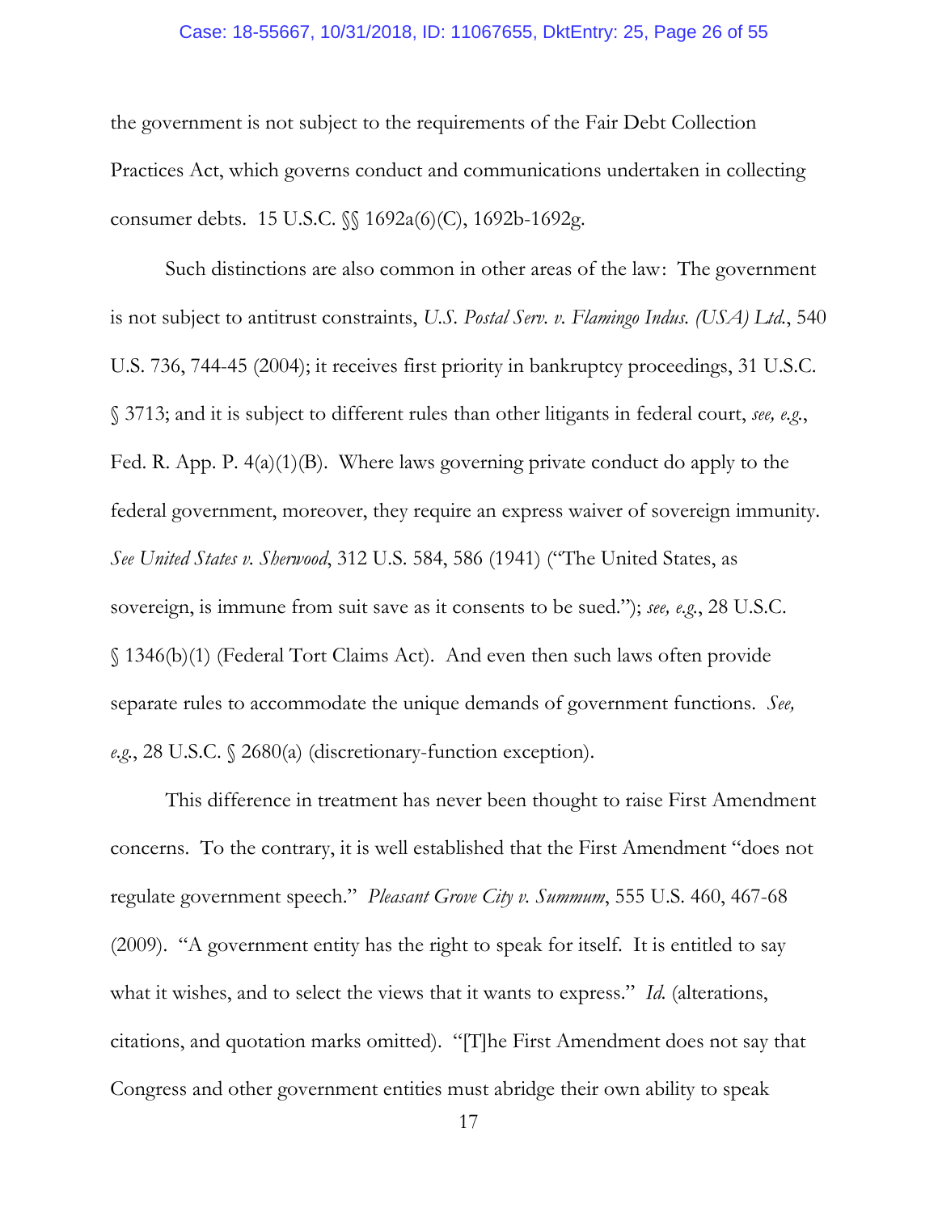the government is not subject to the requirements of the Fair Debt Collection Practices Act, which governs conduct and communications undertaken in collecting consumer debts. 15 U.S.C. §§ 1692a(6)(C), 1692b-1692g.

Such distinctions are also common in other areas of the law: The government is not subject to antitrust constraints, *U.S. Postal Serv. v. Flamingo Indus. (USA) Ltd.*, 540 U.S. 736, 744-45 (2004); it receives first priority in bankruptcy proceedings, 31 U.S.C. § 3713; and it is subject to different rules than other litigants in federal court, *see, e.g.*, Fed. R. App. P. 4(a)(1)(B). Where laws governing private conduct do apply to the federal government, moreover, they require an express waiver of sovereign immunity. *See United States v. Sherwood*, 312 U.S. 584, 586 (1941) ("The United States, as sovereign, is immune from suit save as it consents to be sued."); *see, e.g.*, 28 U.S.C. § 1346(b)(1) (Federal Tort Claims Act). And even then such laws often provide separate rules to accommodate the unique demands of government functions. *See, e.g.*, 28 U.S.C. § 2680(a) (discretionary-function exception).

This difference in treatment has never been thought to raise First Amendment concerns. To the contrary, it is well established that the First Amendment "does not regulate government speech." *Pleasant Grove City v. Summum*, 555 U.S. 460, 467-68 (2009). "A government entity has the right to speak for itself. It is entitled to say what it wishes, and to select the views that it wants to express." *Id.* (alterations, citations, and quotation marks omitted). "[T]he First Amendment does not say that Congress and other government entities must abridge their own ability to speak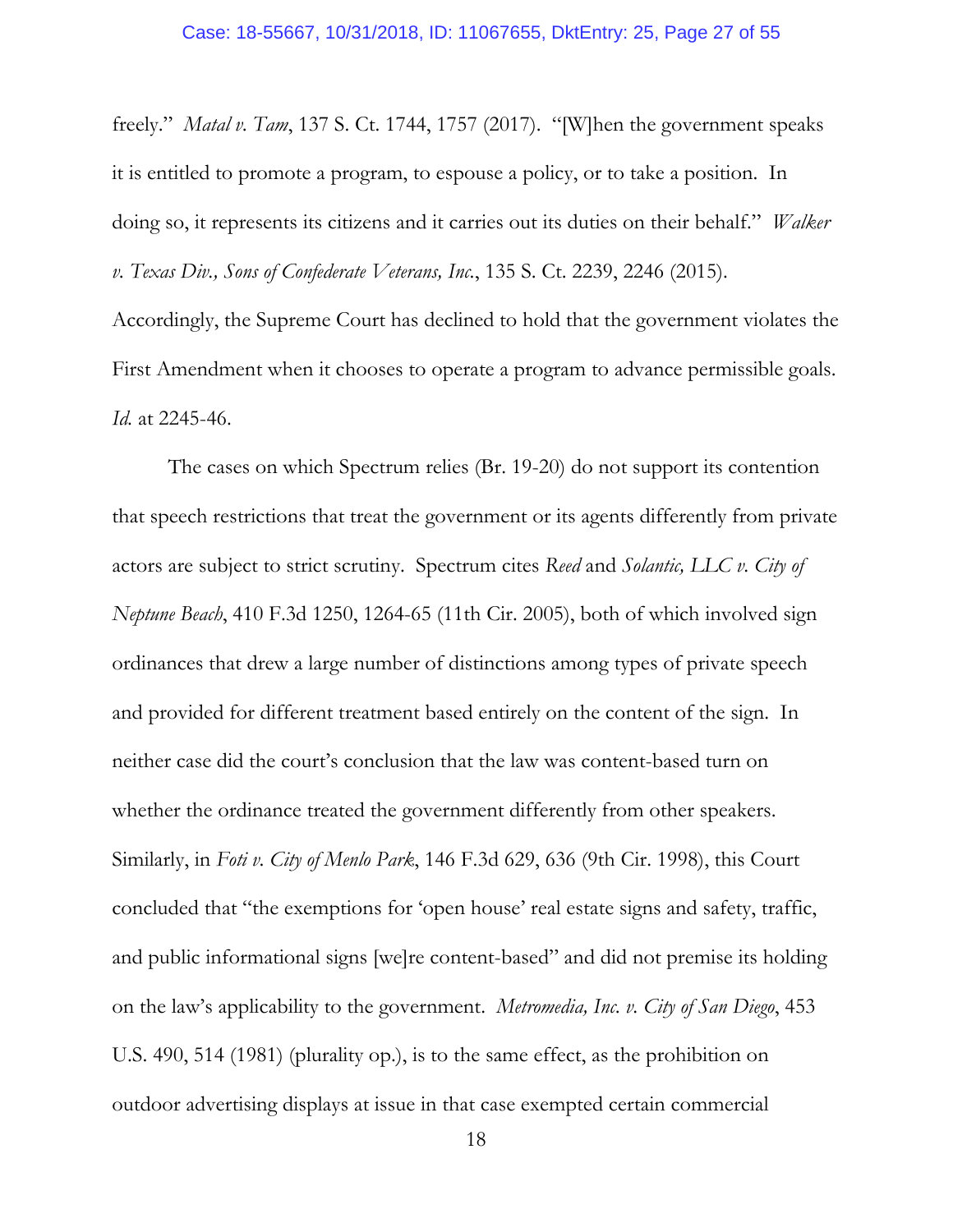freely." *Matal v. Tam*, 137 S. Ct. 1744, 1757 (2017). "[W]hen the government speaks it is entitled to promote a program, to espouse a policy, or to take a position. In doing so, it represents its citizens and it carries out its duties on their behalf." *Walker v. Texas Div., Sons of Confederate Veterans, Inc.*, 135 S. Ct. 2239, 2246 (2015). Accordingly, the Supreme Court has declined to hold that the government violates the First Amendment when it chooses to operate a program to advance permissible goals. *Id.* at 2245-46.

The cases on which Spectrum relies (Br. 19-20) do not support its contention that speech restrictions that treat the government or its agents differently from private actors are subject to strict scrutiny. Spectrum cites *Reed* and *Solantic, LLC v. City of Neptune Beach*, 410 F.3d 1250, 1264-65 (11th Cir. 2005), both of which involved sign ordinances that drew a large number of distinctions among types of private speech and provided for different treatment based entirely on the content of the sign. In neither case did the court's conclusion that the law was content-based turn on whether the ordinance treated the government differently from other speakers. Similarly, in *Foti v. City of Menlo Park*, 146 F.3d 629, 636 (9th Cir. 1998), this Court concluded that "the exemptions for 'open house' real estate signs and safety, traffic, and public informational signs [we]re content-based" and did not premise its holding on the law's applicability to the government. *Metromedia, Inc. v. City of San Diego*, 453 U.S. 490, 514 (1981) (plurality op.), is to the same effect, as the prohibition on outdoor advertising displays at issue in that case exempted certain commercial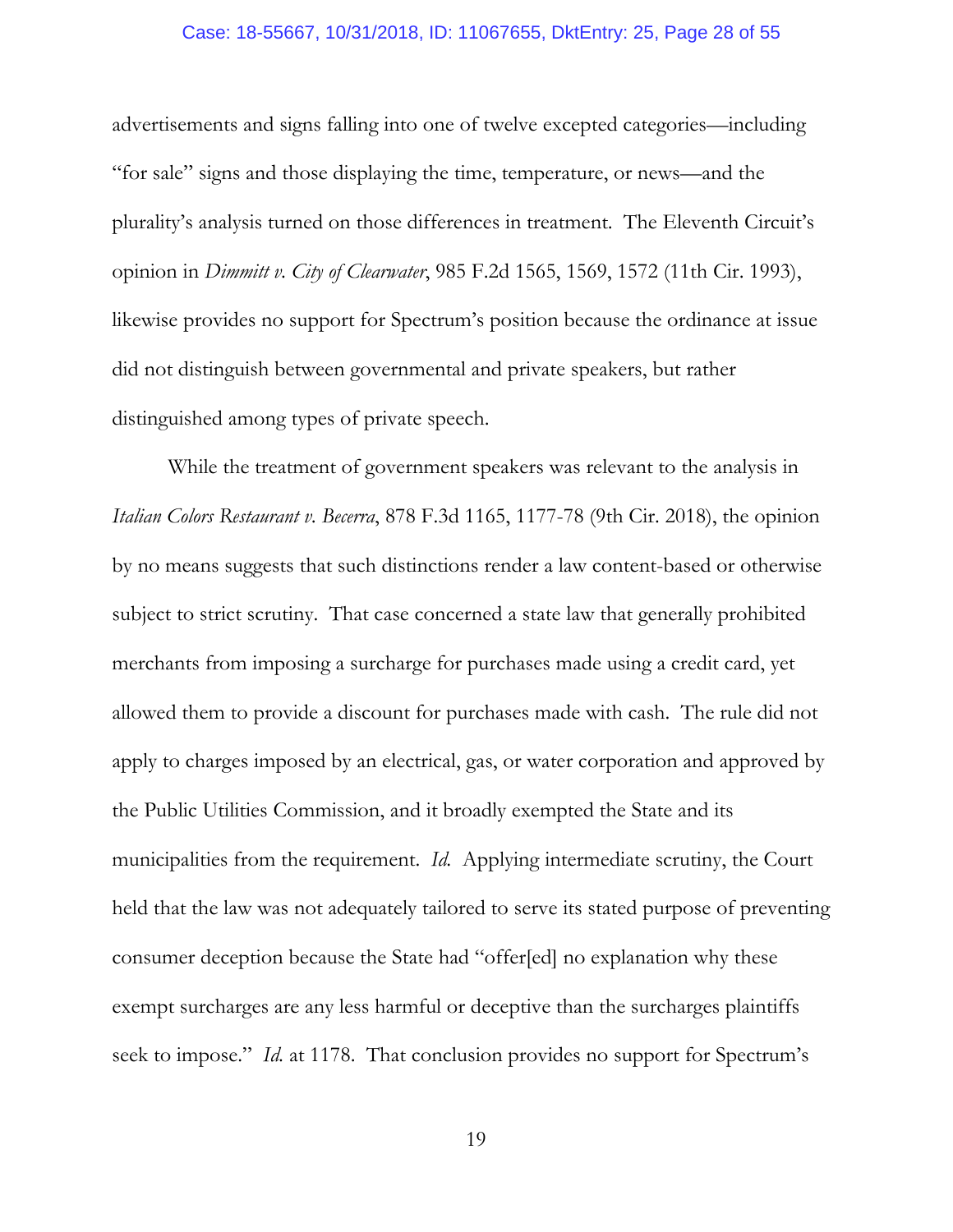advertisements and signs falling into one of twelve excepted categories—including "for sale" signs and those displaying the time, temperature, or news—and the plurality's analysis turned on those differences in treatment. The Eleventh Circuit's opinion in *Dimmitt v. City of Clearwater*, 985 F.2d 1565, 1569, 1572 (11th Cir. 1993), likewise provides no support for Spectrum's position because the ordinance at issue did not distinguish between governmental and private speakers, but rather distinguished among types of private speech.

While the treatment of government speakers was relevant to the analysis in *Italian Colors Restaurant v. Becerra*, 878 F.3d 1165, 1177-78 (9th Cir. 2018), the opinion by no means suggests that such distinctions render a law content-based or otherwise subject to strict scrutiny. That case concerned a state law that generally prohibited merchants from imposing a surcharge for purchases made using a credit card, yet allowed them to provide a discount for purchases made with cash. The rule did not apply to charges imposed by an electrical, gas, or water corporation and approved by the Public Utilities Commission, and it broadly exempted the State and its municipalities from the requirement. *Id.* Applying intermediate scrutiny, the Court held that the law was not adequately tailored to serve its stated purpose of preventing consumer deception because the State had "offer[ed] no explanation why these exempt surcharges are any less harmful or deceptive than the surcharges plaintiffs seek to impose." *Id.* at 1178. That conclusion provides no support for Spectrum's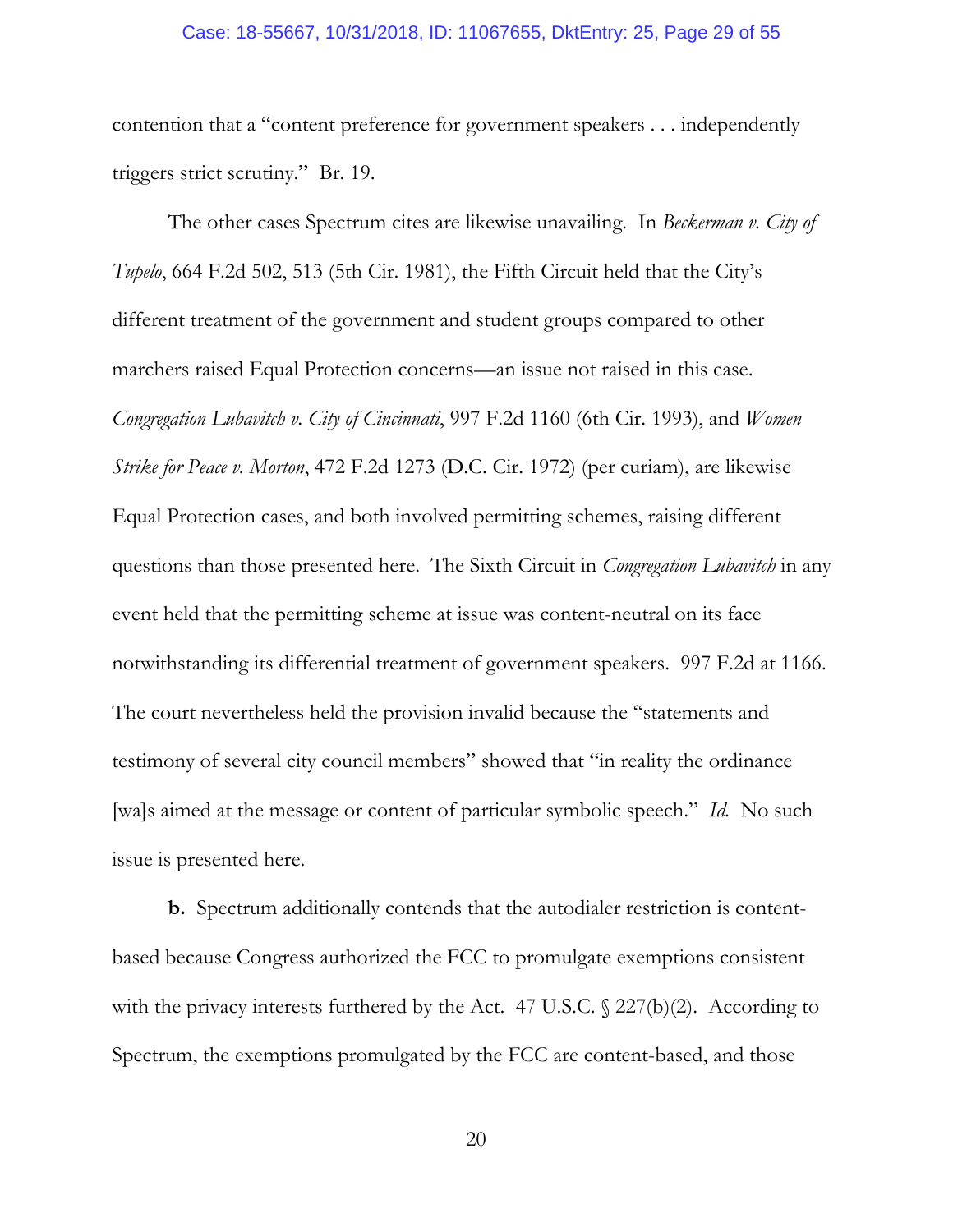contention that a "content preference for government speakers . . . independently triggers strict scrutiny." Br. 19.

The other cases Spectrum cites are likewise unavailing. In *Beckerman v. City of Tupelo*, 664 F.2d 502, 513 (5th Cir. 1981), the Fifth Circuit held that the City's different treatment of the government and student groups compared to other marchers raised Equal Protection concerns—an issue not raised in this case. *Congregation Lubavitch v. City of Cincinnati*, 997 F.2d 1160 (6th Cir. 1993), and *Women Strike for Peace v. Morton*, 472 F.2d 1273 (D.C. Cir. 1972) (per curiam), are likewise Equal Protection cases, and both involved permitting schemes, raising different questions than those presented here. The Sixth Circuit in *Congregation Lubavitch* in any event held that the permitting scheme at issue was content-neutral on its face notwithstanding its differential treatment of government speakers. 997 F.2d at 1166. The court nevertheless held the provision invalid because the "statements and testimony of several city council members" showed that "in reality the ordinance [wa]s aimed at the message or content of particular symbolic speech." *Id.* No such issue is presented here.

**b.** Spectrum additionally contends that the autodialer restriction is content-based because Congress authorized the FCC to promulgate exemptions consistent with the privacy interests furthered by the Act. 47 U.S.C. § 227(b)(2). According to Spectrum, the exemptions promulgated by the FCC are content-based, and those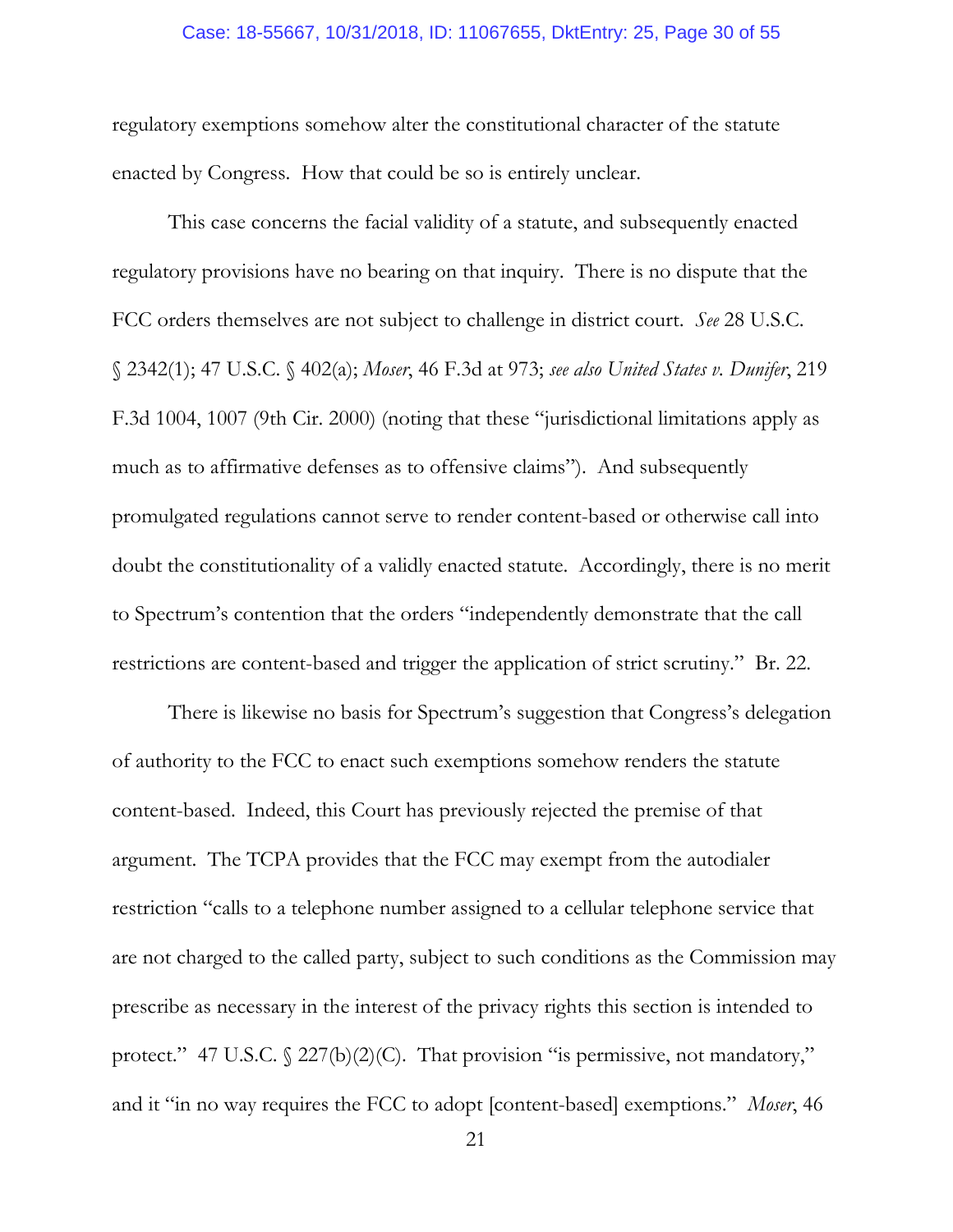regulatory exemptions somehow alter the constitutional character of the statute enacted by Congress. How that could be so is entirely unclear.

This case concerns the facial validity of a statute, and subsequently enacted regulatory provisions have no bearing on that inquiry. There is no dispute that the FCC orders themselves are not subject to challenge in district court. *See* 28 U.S.C. § 2342(1); 47 U.S.C. § 402(a); *Moser*, 46 F.3d at 973; *see also United States v. Dunifer*, 219 F.3d 1004, 1007 (9th Cir. 2000) (noting that these "jurisdictional limitations apply as much as to affirmative defenses as to offensive claims"). And subsequently promulgated regulations cannot serve to render content-based or otherwise call into doubt the constitutionality of a validly enacted statute. Accordingly, there is no merit to Spectrum's contention that the orders "independently demonstrate that the call restrictions are content-based and trigger the application of strict scrutiny." Br. 22.

There is likewise no basis for Spectrum's suggestion that Congress's delegation of authority to the FCC to enact such exemptions somehow renders the statute content-based. Indeed, this Court has previously rejected the premise of that argument. The TCPA provides that the FCC may exempt from the autodialer restriction "calls to a telephone number assigned to a cellular telephone service that are not charged to the called party, subject to such conditions as the Commission may prescribe as necessary in the interest of the privacy rights this section is intended to protect." 47 U.S.C. § 227(b)(2)(C). That provision "is permissive, not mandatory," and it "in no way requires the FCC to adopt [content-based] exemptions." *Moser*, 46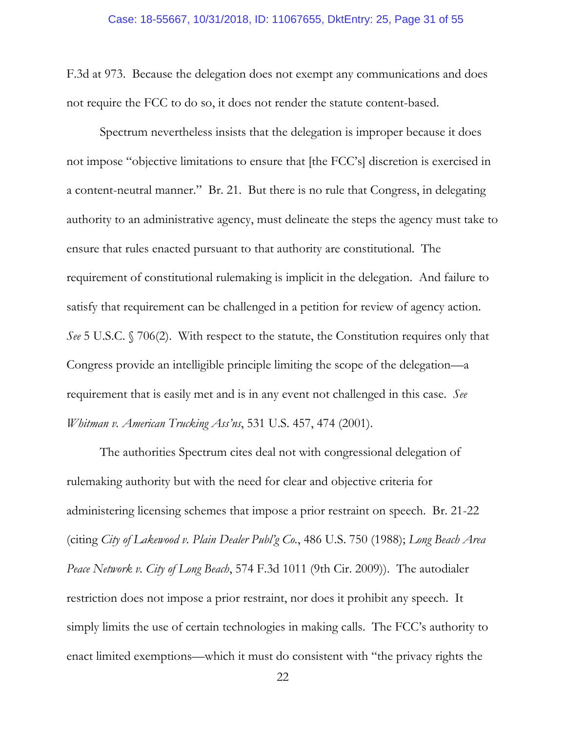F.3d at 973. Because the delegation does not exempt any communications and does not require the FCC to do so, it does not render the statute content-based.

Spectrum nevertheless insists that the delegation is improper because it does not impose "objective limitations to ensure that [the FCC's] discretion is exercised in a content-neutral manner." Br. 21. But there is no rule that Congress, in delegating authority to an administrative agency, must delineate the steps the agency must take to ensure that rules enacted pursuant to that authority are constitutional. The requirement of constitutional rulemaking is implicit in the delegation. And failure to satisfy that requirement can be challenged in a petition for review of agency action. *See* 5 U.S.C. § 706(2). With respect to the statute, the Constitution requires only that Congress provide an intelligible principle limiting the scope of the delegation—a requirement that is easily met and is in any event not challenged in this case. *See Whitman v. American Trucking Ass'ns*, 531 U.S. 457, 474 (2001).

The authorities Spectrum cites deal not with congressional delegation of rulemaking authority but with the need for clear and objective criteria for administering licensing schemes that impose a prior restraint on speech. Br. 21-22 (citing *City of Lakewood v. Plain Dealer Publ'g Co.*, 486 U.S. 750 (1988); *Long Beach Area Peace Network v. City of Long Beach*, 574 F.3d 1011 (9th Cir. 2009)). The autodialer restriction does not impose a prior restraint, nor does it prohibit any speech. It simply limits the use of certain technologies in making calls. The FCC's authority to enact limited exemptions—which it must do consistent with "the privacy rights the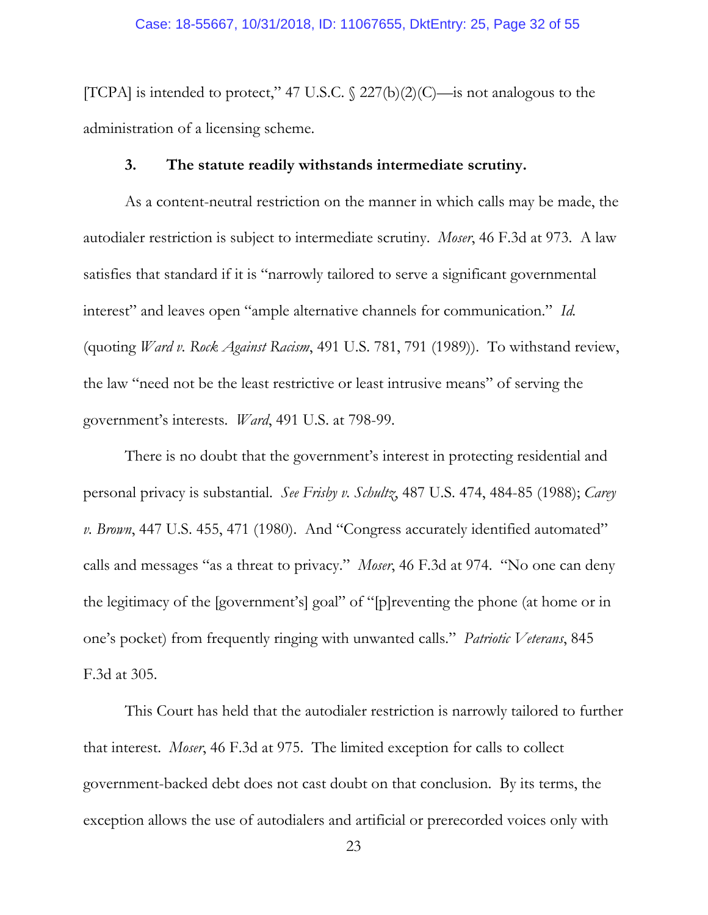[TCPA] is intended to protect," 47 U.S.C. § 227(b)(2)(C)—is not analogous to the administration of a licensing scheme.

### 3. The statute readily withstands intermediate scrutiny.

As a content-neutral restriction on the manner in which calls may be made, the autodialer restriction is subject to intermediate scrutiny. *Moser*, 46 F.3d at 973. A law satisfies that standard if it is "narrowly tailored to serve a significant governmental interest" and leaves open "ample alternative channels for communication." *Id.* (quoting *Ward v. Rock Against Racism*, 491 U.S. 781, 791 (1989)). To withstand review, the law "need not be the least restrictive or least intrusive means" of serving the government's interests. *Ward*, 491 U.S. at 798-99.

There is no doubt that the government's interest in protecting residential and personal privacy is substantial. *See Frisby v. Schultz*, 487 U.S. 474, 484-85 (1988); *Carey v. Brown*, 447 U.S. 455, 471 (1980). And "Congress accurately identified automated" calls and messages "as a threat to privacy." *Moser*, 46 F.3d at 974. "No one can deny the legitimacy of the [government's] goal" of "[p]reventing the phone (at home or in one's pocket) from frequently ringing with unwanted calls." *Patriotic Veterans*, 845 F.3d at 305.

This Court has held that the autodialer restriction is narrowly tailored to further that interest. *Moser*, 46 F.3d at 975. The limited exception for calls to collect government-backed debt does not cast doubt on that conclusion. By its terms, the exception allows the use of autodialers and artificial or prerecorded voices only with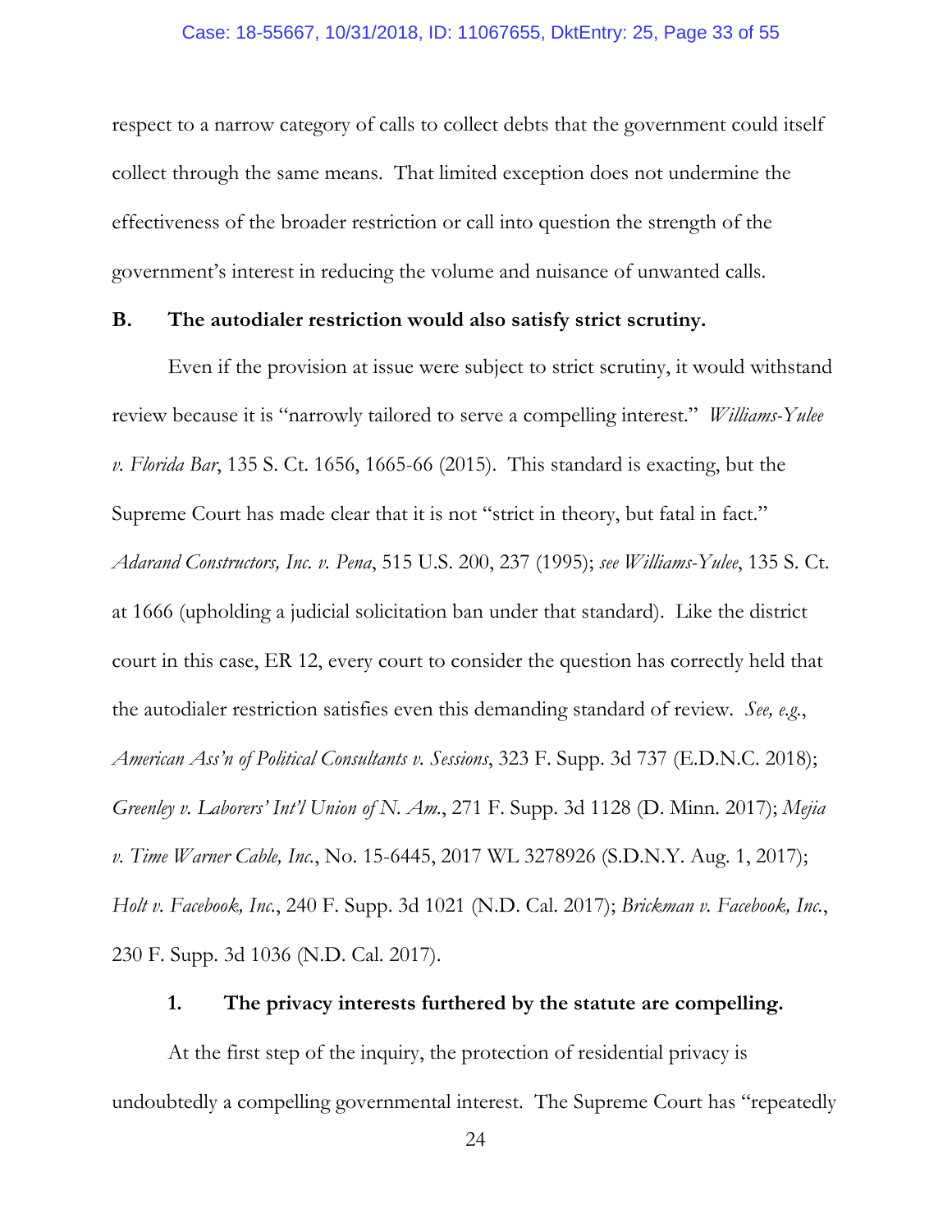respect to a narrow category of calls to collect debts that the government could itself collect through the same means. That limited exception does not undermine the effectiveness of the broader restriction or call into question the strength of the government's interest in reducing the volume and nuisance of unwanted calls.

### B. The autodialer restriction would also satisfy strict scrutiny.

Even if the provision at issue were subject to strict scrutiny, it would withstand review because it is "narrowly tailored to serve a compelling interest." *Williams-Yulee v. Florida Bar*, 135 S. Ct. 1656, 1665-66 (2015). This standard is exacting, but the Supreme Court has made clear that it is not "strict in theory, but fatal in fact." *Adarand Constructors, Inc. v. Pena*, 515 U.S. 200, 237 (1995); *see Williams-Yulee*, 135 S. Ct. at 1666 (upholding a judicial solicitation ban under that standard). Like the district court in this case, ER 12, every court to consider the question has correctly held that the autodialer restriction satisfies even this demanding standard of review. *See, e.g.*, *American Ass'n of Political Consultants v. Sessions*, 323 F. Supp. 3d 737 (E.D.N.C. 2018); *Greenley v. Laborers' Int'l Union of N. Am.*, 271 F. Supp. 3d 1128 (D. Minn. 2017); *Mejia v. Time Warner Cable, Inc.*, No. 15-6445, 2017 WL 3278926 (S.D.N.Y. Aug. 1, 2017); *Holt v. Facebook, Inc.*, 240 F. Supp. 3d 1021 (N.D. Cal. 2017); *Brickman v. Facebook, Inc.*, 230 F. Supp. 3d 1036 (N.D. Cal. 2017).

#### 1. The privacy interests furthered by the statute are compelling.

At the first step of the inquiry, the protection of residential privacy is undoubtedly a compelling governmental interest. The Supreme Court has "repeatedly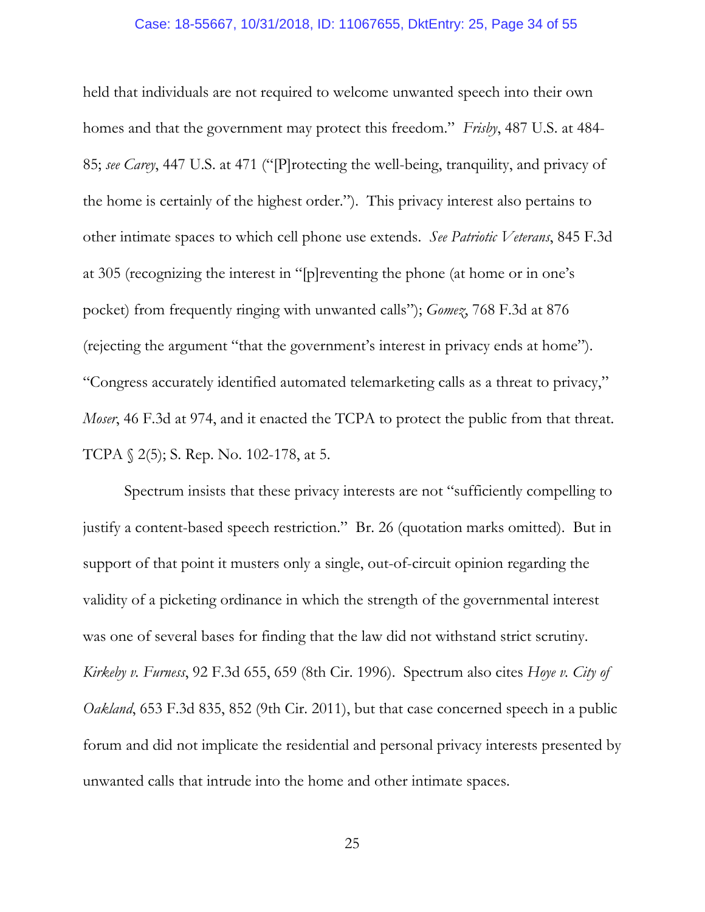held that individuals are not required to welcome unwanted speech into their own homes and that the government may protect this freedom." *Frisby*, 487 U.S. at 484-85; *see Carey*, 447 U.S. at 471 ("[P]rotecting the well-being, tranquility, and privacy of the home is certainly of the highest order."). This privacy interest also pertains to other intimate spaces to which cell phone use extends. *See Patriotic Veterans*, 845 F.3d at 305 (recognizing the interest in "[p]reventing the phone (at home or in one's pocket) from frequently ringing with unwanted calls"); *Gomez*, 768 F.3d at 876 (rejecting the argument "that the government's interest in privacy ends at home"). "Congress accurately identified automated telemarketing calls as a threat to privacy," *Moser*, 46 F.3d at 974, and it enacted the TCPA to protect the public from that threat. TCPA § 2(5); S. Rep. No. 102-178, at 5.

Spectrum insists that these privacy interests are not "sufficiently compelling to justify a content-based speech restriction." Br. 26 (quotation marks omitted). But in support of that point it musters only a single, out-of-circuit opinion regarding the validity of a picketing ordinance in which the strength of the governmental interest was one of several bases for finding that the law did not withstand strict scrutiny. *Kirkeby v. Furness*, 92 F.3d 655, 659 (8th Cir. 1996). Spectrum also cites *Hoye v. City of Oakland*, 653 F.3d 835, 852 (9th Cir. 2011), but that case concerned speech in a public forum and did not implicate the residential and personal privacy interests presented by unwanted calls that intrude into the home and other intimate spaces.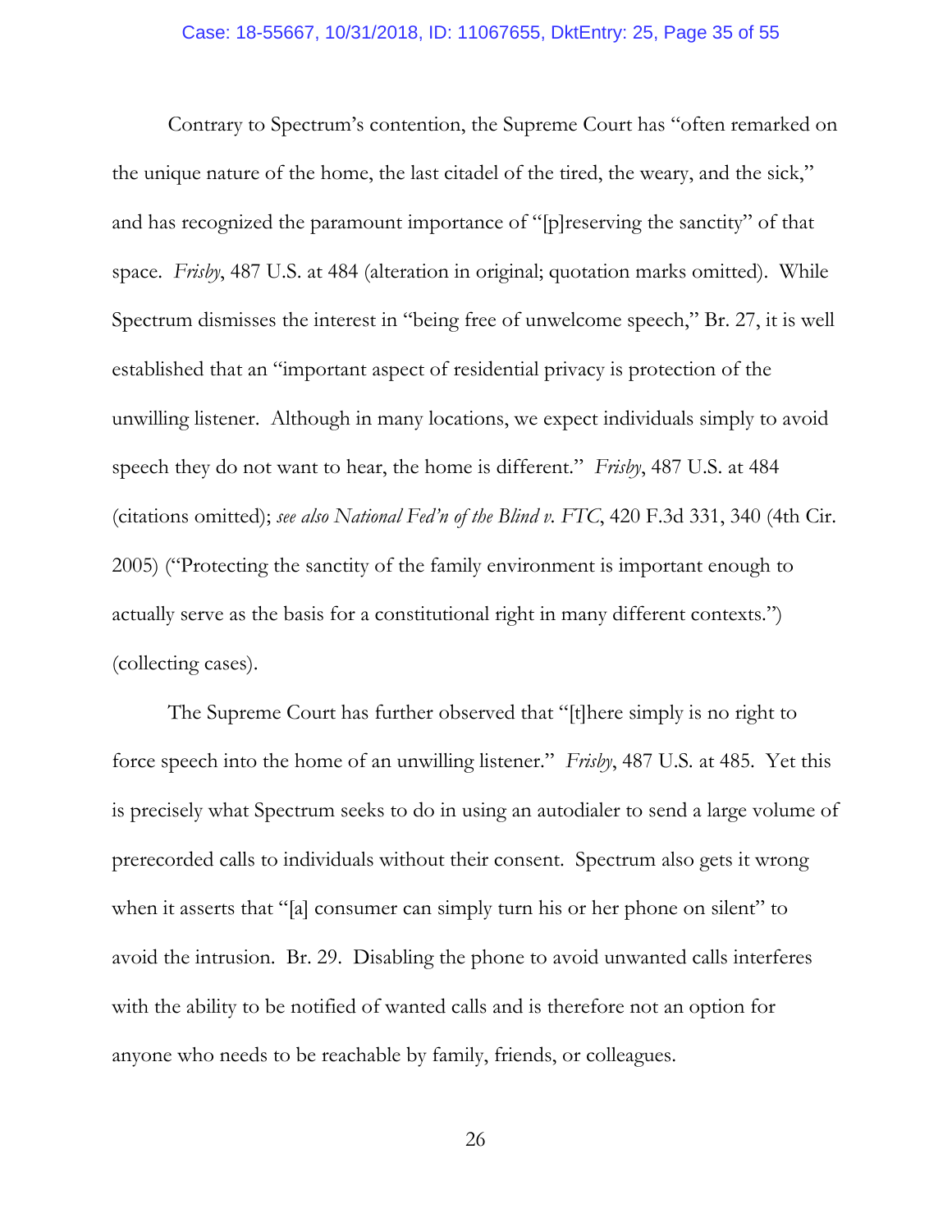Contrary to Spectrum's contention, the Supreme Court has "often remarked on the unique nature of the home, the last citadel of the tired, the weary, and the sick," and has recognized the paramount importance of "[p]reserving the sanctity" of that space. *Frisby*, 487 U.S. at 484 (alteration in original; quotation marks omitted). While Spectrum dismisses the interest in "being free of unwelcome speech," Br. 27, it is well established that an "important aspect of residential privacy is protection of the unwilling listener. Although in many locations, we expect individuals simply to avoid speech they do not want to hear, the home is different." *Frisby*, 487 U.S. at 484 (citations omitted); *see also National Fed'n of the Blind v. FTC*, 420 F.3d 331, 340 (4th Cir. 2005) ("Protecting the sanctity of the family environment is important enough to actually serve as the basis for a constitutional right in many different contexts.") (collecting cases).

The Supreme Court has further observed that "[t]here simply is no right to force speech into the home of an unwilling listener." *Frisby*, 487 U.S. at 485. Yet this is precisely what Spectrum seeks to do in using an autodialer to send a large volume of prerecorded calls to individuals without their consent. Spectrum also gets it wrong when it asserts that "[a] consumer can simply turn his or her phone on silent" to avoid the intrusion. Br. 29. Disabling the phone to avoid unwanted calls interferes with the ability to be notified of wanted calls and is therefore not an option for anyone who needs to be reachable by family, friends, or colleagues.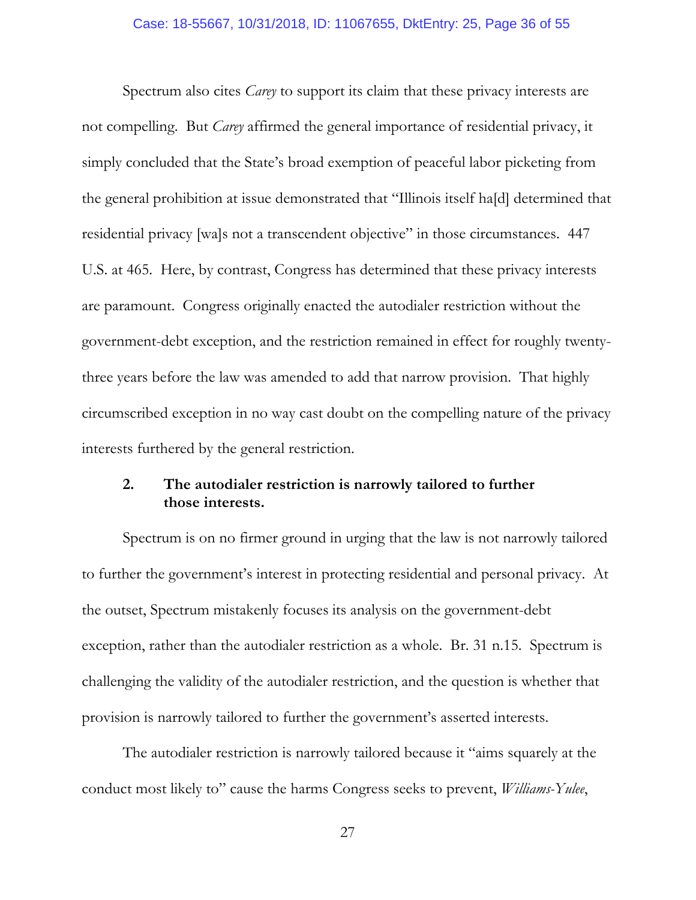Spectrum also cites *Carey* to support its claim that these privacy interests are not compelling. But *Carey* affirmed the general importance of residential privacy, it simply concluded that the State's broad exemption of peaceful labor picketing from the general prohibition at issue demonstrated that "Illinois itself ha[d] determined that residential privacy [wa]s not a transcendent objective" in those circumstances. 447 U.S. at 465. Here, by contrast, Congress has determined that these privacy interests are paramount. Congress originally enacted the autodialer restriction without the government-debt exception, and the restriction remained in effect for roughly twenty-three years before the law was amended to add that narrow provision. That highly circumscribed exception in no way cast doubt on the compelling nature of the privacy interests furthered by the general restriction.

### 2. The autodialer restriction is narrowly tailored to further those interests.

Spectrum is on no firmer ground in urging that the law is not narrowly tailored to further the government's interest in protecting residential and personal privacy. At the outset, Spectrum mistakenly focuses its analysis on the government-debt exception, rather than the autodialer restriction as a whole. Br. 31 n.15. Spectrum is challenging the validity of the autodialer restriction, and the question is whether that provision is narrowly tailored to further the government's asserted interests.

The autodialer restriction is narrowly tailored because it "aims squarely at the conduct most likely to" cause the harms Congress seeks to prevent, *Williams-Yulee*,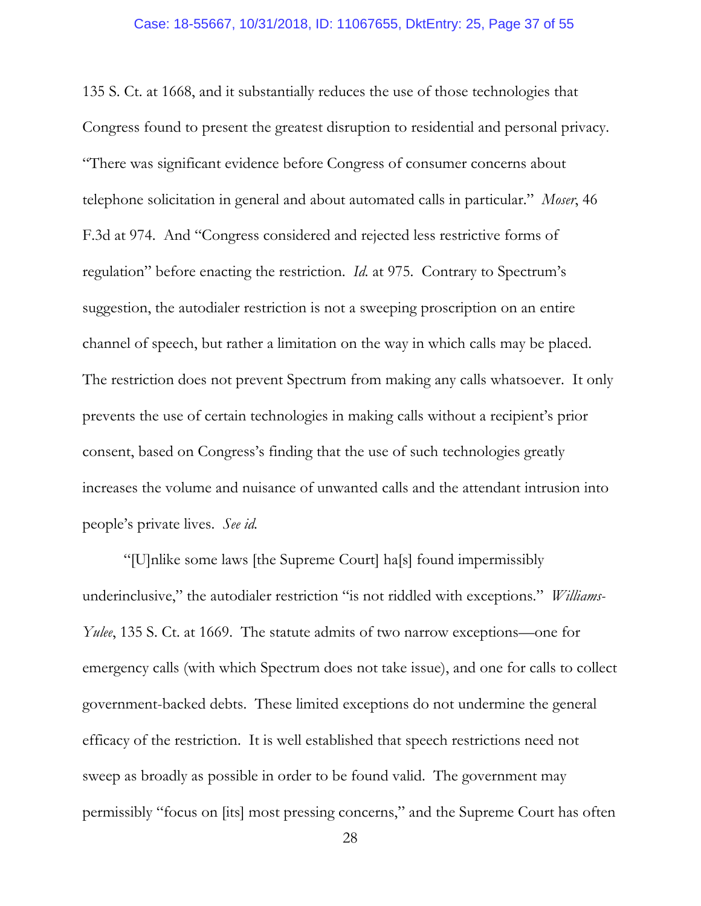135 S. Ct. at 1668, and it substantially reduces the use of those technologies that Congress found to present the greatest disruption to residential and personal privacy. "There was significant evidence before Congress of consumer concerns about telephone solicitation in general and about automated calls in particular." *Moser*, 46 F.3d at 974. And "Congress considered and rejected less restrictive forms of regulation" before enacting the restriction. *Id.* at 975. Contrary to Spectrum's suggestion, the autodialer restriction is not a sweeping proscription on an entire channel of speech, but rather a limitation on the way in which calls may be placed. The restriction does not prevent Spectrum from making any calls whatsoever. It only prevents the use of certain technologies in making calls without a recipient's prior consent, based on Congress's finding that the use of such technologies greatly increases the volume and nuisance of unwanted calls and the attendant intrusion into people's private lives. *See id.*

"[U]nlike some laws [the Supreme Court] ha[s] found impermissibly underinclusive," the autodialer restriction "is not riddled with exceptions." *Williams-Yulee*, 135 S. Ct. at 1669. The statute admits of two narrow exceptions—one for emergency calls (with which Spectrum does not take issue), and one for calls to collect government-backed debts. These limited exceptions do not undermine the general efficacy of the restriction. It is well established that speech restrictions need not sweep as broadly as possible in order to be found valid. The government may permissibly "focus on [its] most pressing concerns," and the Supreme Court has often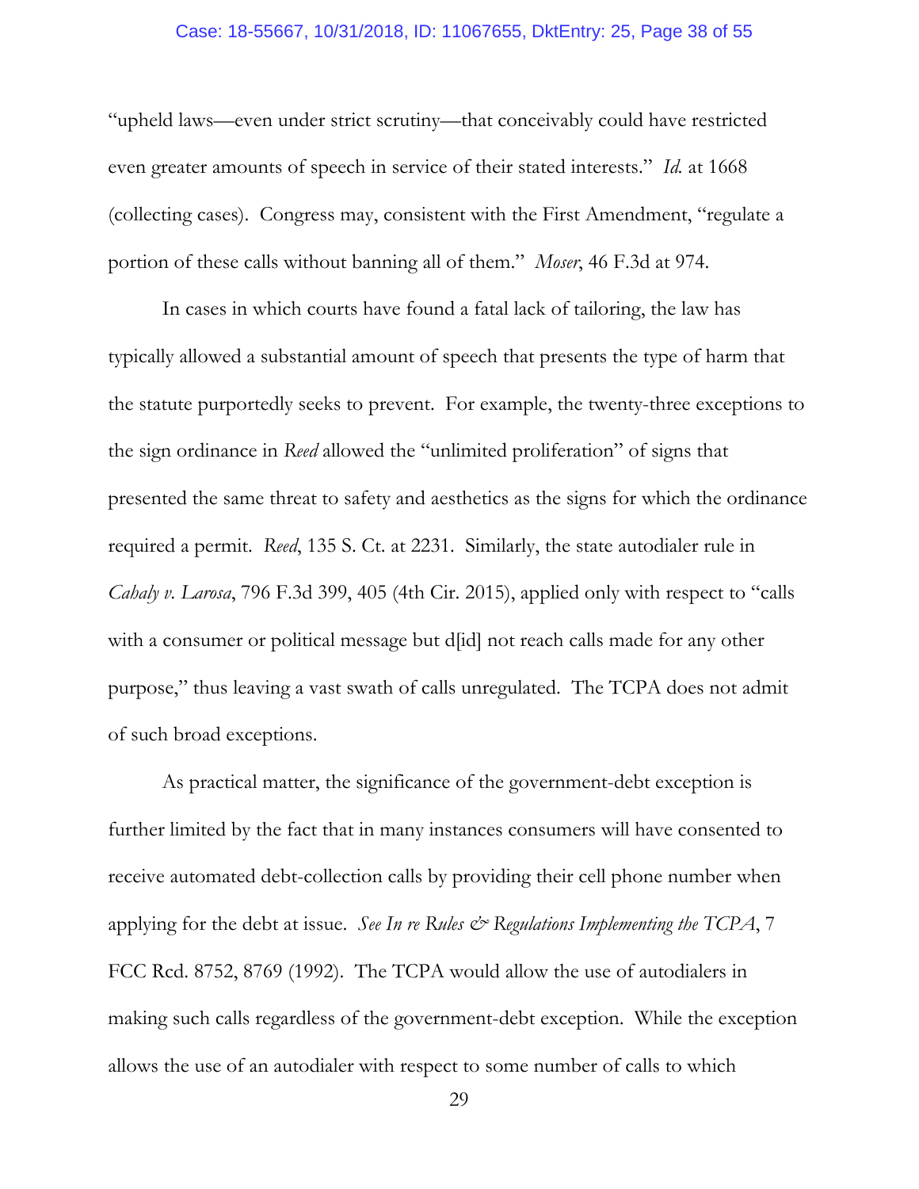"upheld laws—even under strict scrutiny—that conceivably could have restricted even greater amounts of speech in service of their stated interests." *Id.* at 1668 (collecting cases). Congress may, consistent with the First Amendment, "regulate a portion of these calls without banning all of them." *Moser*, 46 F.3d at 974.

In cases in which courts have found a fatal lack of tailoring, the law has typically allowed a substantial amount of speech that presents the type of harm that the statute purportedly seeks to prevent. For example, the twenty-three exceptions to the sign ordinance in *Reed* allowed the "unlimited proliferation" of signs that presented the same threat to safety and aesthetics as the signs for which the ordinance required a permit. *Reed*, 135 S. Ct. at 2231. Similarly, the state autodialer rule in *Cahaly v. Larosa*, 796 F.3d 399, 405 (4th Cir. 2015), applied only with respect to "calls with a consumer or political message but d[id] not reach calls made for any other purpose," thus leaving a vast swath of calls unregulated. The TCPA does not admit of such broad exceptions.

As practical matter, the significance of the government-debt exception is further limited by the fact that in many instances consumers will have consented to receive automated debt-collection calls by providing their cell phone number when applying for the debt at issue. *See In re Rules & Regulations Implementing the TCPA*, 7 FCC Rcd. 8752, 8769 (1992). The TCPA would allow the use of autodialers in making such calls regardless of the government-debt exception. While the exception allows the use of an autodialer with respect to some number of calls to which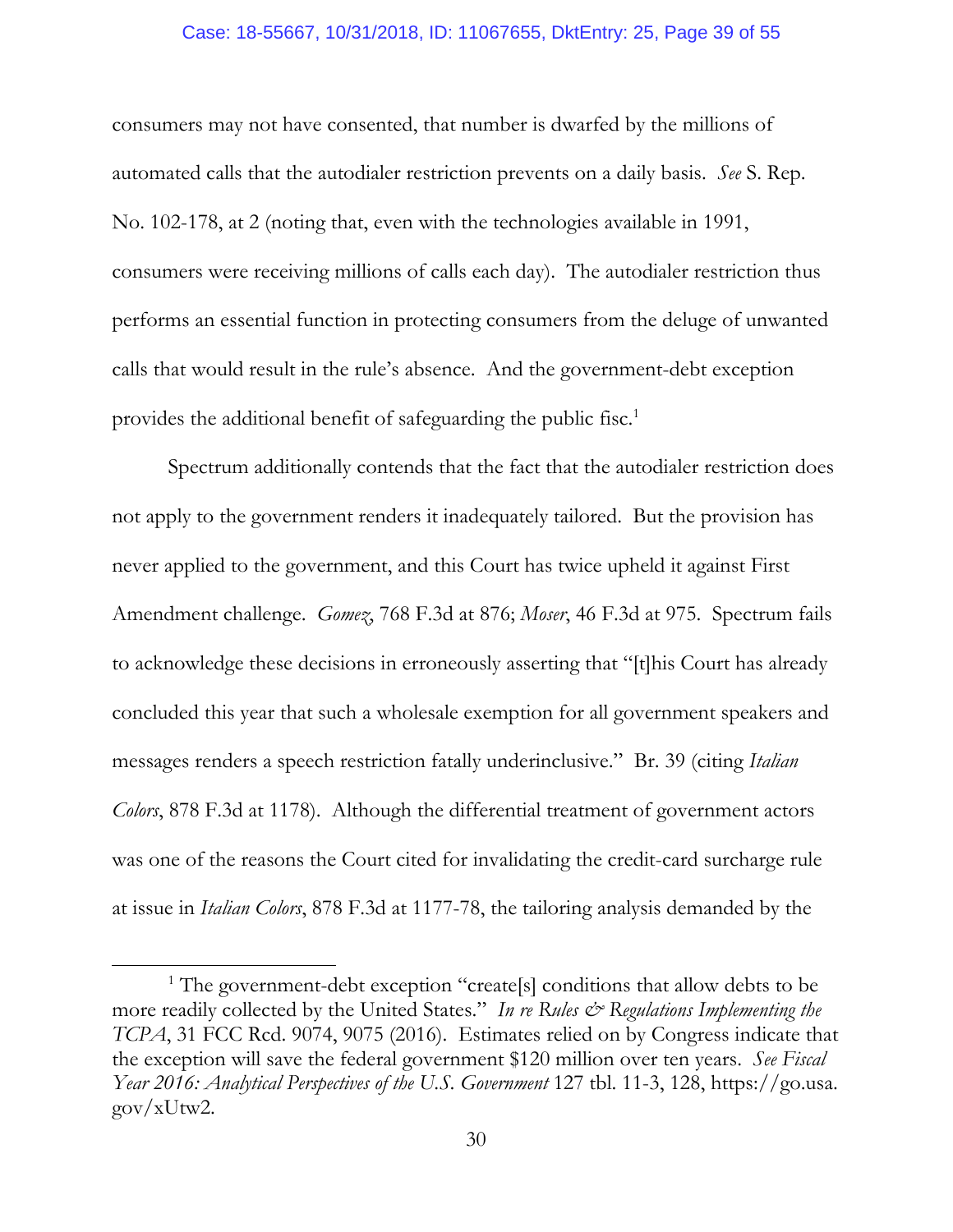consumers may not have consented, that number is dwarfed by the millions of automated calls that the autodialer restriction prevents on a daily basis. *See* S. Rep. No. 102-178, at 2 (noting that, even with the technologies available in 1991, consumers were receiving millions of calls each day). The autodialer restriction thus performs an essential function in protecting consumers from the deluge of unwanted calls that would result in the rule's absence. And the government-debt exception provides the additional benefit of safeguarding the public fisc.[1]

Spectrum additionally contends that the fact that the autodialer restriction does not apply to the government renders it inadequately tailored. But the provision has never applied to the government, and this Court has twice upheld it against First Amendment challenge. *Gomez*, 768 F.3d at 876; *Moser*, 46 F.3d at 975. Spectrum fails to acknowledge these decisions in erroneously asserting that "[t]his Court has already concluded this year that such a wholesale exemption for all government speakers and messages renders a speech restriction fatally underinclusive." Br. 39 (citing *Italian Colors*, 878 F.3d at 1178). Although the differential treatment of government actors was one of the reasons the Court cited for invalidating the credit-card surcharge rule at issue in *Italian Colors*, 878 F.3d at 1177-78, the tailoring analysis demanded by the

[1] The government-debt exception "create[s] conditions that allow debts to be more readily collected by the United States." *In re Rules & Regulations Implementing the TCPA*, 31 FCC Rcd. 9074, 9075 (2016). Estimates relied on by Congress indicate that the exception will save the federal government $120 million over ten years. *See Fiscal Year 2016: Analytical Perspectives of the U.S. Government* 127 tbl. 11-3, 128, https://go.usa.gov/xUtw2.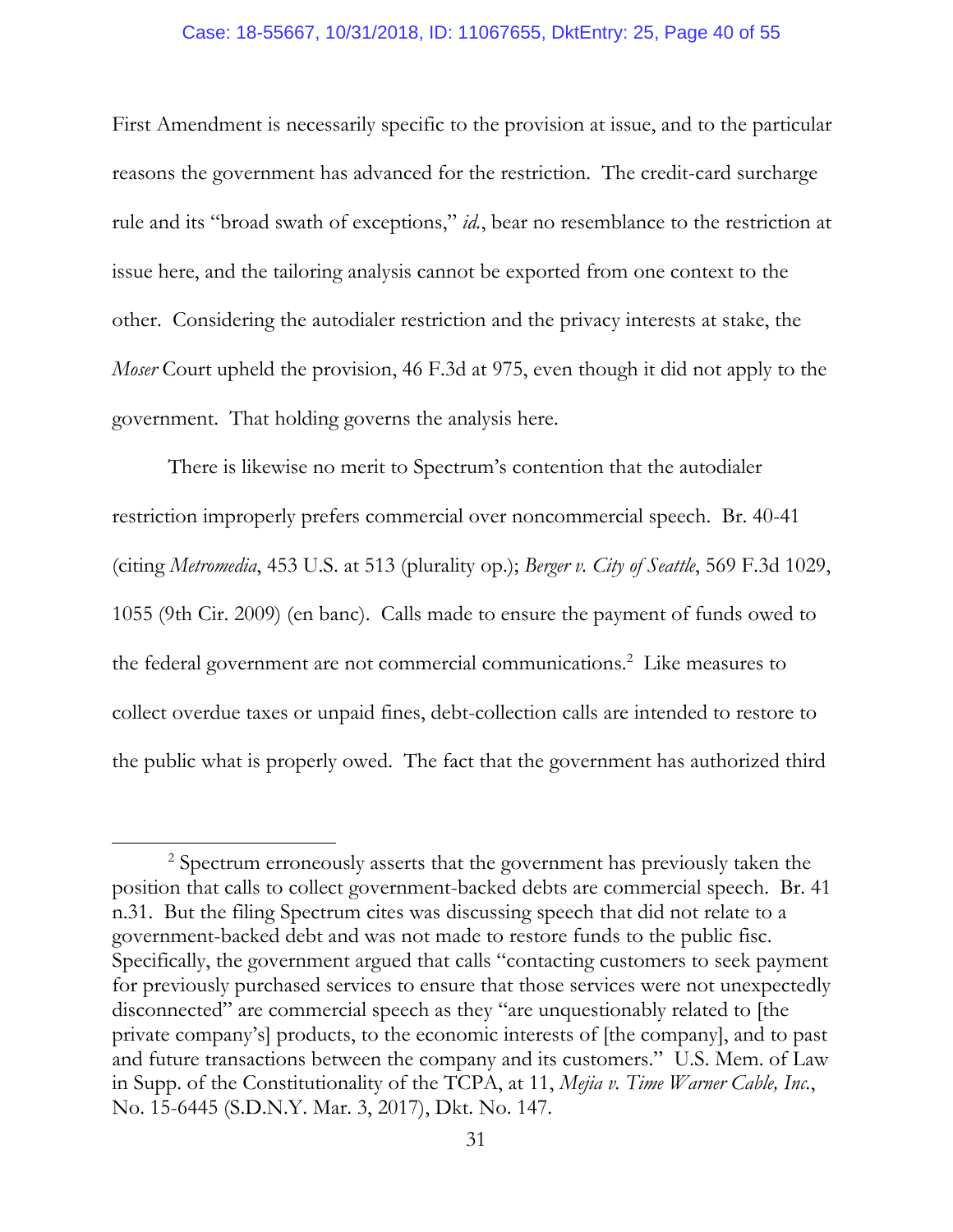First Amendment is necessarily specific to the provision at issue, and to the particular reasons the government has advanced for the restriction. The credit-card surcharge rule and its "broad swath of exceptions," *id.*, bear no resemblance to the restriction at issue here, and the tailoring analysis cannot be exported from one context to the other. Considering the autodialer restriction and the privacy interests at stake, the *Moser* Court upheld the provision, 46 F.3d at 975, even though it did not apply to the government. That holding governs the analysis here.

There is likewise no merit to Spectrum's contention that the autodialer restriction improperly prefers commercial over noncommercial speech. Br. 40-41 (citing *Metromedia*, 453 U.S. at 513 (plurality op.); *Berger v. City of Seattle*, 569 F.3d 1029, 1055 (9th Cir. 2009) (en banc). Calls made to ensure the payment of funds owed to the federal government are not commercial communications.[2] Like measures to collect overdue taxes or unpaid fines, debt-collection calls are intended to restore to the public what is properly owed. The fact that the government has authorized third

---

[2] Spectrum erroneously asserts that the government has previously taken the position that calls to collect government-backed debts are commercial speech. Br. 41 n.31. But the filing Spectrum cites was discussing speech that did not relate to a government-backed debt and was not made to restore funds to the public fisc. Specifically, the government argued that calls "contacting customers to seek payment for previously purchased services to ensure that those services were not unexpectedly disconnected" are commercial speech as they "are unquestionably related to [the private company's] products, to the economic interests of [the company], and to past and future transactions between the company and its customers." U.S. Mem. of Law in Supp. of the Constitutionality of the TCPA, at 11, *Mejia v. Time Warner Cable, Inc.*, No. 15-6445 (S.D.N.Y. Mar. 3, 2017), Dkt. No. 147.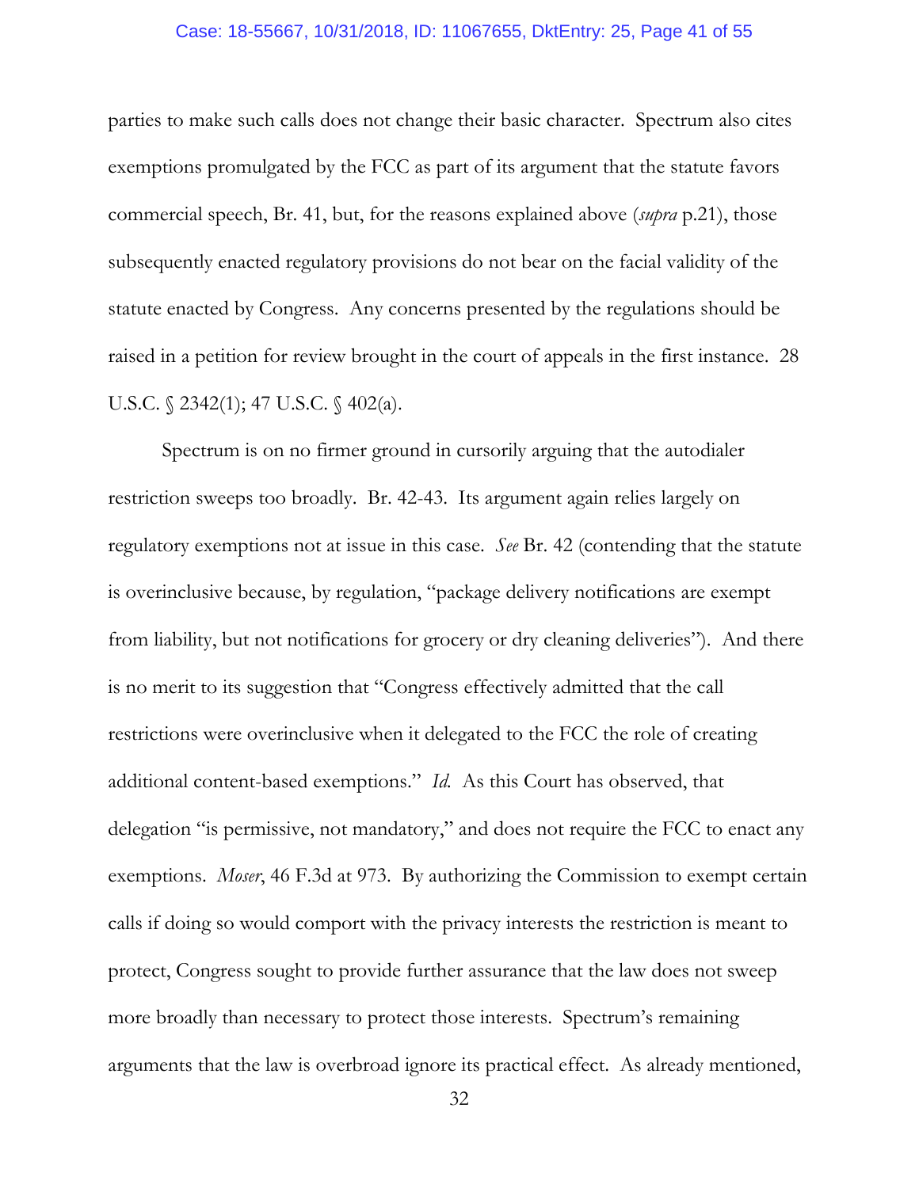parties to make such calls does not change their basic character. Spectrum also cites exemptions promulgated by the FCC as part of its argument that the statute favors commercial speech, Br. 41, but, for the reasons explained above (*supra* p.21), those subsequently enacted regulatory provisions do not bear on the facial validity of the statute enacted by Congress. Any concerns presented by the regulations should be raised in a petition for review brought in the court of appeals in the first instance. 28 U.S.C. § 2342(1); 47 U.S.C. § 402(a).

Spectrum is on no firmer ground in cursorily arguing that the autodialer restriction sweeps too broadly. Br. 42-43. Its argument again relies largely on regulatory exemptions not at issue in this case. *See* Br. 42 (contending that the statute is overinclusive because, by regulation, "package delivery notifications are exempt from liability, but not notifications for grocery or dry cleaning deliveries"). And there is no merit to its suggestion that "Congress effectively admitted that the call restrictions were overinclusive when it delegated to the FCC the role of creating additional content-based exemptions." *Id.* As this Court has observed, that delegation "is permissive, not mandatory," and does not require the FCC to enact any exemptions. *Moser*, 46 F.3d at 973. By authorizing the Commission to exempt certain calls if doing so would comport with the privacy interests the restriction is meant to protect, Congress sought to provide further assurance that the law does not sweep more broadly than necessary to protect those interests. Spectrum's remaining arguments that the law is overbroad ignore its practical effect. As already mentioned,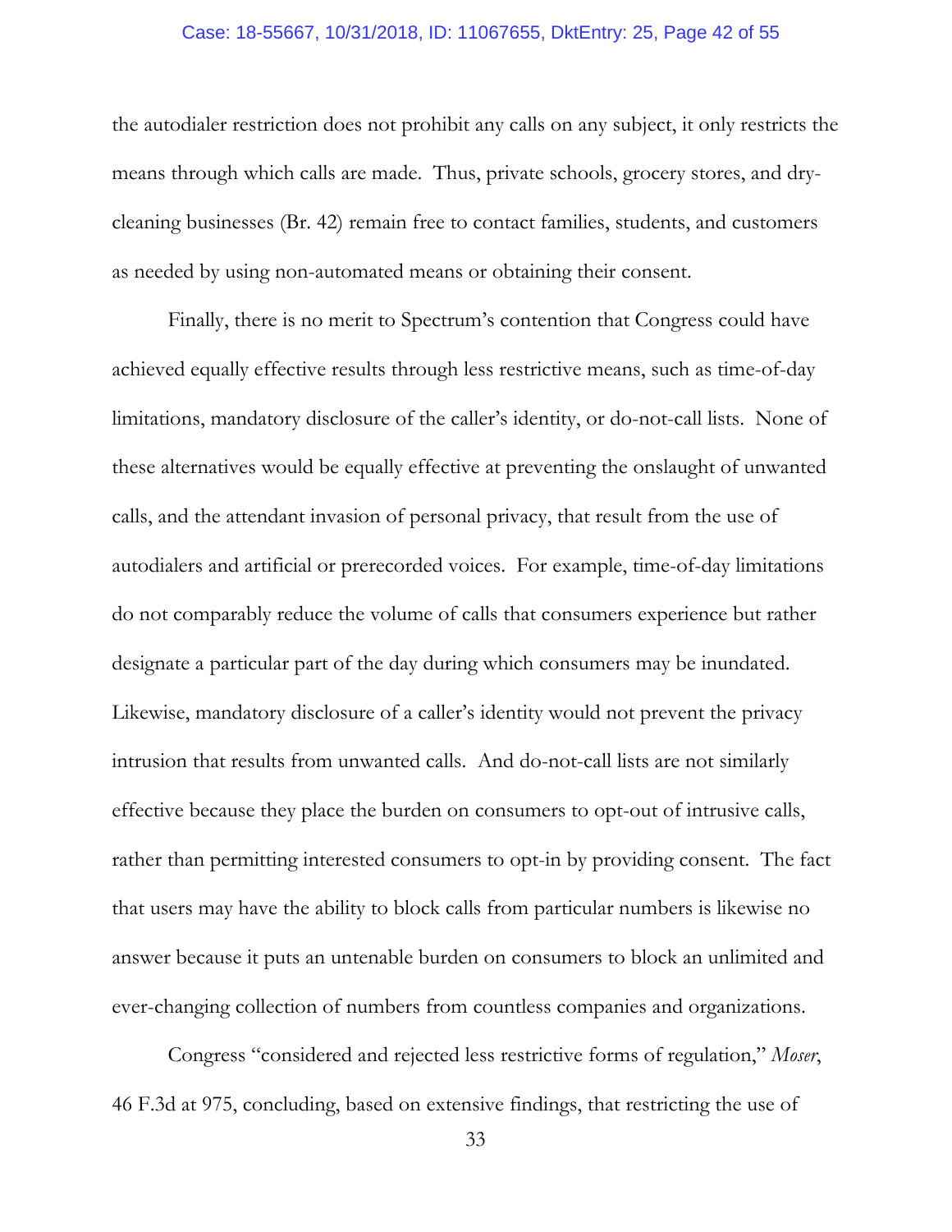the autodialer restriction does not prohibit any calls on any subject, it only restricts the means through which calls are made. Thus, private schools, grocery stores, and dry-cleaning businesses (Br. 42) remain free to contact families, students, and customers as needed by using non-automated means or obtaining their consent.

Finally, there is no merit to Spectrum's contention that Congress could have achieved equally effective results through less restrictive means, such as time-of-day limitations, mandatory disclosure of the caller's identity, or do-not-call lists. None of these alternatives would be equally effective at preventing the onslaught of unwanted calls, and the attendant invasion of personal privacy, that result from the use of autodialers and artificial or prerecorded voices. For example, time-of-day limitations do not comparably reduce the volume of calls that consumers experience but rather designate a particular part of the day during which consumers may be inundated. Likewise, mandatory disclosure of a caller's identity would not prevent the privacy intrusion that results from unwanted calls. And do-not-call lists are not similarly effective because they place the burden on consumers to opt-out of intrusive calls, rather than permitting interested consumers to opt-in by providing consent. The fact that users may have the ability to block calls from particular numbers is likewise no answer because it puts an untenable burden on consumers to block an unlimited and ever-changing collection of numbers from countless companies and organizations.

Congress "considered and rejected less restrictive forms of regulation," *Moser*, 46 F.3d at 975, concluding, based on extensive findings, that restricting the use of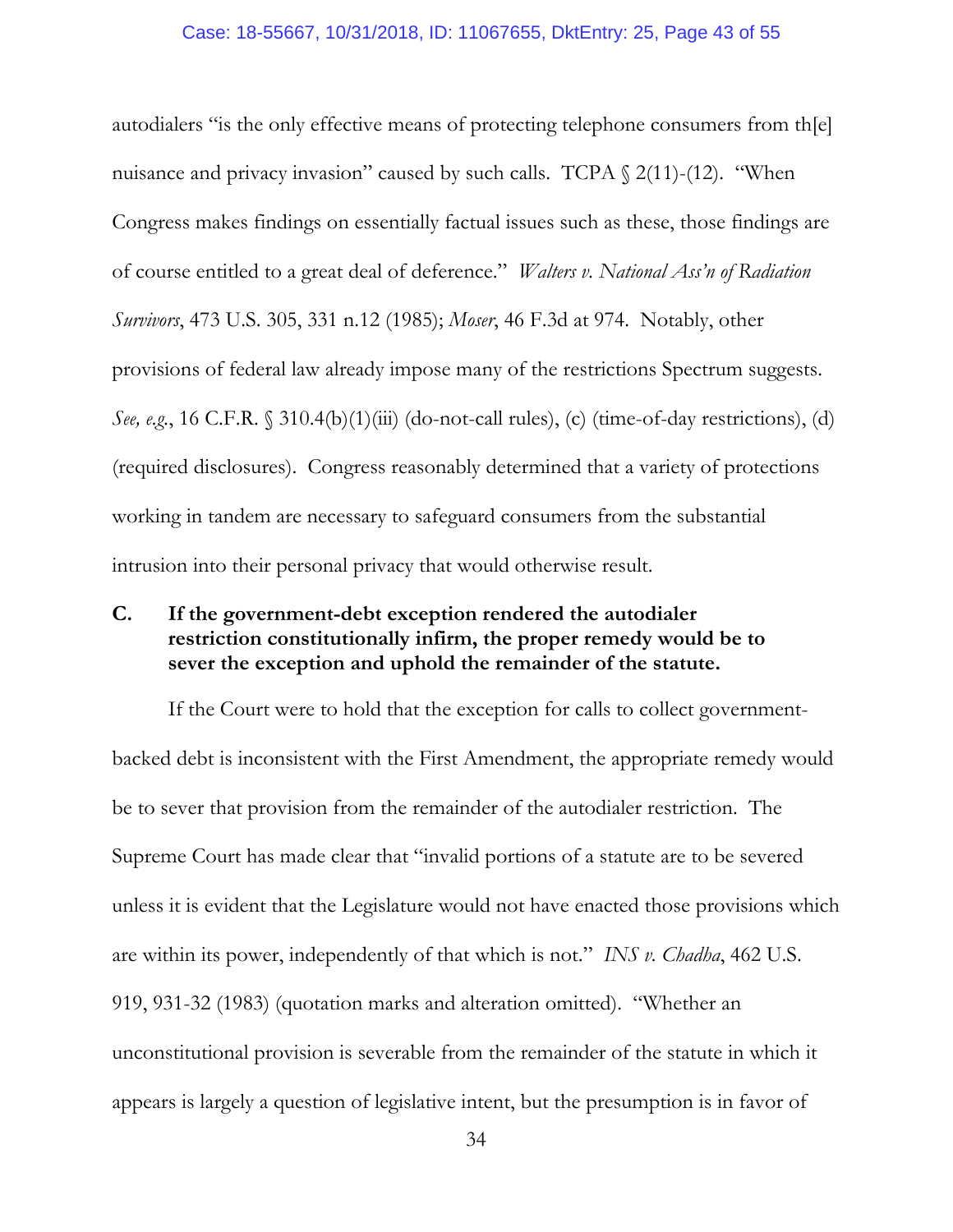autodialers "is the only effective means of protecting telephone consumers from th[e] nuisance and privacy invasion" caused by such calls. TCPA § 2(11)-(12). "When Congress makes findings on essentially factual issues such as these, those findings are of course entitled to a great deal of deference." *Walters v. National Ass'n of Radiation Survivors*, 473 U.S. 305, 331 n.12 (1985); *Moser*, 46 F.3d at 974. Notably, other provisions of federal law already impose many of the restrictions Spectrum suggests. *See, e.g.*, 16 C.F.R. § 310.4(b)(1)(iii) (do-not-call rules), (c) (time-of-day restrictions), (d) (required disclosures). Congress reasonably determined that a variety of protections working in tandem are necessary to safeguard consumers from the substantial intrusion into their personal privacy that would otherwise result.

### C. If the government-debt exception rendered the autodialer restriction constitutionally infirm, the proper remedy would be to sever the exception and uphold the remainder of the statute.

If the Court were to hold that the exception for calls to collect government-backed debt is inconsistent with the First Amendment, the appropriate remedy would be to sever that provision from the remainder of the autodialer restriction. The Supreme Court has made clear that "invalid portions of a statute are to be severed unless it is evident that the Legislature would not have enacted those provisions which are within its power, independently of that which is not." *INS v. Chadha*, 462 U.S. 919, 931-32 (1983) (quotation marks and alteration omitted). "Whether an unconstitutional provision is severable from the remainder of the statute in which it appears is largely a question of legislative intent, but the presumption is in favor of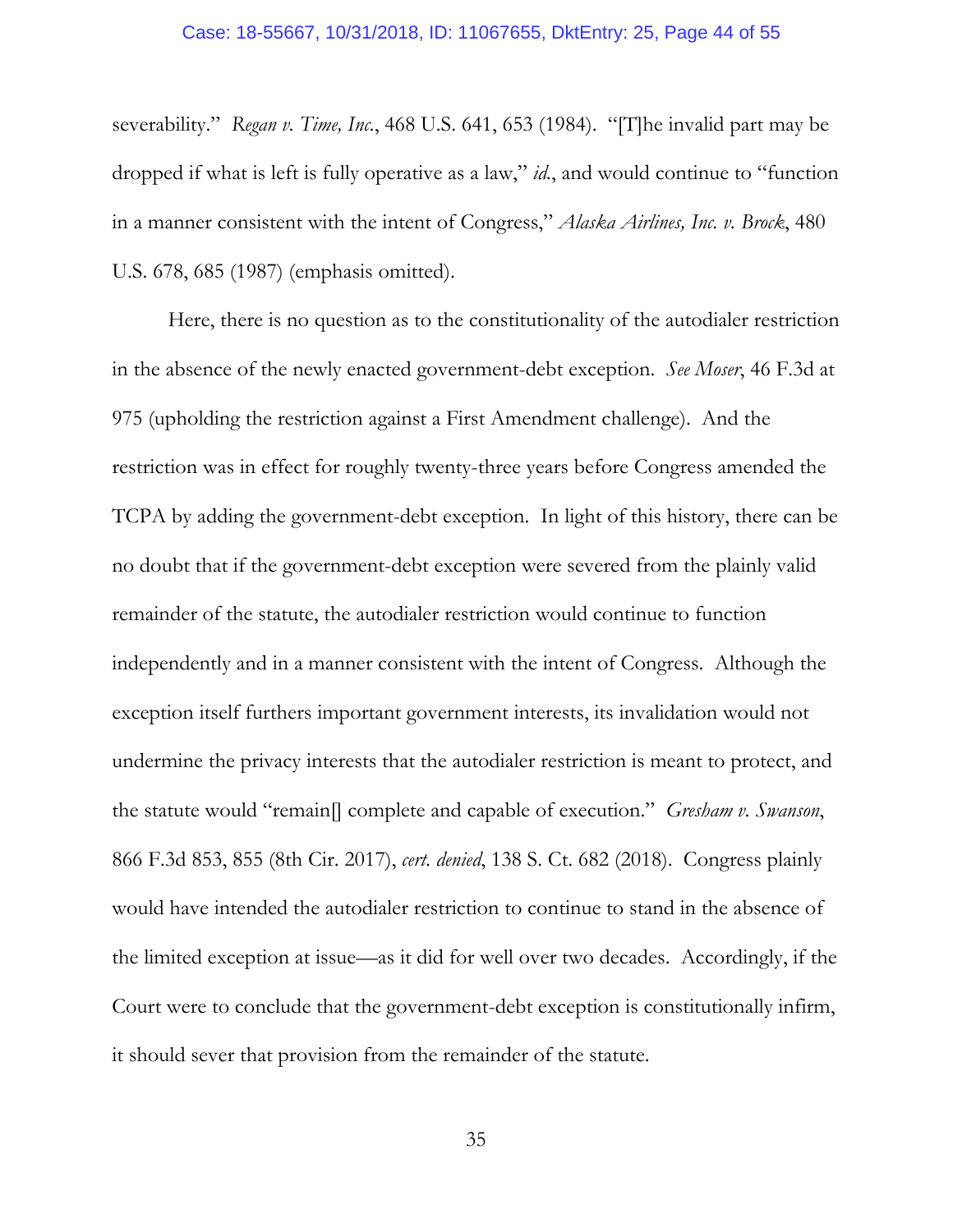severability." *Regan v. Time, Inc.*, 468 U.S. 641, 653 (1984). "[T]he invalid part may be dropped if what is left is fully operative as a law," *id.*, and would continue to "function in a manner consistent with the intent of Congress," *Alaska Airlines, Inc. v. Brock*, 480 U.S. 678, 685 (1987) (emphasis omitted).

Here, there is no question as to the constitutionality of the autodialer restriction in the absence of the newly enacted government-debt exception. *See Moser*, 46 F.3d at 975 (upholding the restriction against a First Amendment challenge). And the restriction was in effect for roughly twenty-three years before Congress amended the TCPA by adding the government-debt exception. In light of this history, there can be no doubt that if the government-debt exception were severed from the plainly valid remainder of the statute, the autodialer restriction would continue to function independently and in a manner consistent with the intent of Congress. Although the exception itself furthers important government interests, its invalidation would not undermine the privacy interests that the autodialer restriction is meant to protect, and the statute would "remain[] complete and capable of execution." *Gresham v. Swanson*, 866 F.3d 853, 855 (8th Cir. 2017), *cert. denied*, 138 S. Ct. 682 (2018). Congress plainly would have intended the autodialer restriction to continue to stand in the absence of the limited exception at issue—as it did for well over two decades. Accordingly, if the Court were to conclude that the government-debt exception is constitutionally infirm, it should sever that provision from the remainder of the statute.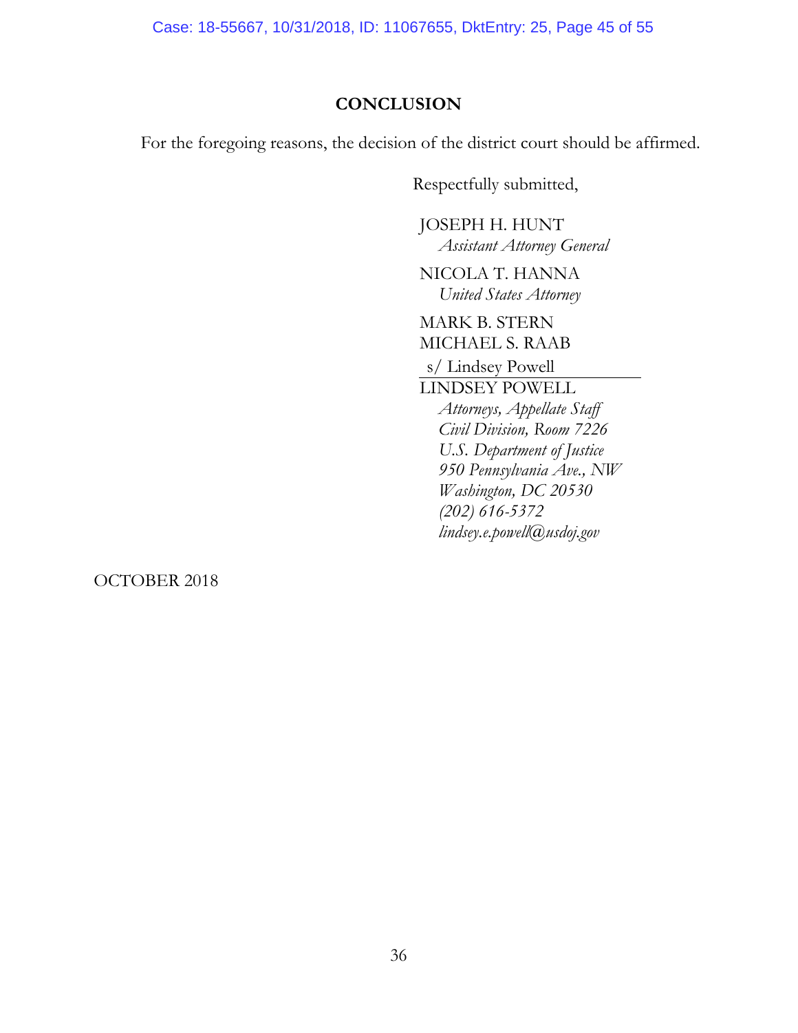## CONCLUSION

For the foregoing reasons, the decision of the district court should be affirmed.

Respectfully submitted,

JOSEPH H. HUNT
*Assistant Attorney General*

NICOLA T. HANNA
*United States Attorney*

MARK B. STERN
MICHAEL S. RAAB

s/ Lindsey Powell

LINDSEY POWELL
*Attorneys, Appellate Staff*
*Civil Division, Room 7226*
*U.S. Department of Justice*
*950 Pennsylvania Ave., NW*
*Washington, DC 20530*
*(202) 616-5372*
*lindsey.e.powell@usdoj.gov*

OCTOBER 2018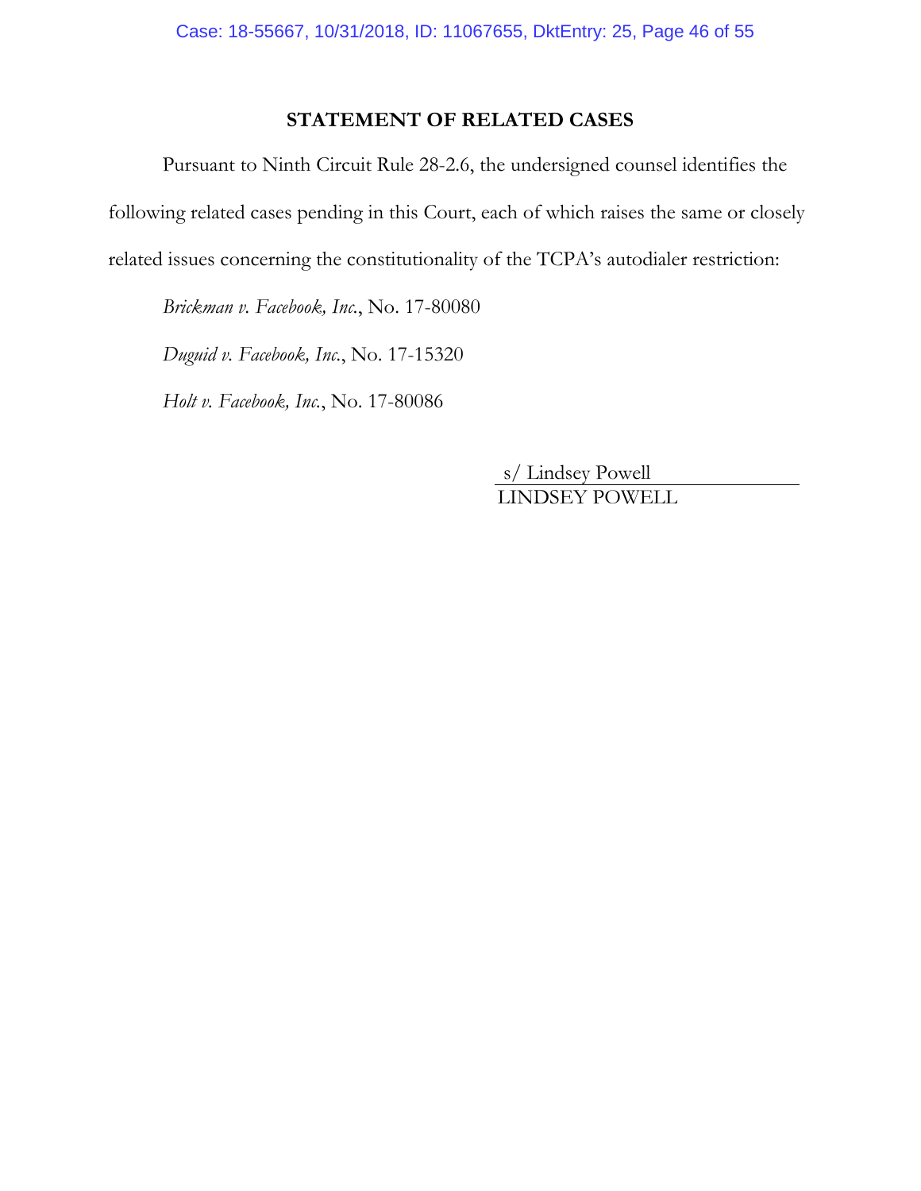## STATEMENT OF RELATED CASES

Pursuant to Ninth Circuit Rule 28-2.6, the undersigned counsel identifies the following related cases pending in this Court, each of which raises the same or closely related issues concerning the constitutionality of the TCPA's autodialer restriction:

*Brickman v. Facebook, Inc.*, No. 17-80080

*Duguid v. Facebook, Inc.*, No. 17-15320

*Holt v. Facebook, Inc.*, No. 17-80086

s/ Lindsey Powell
LINDSEY POWELL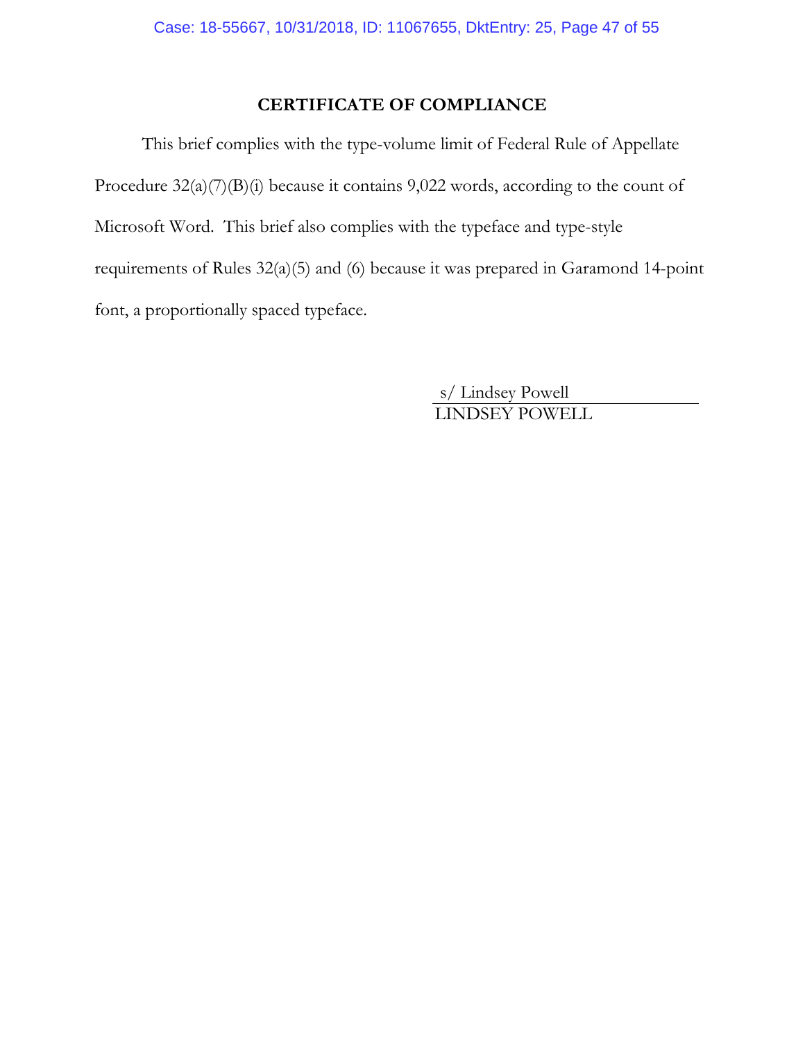## CERTIFICATE OF COMPLIANCE

This brief complies with the type-volume limit of Federal Rule of Appellate Procedure 32(a)(7)(B)(i) because it contains 9,022 words, according to the count of Microsoft Word. This brief also complies with the typeface and type-style requirements of Rules 32(a)(5) and (6) because it was prepared in Garamond 14-point font, a proportionally spaced typeface.

s/ Lindsey Powell
LINDSEY POWELL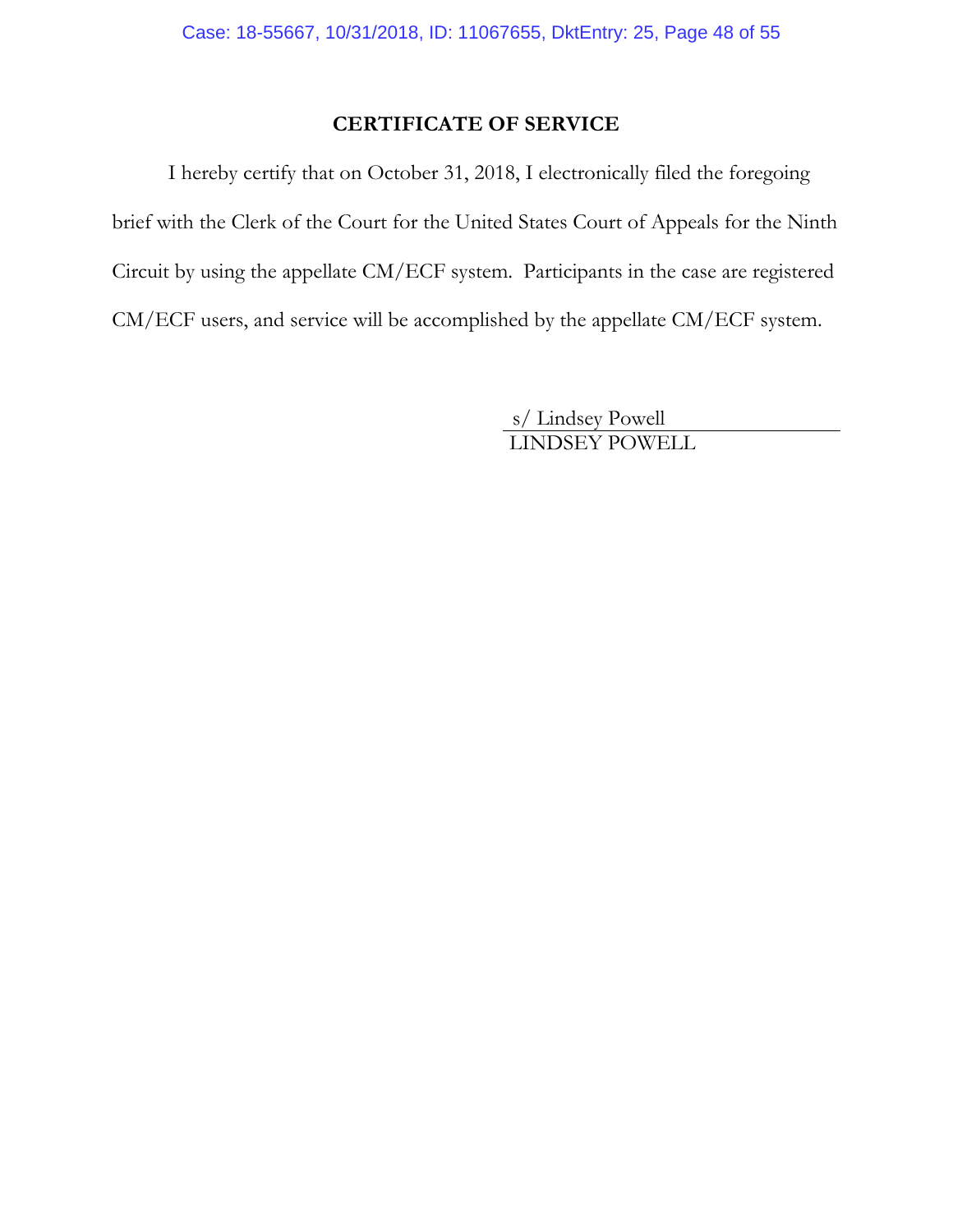## CERTIFICATE OF SERVICE

I hereby certify that on October 31, 2018, I electronically filed the foregoing brief with the Clerk of the Court for the United States Court of Appeals for the Ninth Circuit by using the appellate CM/ECF system. Participants in the case are registered CM/ECF users, and service will be accomplished by the appellate CM/ECF system.

s/ Lindsey Powell
LINDSEY POWELL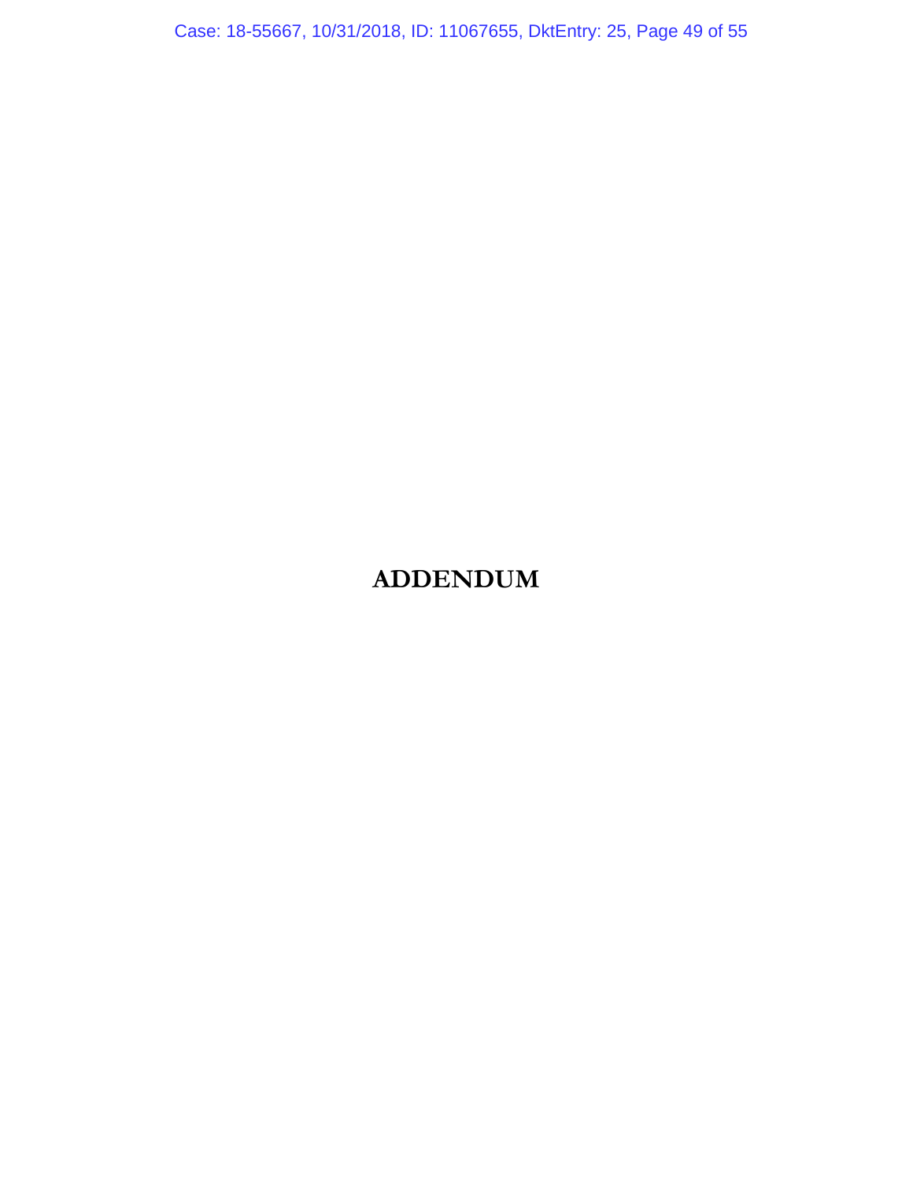# ADDENDUM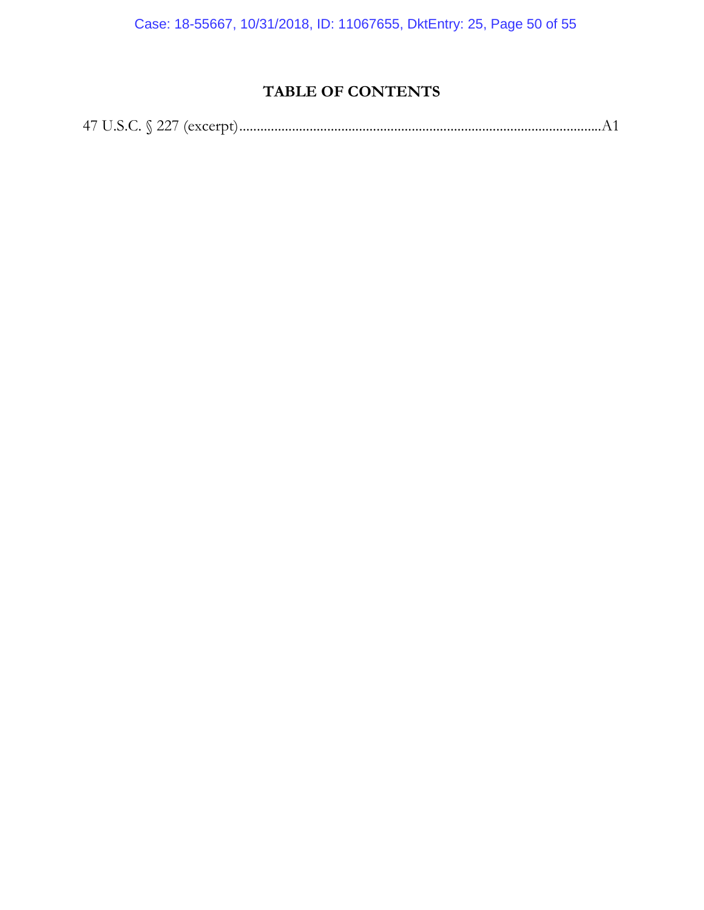# TABLE OF CONTENTS

47 U.S.C. § 227 (excerpt).....................................................................................................A1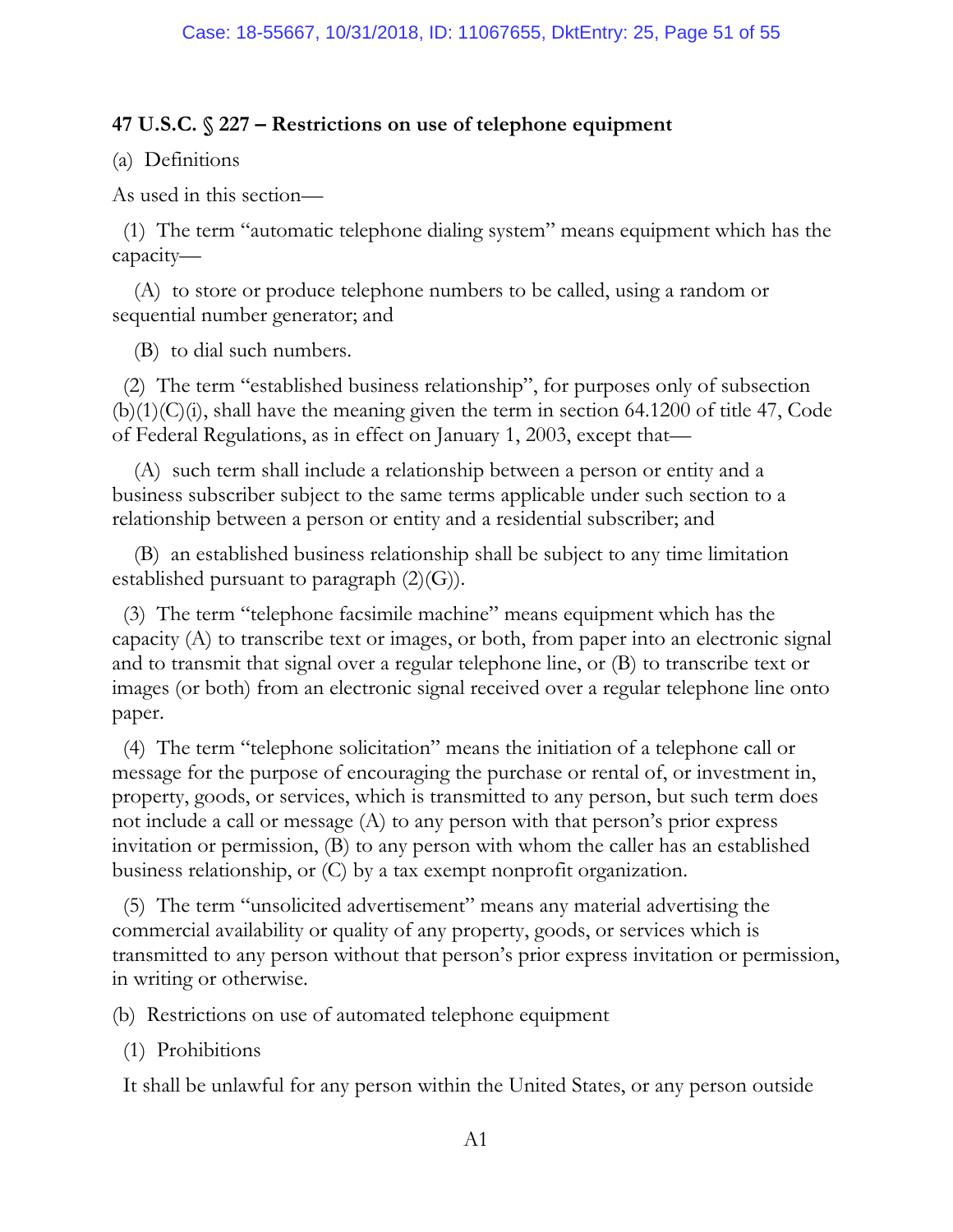**47 U.S.C. § 227 – Restrictions on use of telephone equipment**

(a) Definitions

As used in this section—

(1) The term "automatic telephone dialing system" means equipment which has the capacity—

(A) to store or produce telephone numbers to be called, using a random or sequential number generator; and

(B) to dial such numbers.

(2) The term "established business relationship", for purposes only of subsection (b)(1)(C)(i), shall have the meaning given the term in section 64.1200 of title 47, Code of Federal Regulations, as in effect on January 1, 2003, except that—

(A) such term shall include a relationship between a person or entity and a business subscriber subject to the same terms applicable under such section to a relationship between a person or entity and a residential subscriber; and

(B) an established business relationship shall be subject to any time limitation established pursuant to paragraph (2)(G)).

(3) The term "telephone facsimile machine" means equipment which has the capacity (A) to transcribe text or images, or both, from paper into an electronic signal and to transmit that signal over a regular telephone line, or (B) to transcribe text or images (or both) from an electronic signal received over a regular telephone line onto paper.

(4) The term "telephone solicitation" means the initiation of a telephone call or message for the purpose of encouraging the purchase or rental of, or investment in, property, goods, or services, which is transmitted to any person, but such term does not include a call or message (A) to any person with that person's prior express invitation or permission, (B) to any person with whom the caller has an established business relationship, or (C) by a tax exempt nonprofit organization.

(5) The term "unsolicited advertisement" means any material advertising the commercial availability or quality of any property, goods, or services which is transmitted to any person without that person's prior express invitation or permission, in writing or otherwise.

(b) Restrictions on use of automated telephone equipment

(1) Prohibitions

It shall be unlawful for any person within the United States, or any person outside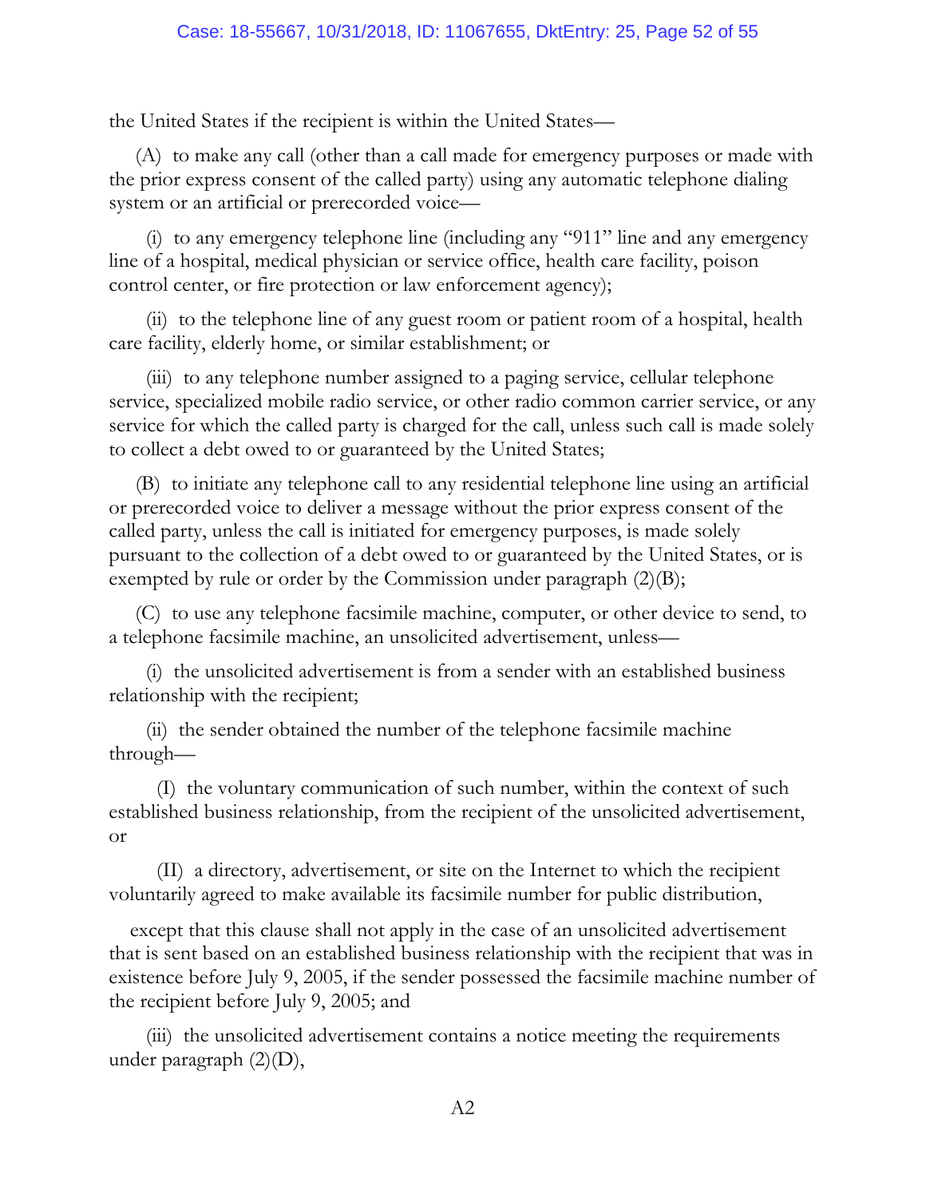the United States if the recipient is within the United States—

(A) to make any call (other than a call made for emergency purposes or made with the prior express consent of the called party) using any automatic telephone dialing system or an artificial or prerecorded voice—

(i) to any emergency telephone line (including any "911" line and any emergency line of a hospital, medical physician or service office, health care facility, poison control center, or fire protection or law enforcement agency);

(ii) to the telephone line of any guest room or patient room of a hospital, health care facility, elderly home, or similar establishment; or

(iii) to any telephone number assigned to a paging service, cellular telephone service, specialized mobile radio service, or other radio common carrier service, or any service for which the called party is charged for the call, unless such call is made solely to collect a debt owed to or guaranteed by the United States;

(B) to initiate any telephone call to any residential telephone line using an artificial or prerecorded voice to deliver a message without the prior express consent of the called party, unless the call is initiated for emergency purposes, is made solely pursuant to the collection of a debt owed to or guaranteed by the United States, or is exempted by rule or order by the Commission under paragraph (2)(B);

(C) to use any telephone facsimile machine, computer, or other device to send, to a telephone facsimile machine, an unsolicited advertisement, unless—

(i) the unsolicited advertisement is from a sender with an established business relationship with the recipient;

(ii) the sender obtained the number of the telephone facsimile machine through—

(I) the voluntary communication of such number, within the context of such established business relationship, from the recipient of the unsolicited advertisement, or

(II) a directory, advertisement, or site on the Internet to which the recipient voluntarily agreed to make available its facsimile number for public distribution,

except that this clause shall not apply in the case of an unsolicited advertisement that is sent based on an established business relationship with the recipient that was in existence before July 9, 2005, if the sender possessed the facsimile machine number of the recipient before July 9, 2005; and

(iii) the unsolicited advertisement contains a notice meeting the requirements under paragraph (2)(D),

A2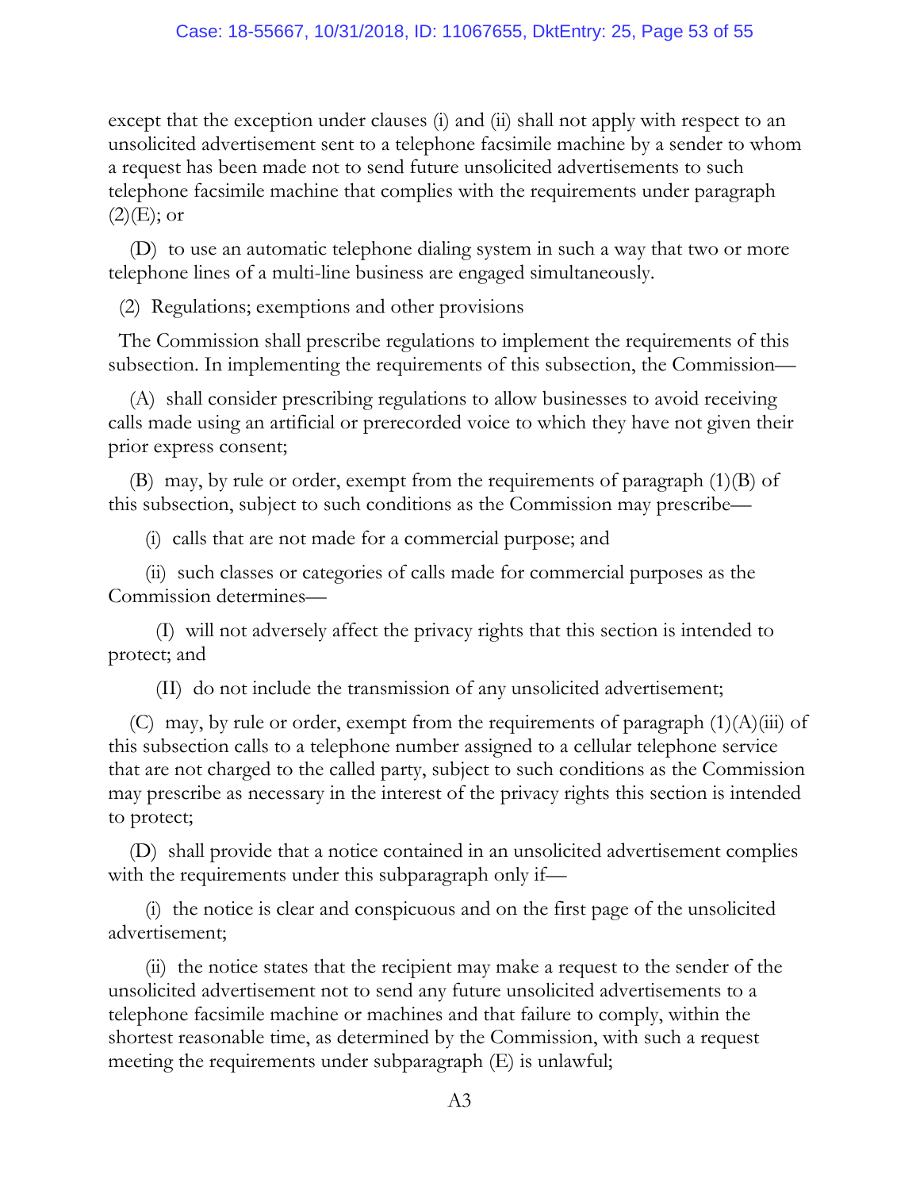except that the exception under clauses (i) and (ii) shall not apply with respect to an unsolicited advertisement sent to a telephone facsimile machine by a sender to whom a request has been made not to send future unsolicited advertisements to such telephone facsimile machine that complies with the requirements under paragraph (2)(E); or

(D) to use an automatic telephone dialing system in such a way that two or more telephone lines of a multi-line business are engaged simultaneously.

(2) Regulations; exemptions and other provisions

The Commission shall prescribe regulations to implement the requirements of this subsection. In implementing the requirements of this subsection, the Commission—

(A) shall consider prescribing regulations to allow businesses to avoid receiving calls made using an artificial or prerecorded voice to which they have not given their prior express consent;

(B) may, by rule or order, exempt from the requirements of paragraph (1)(B) of this subsection, subject to such conditions as the Commission may prescribe—

(i) calls that are not made for a commercial purpose; and

(ii) such classes or categories of calls made for commercial purposes as the Commission determines—

(I) will not adversely affect the privacy rights that this section is intended to protect; and

(II) do not include the transmission of any unsolicited advertisement;

(C) may, by rule or order, exempt from the requirements of paragraph (1)(A)(iii) of this subsection calls to a telephone number assigned to a cellular telephone service that are not charged to the called party, subject to such conditions as the Commission may prescribe as necessary in the interest of the privacy rights this section is intended to protect;

(D) shall provide that a notice contained in an unsolicited advertisement complies with the requirements under this subparagraph only if—

(i) the notice is clear and conspicuous and on the first page of the unsolicited advertisement;

(ii) the notice states that the recipient may make a request to the sender of the unsolicited advertisement not to send any future unsolicited advertisements to a telephone facsimile machine or machines and that failure to comply, within the shortest reasonable time, as determined by the Commission, with such a request meeting the requirements under subparagraph (E) is unlawful;

A3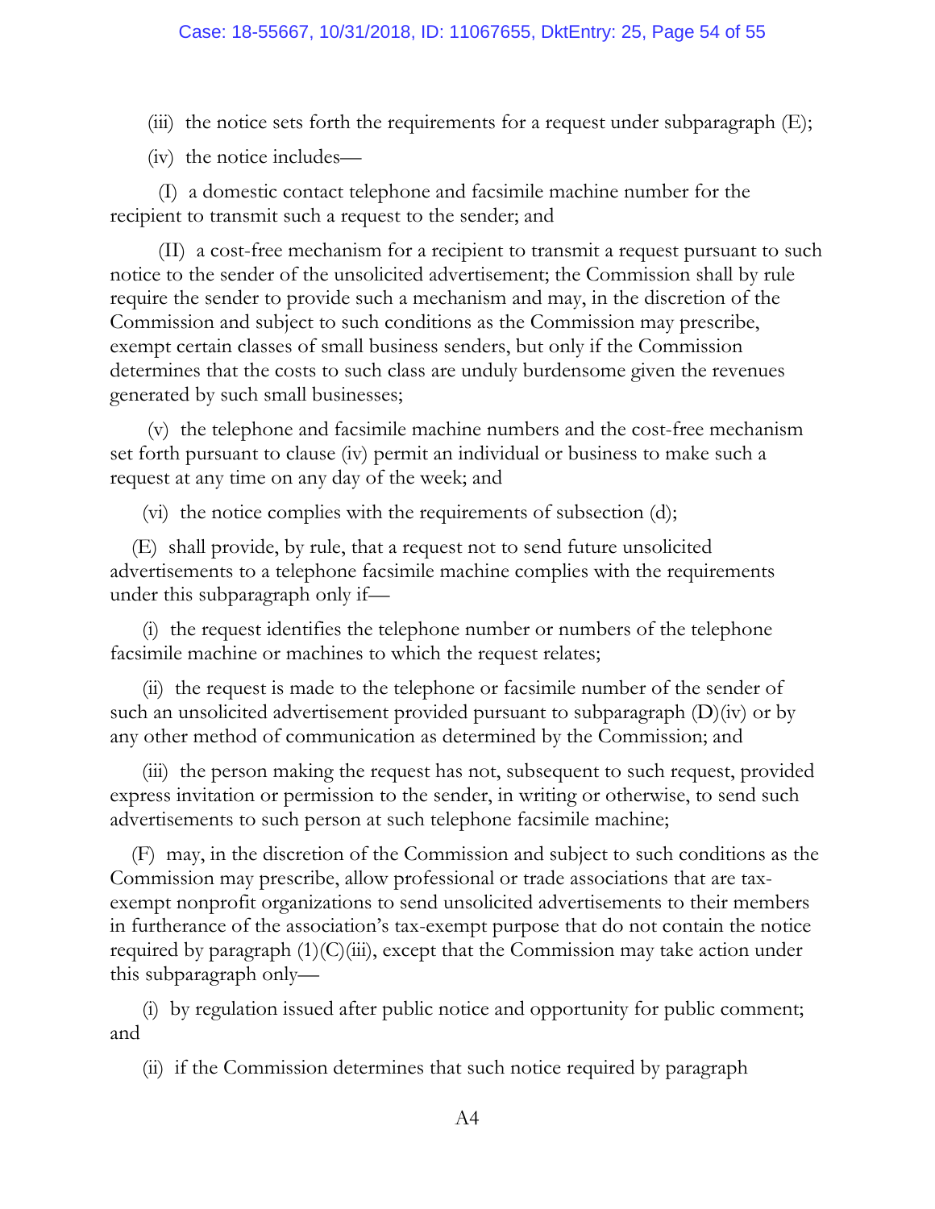(iii) the notice sets forth the requirements for a request under subparagraph (E);

(iv) the notice includes—

(I) a domestic contact telephone and facsimile machine number for the recipient to transmit such a request to the sender; and

(II) a cost-free mechanism for a recipient to transmit a request pursuant to such notice to the sender of the unsolicited advertisement; the Commission shall by rule require the sender to provide such a mechanism and may, in the discretion of the Commission and subject to such conditions as the Commission may prescribe, exempt certain classes of small business senders, but only if the Commission determines that the costs to such class are unduly burdensome given the revenues generated by such small businesses;

(v) the telephone and facsimile machine numbers and the cost-free mechanism set forth pursuant to clause (iv) permit an individual or business to make such a request at any time on any day of the week; and

(vi) the notice complies with the requirements of subsection (d);

(E) shall provide, by rule, that a request not to send future unsolicited advertisements to a telephone facsimile machine complies with the requirements under this subparagraph only if—

(i) the request identifies the telephone number or numbers of the telephone facsimile machine or machines to which the request relates;

(ii) the request is made to the telephone or facsimile number of the sender of such an unsolicited advertisement provided pursuant to subparagraph (D)(iv) or by any other method of communication as determined by the Commission; and

(iii) the person making the request has not, subsequent to such request, provided express invitation or permission to the sender, in writing or otherwise, to send such advertisements to such person at such telephone facsimile machine;

(F) may, in the discretion of the Commission and subject to such conditions as the Commission may prescribe, allow professional or trade associations that are tax-exempt nonprofit organizations to send unsolicited advertisements to their members in furtherance of the association's tax-exempt purpose that do not contain the notice required by paragraph (1)(C)(iii), except that the Commission may take action under this subparagraph only—

(i) by regulation issued after public notice and opportunity for public comment; and

(ii) if the Commission determines that such notice required by paragraph

A4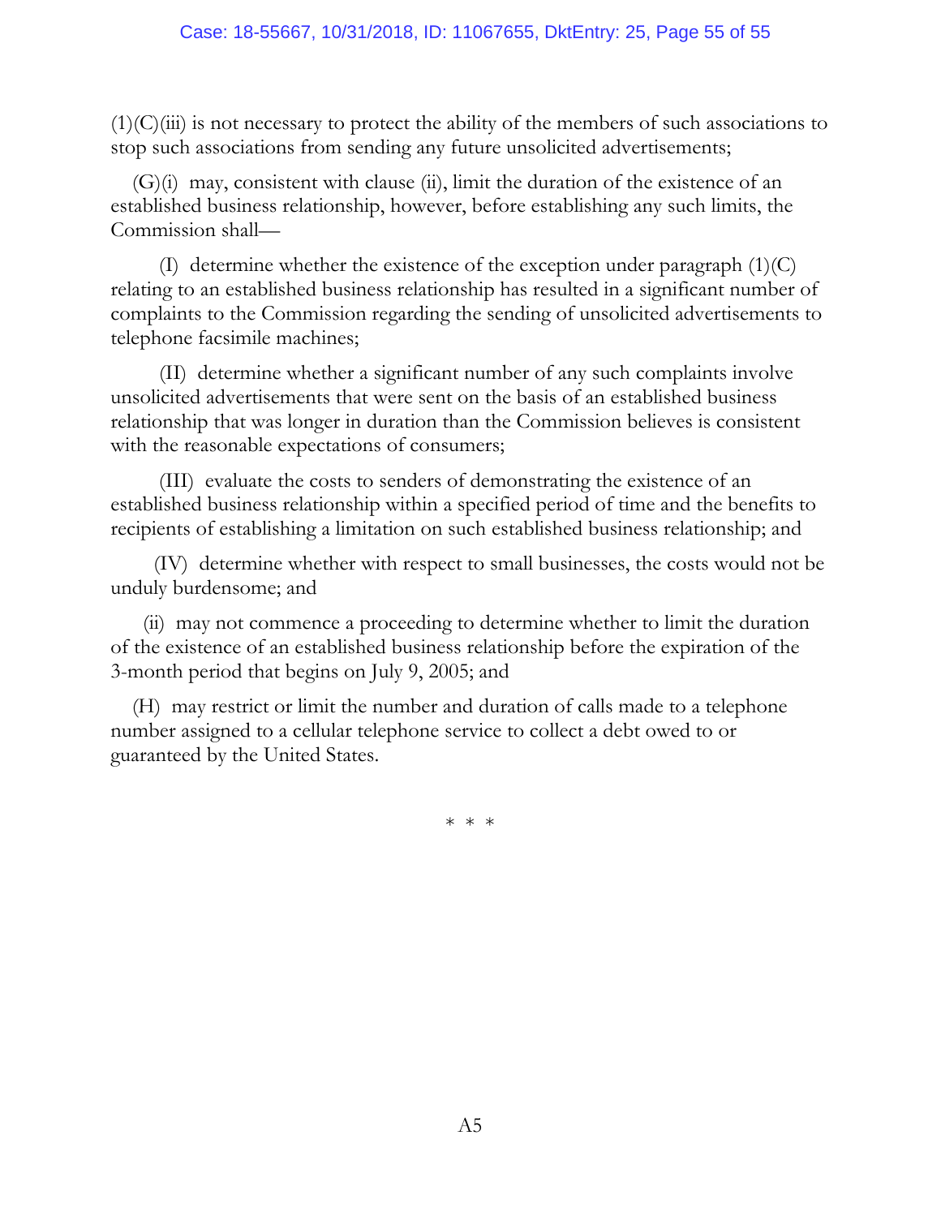(1)(C)(iii) is not necessary to protect the ability of the members of such associations to stop such associations from sending any future unsolicited advertisements;

(G)(i) may, consistent with clause (ii), limit the duration of the existence of an established business relationship, however, before establishing any such limits, the Commission shall—

(I) determine whether the existence of the exception under paragraph (1)(C) relating to an established business relationship has resulted in a significant number of complaints to the Commission regarding the sending of unsolicited advertisements to telephone facsimile machines;

(II) determine whether a significant number of any such complaints involve unsolicited advertisements that were sent on the basis of an established business relationship that was longer in duration than the Commission believes is consistent with the reasonable expectations of consumers;

(III) evaluate the costs to senders of demonstrating the existence of an established business relationship within a specified period of time and the benefits to recipients of establishing a limitation on such established business relationship; and

(IV) determine whether with respect to small businesses, the costs would not be unduly burdensome; and

(ii) may not commence a proceeding to determine whether to limit the duration of the existence of an established business relationship before the expiration of the 3-month period that begins on July 9, 2005; and

(H) may restrict or limit the number and duration of calls made to a telephone number assigned to a cellular telephone service to collect a debt owed to or guaranteed by the United States.

\* \* \*

A5